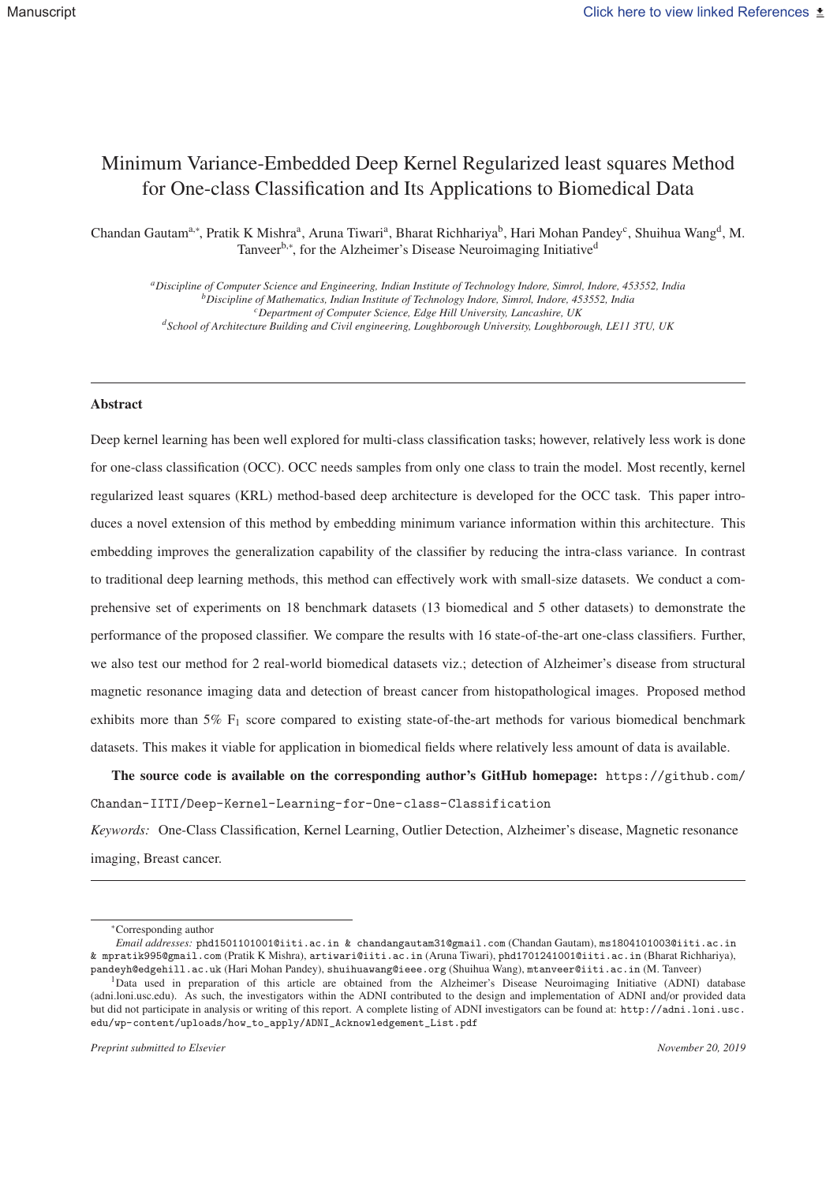# Minimum Variance-Embedded Deep Kernel Regularized least squares Method for One-class Classification and Its Applications to Biomedical Data

Chandan Gautam[a,*], Pratik K Mishra[a], Aruna Tiwari[a], Bharat Richhariya[b], Hari Mohan Pandey[c], Shuihua Wang[d], M. Tanveer[b,*], for the Alzheimer's Disease Neuroimaging Initiative[d]

[a] *Discipline of Computer Science and Engineering, Indian Institute of Technology Indore, Simrol, Indore, 453552, India*
[b] *Discipline of Mathematics, Indian Institute of Technology Indore, Simrol, Indore, 453552, India*
[c] *Department of Computer Science, Edge Hill University, Lancashire, UK*
[d] *School of Architecture Building and Civil engineering, Loughborough University, Loughborough, LE11 3TU, UK*

## Abstract

Deep kernel learning has been well explored for multi-class classification tasks; however, relatively less work is done for one-class classification (OCC). OCC needs samples from only one class to train the model. Most recently, kernel regularized least squares (KRL) method-based deep architecture is developed for the OCC task. This paper introduces a novel extension of this method by embedding minimum variance information within this architecture. This embedding improves the generalization capability of the classifier by reducing the intra-class variance. In contrast to traditional deep learning methods, this method can effectively work with small-size datasets. We conduct a comprehensive set of experiments on 18 benchmark datasets (13 biomedical and 5 other datasets) to demonstrate the performance of the proposed classifier. We compare the results with 16 state-of-the-art one-class classifiers. Further, we also test our method for 2 real-world biomedical datasets viz.; detection of Alzheimer's disease from structural magnetic resonance imaging data and detection of breast cancer from histopathological images. Proposed method exhibits more than 5% $F_1$ score compared to existing state-of-the-art methods for various biomedical benchmark datasets. This makes it viable for application in biomedical fields where relatively less amount of data is available.

**The source code is available on the corresponding author's GitHub homepage:** `https://github.com/Chandan-IITI/Deep-Kernel-Learning-for-One-class-Classification`

*Keywords:* One-Class Classification, Kernel Learning, Outlier Detection, Alzheimer's disease, Magnetic resonance imaging, Breast cancer.

---

*Corresponding author

*Email addresses:* `phd1501101001@iiti.ac.in & chandangautam31@gmail.com` (Chandan Gautam), `ms1804101003@iiti.ac.in & mpratik995@gmail.com` (Pratik K Mishra), `artiwari@iiti.ac.in` (Aruna Tiwari), `phd1701241001@iiti.ac.in` (Bharat Richhariya), `pandeyh@edgehill.ac.uk` (Hari Mohan Pandey), `shuihuawang@ieee.org` (Shuihua Wang), `mtanveer@iiti.ac.in` (M. Tanveer)

[1] Data used in preparation of this article are obtained from the Alzheimer's Disease Neuroimaging Initiative (ADNI) database (adni.loni.usc.edu). As such, the investigators within the ADNI contributed to the design and implementation of ADNI and/or provided data but did not participate in analysis or writing of this report. A complete listing of ADNI investigators can be found at: `http://adni.loni.usc.edu/wp-content/uploads/how_to_apply/ADNI_Acknowledgement_List.pdf`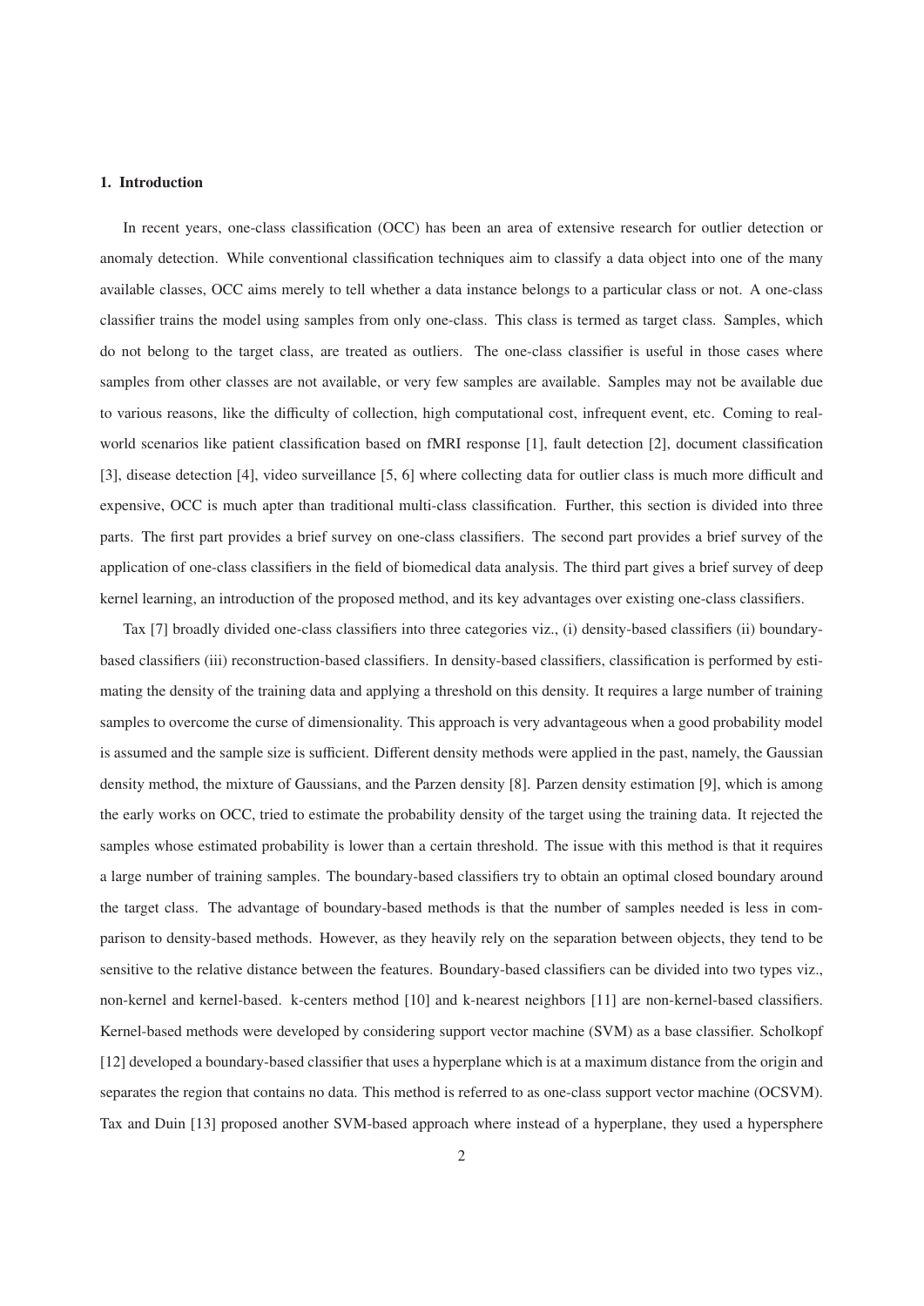## 1. Introduction

In recent years, one-class classification (OCC) has been an area of extensive research for outlier detection or anomaly detection. While conventional classification techniques aim to classify a data object into one of the many available classes, OCC aims merely to tell whether a data instance belongs to a particular class or not. A one-class classifier trains the model using samples from only one-class. This class is termed as target class. Samples, which do not belong to the target class, are treated as outliers. The one-class classifier is useful in those cases where samples from other classes are not available, or very few samples are available. Samples may not be available due to various reasons, like the difficulty of collection, high computational cost, infrequent event, etc. Coming to real-world scenarios like patient classification based on fMRI response [1], fault detection [2], document classification [3], disease detection [4], video surveillance [5, 6] where collecting data for outlier class is much more difficult and expensive, OCC is much apter than traditional multi-class classification. Further, this section is divided into three parts. The first part provides a brief survey on one-class classifiers. The second part provides a brief survey of the application of one-class classifiers in the field of biomedical data analysis. The third part gives a brief survey of deep kernel learning, an introduction of the proposed method, and its key advantages over existing one-class classifiers.

Tax [7] broadly divided one-class classifiers into three categories viz., (i) density-based classifiers (ii) boundary-based classifiers (iii) reconstruction-based classifiers. In density-based classifiers, classification is performed by estimating the density of the training data and applying a threshold on this density. It requires a large number of training samples to overcome the curse of dimensionality. This approach is very advantageous when a good probability model is assumed and the sample size is sufficient. Different density methods were applied in the past, namely, the Gaussian density method, the mixture of Gaussians, and the Parzen density [8]. Parzen density estimation [9], which is among the early works on OCC, tried to estimate the probability density of the target using the training data. It rejected the samples whose estimated probability is lower than a certain threshold. The issue with this method is that it requires a large number of training samples. The boundary-based classifiers try to obtain an optimal closed boundary around the target class. The advantage of boundary-based methods is that the number of samples needed is less in comparison to density-based methods. However, as they heavily rely on the separation between objects, they tend to be sensitive to the relative distance between the features. Boundary-based classifiers can be divided into two types viz., non-kernel and kernel-based. k-centers method [10] and k-nearest neighbors [11] are non-kernel-based classifiers. Kernel-based methods were developed by considering support vector machine (SVM) as a base classifier. Scholkopf [12] developed a boundary-based classifier that uses a hyperplane which is at a maximum distance from the origin and separates the region that contains no data. This method is referred to as one-class support vector machine (OCSVM). Tax and Duin [13] proposed another SVM-based approach where instead of a hyperplane, they used a hypersphere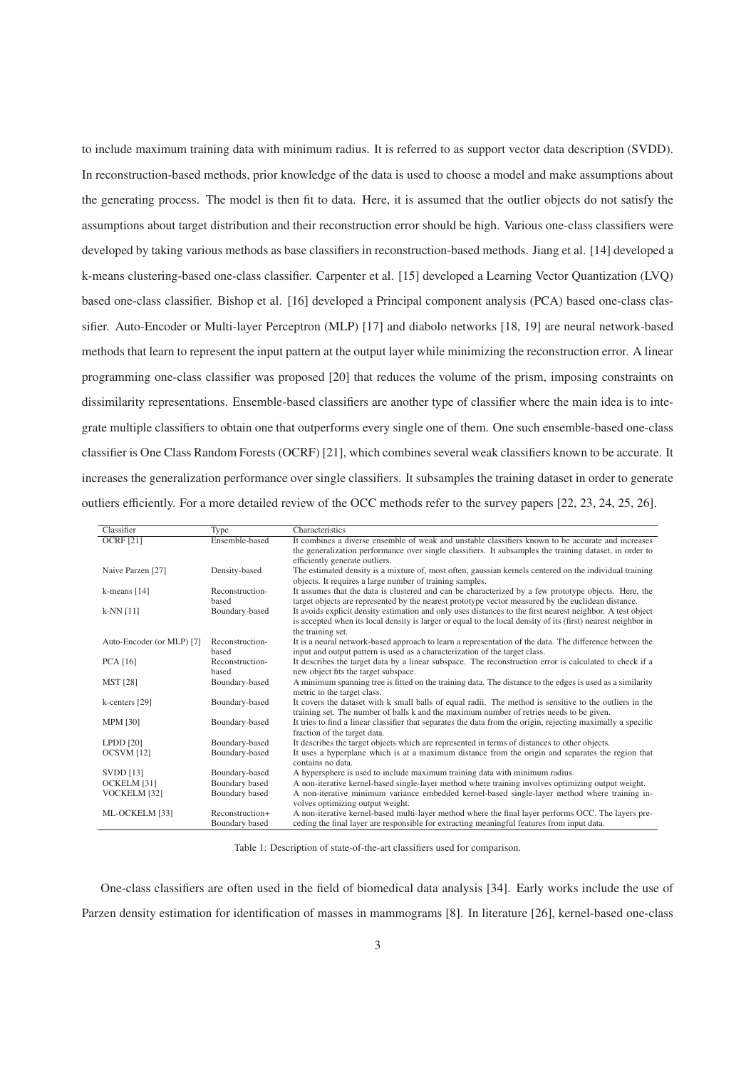to include maximum training data with minimum radius. It is referred to as support vector data description (SVDD). In reconstruction-based methods, prior knowledge of the data is used to choose a model and make assumptions about the generating process. The model is then fit to data. Here, it is assumed that the outlier objects do not satisfy the assumptions about target distribution and their reconstruction error should be high. Various one-class classifiers were developed by taking various methods as base classifiers in reconstruction-based methods. Jiang et al. [14] developed a k-means clustering-based one-class classifier. Carpenter et al. [15] developed a Learning Vector Quantization (LVQ) based one-class classifier. Bishop et al. [16] developed a Principal component analysis (PCA) based one-class classifier. Auto-Encoder or Multi-layer Perceptron (MLP) [17] and diabolo networks [18, 19] are neural network-based methods that learn to represent the input pattern at the output layer while minimizing the reconstruction error. A linear programming one-class classifier was proposed [20] that reduces the volume of the prism, imposing constraints on dissimilarity representations. Ensemble-based classifiers are another type of classifier where the main idea is to integrate multiple classifiers to obtain one that outperforms every single one of them. One such ensemble-based one-class classifier is One Class Random Forests (OCRF) [21], which combines several weak classifiers known to be accurate. It increases the generalization performance over single classifiers. It subsamples the training dataset in order to generate outliers efficiently. For a more detailed review of the OCC methods refer to the survey papers [22, 23, 24, 25, 26].

| Classifier | Type | Characteristics |
|---|---|---|
| OCRF [21] | Ensemble-based | It combines a diverse ensemble of weak and unstable classifiers known to be accurate and increases the generalization performance over single classifiers. It subsamples the training dataset, in order to efficiently generate outliers. |
| Naive Parzen [27] | Density-based | The estimated density is a mixture of, most often, gaussian kernels centered on the individual training objects. It requires a large number of training samples. |
| k-means [14] | Reconstruction-based | It assumes that the data is clustered and can be characterized by a few prototype objects. Here, the target objects are represented by the nearest prototype vector measured by the euclidean distance. |
| k-NN [11] | Boundary-based | It avoids explicit density estimation and only uses distances to the first nearest neighbor. A test object is accepted when its local density is larger or equal to the local density of its (first) nearest neighbor in the training set. |
| Auto-Encoder (or MLP) [7] | Reconstruction-based | It is a neural network-based approach to learn a representation of the data. The difference between the input and output pattern is used as a characterization of the target class. |
| PCA [16] | Reconstruction-based | It describes the target data by a linear subspace. The reconstruction error is calculated to check if a new object fits the target subspace. |
| MST [28] | Boundary-based | A minimum spanning tree is fitted on the training data. The distance to the edges is used as a similarity metric to the target class. |
| k-centers [29] | Boundary-based | It covers the dataset with k small balls of equal radii. The method is sensitive to the outliers in the training set. The number of balls k and the maximum number of retries needs to be given. |
| MPM [30] | Boundary-based | It tries to find a linear classifier that separates the data from the origin, rejecting maximally a specific fraction of the target data. |
| LPDD [20] | Boundary-based | It describes the target objects which are represented in terms of distances to other objects. |
| OCSVM [12] | Boundary-based | It uses a hyperplane which is at a maximum distance from the origin and separates the region that contains no data. |
| SVDD [13] | Boundary-based | A hypersphere is used to include maximum training data with minimum radius. |
| OCKELM [31] | Boundary based | A non-iterative kernel-based single-layer method where training involves optimizing output weight. |
| VOCKELM [32] | Boundary based | A non-iterative minimum variance embedded kernel-based single-layer method where training involves optimizing output weight. |
| ML-OCKELM [33] | Reconstruction+ Boundary based | A non-iterative kernel-based multi-layer method where the final layer performs OCC. The layers preceding the final layer are responsible for extracting meaningful features from input data. |

Table 1: Description of state-of-the-art classifiers used for comparison.

One-class classifiers are often used in the field of biomedical data analysis [34]. Early works include the use of Parzen density estimation for identification of masses in mammograms [8]. In literature [26], kernel-based one-class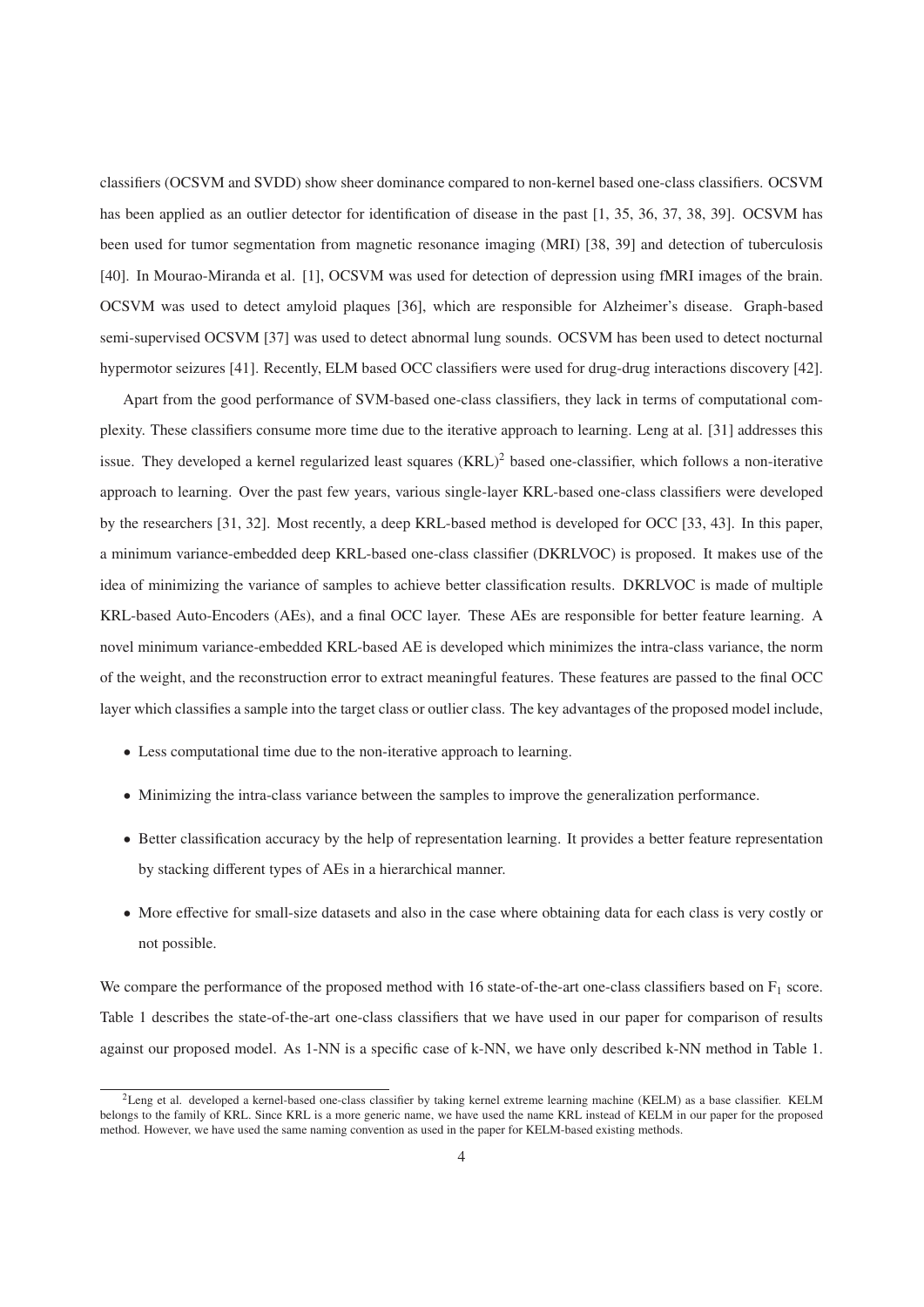classifiers (OCSVM and SVDD) show sheer dominance compared to non-kernel based one-class classifiers. OCSVM has been applied as an outlier detector for identification of disease in the past [1, 35, 36, 37, 38, 39]. OCSVM has been used for tumor segmentation from magnetic resonance imaging (MRI) [38, 39] and detection of tuberculosis [40]. In Mourao-Miranda et al. [1], OCSVM was used for detection of depression using fMRI images of the brain. OCSVM was used to detect amyloid plaques [36], which are responsible for Alzheimer's disease. Graph-based semi-supervised OCSVM [37] was used to detect abnormal lung sounds. OCSVM has been used to detect nocturnal hypermotor seizures [41]. Recently, ELM based OCC classifiers were used for drug-drug interactions discovery [42].

Apart from the good performance of SVM-based one-class classifiers, they lack in terms of computational complexity. These classifiers consume more time due to the iterative approach to learning. Leng at al. [31] addresses this issue. They developed a kernel regularized least squares (KRL)[2] based one-classifier, which follows a non-iterative approach to learning. Over the past few years, various single-layer KRL-based one-class classifiers were developed by the researchers [31, 32]. Most recently, a deep KRL-based method is developed for OCC [33, 43]. In this paper, a minimum variance-embedded deep KRL-based one-class classifier (DKRLVOC) is proposed. It makes use of the idea of minimizing the variance of samples to achieve better classification results. DKRLVOC is made of multiple KRL-based Auto-Encoders (AEs), and a final OCC layer. These AEs are responsible for better feature learning. A novel minimum variance-embedded KRL-based AE is developed which minimizes the intra-class variance, the norm of the weight, and the reconstruction error to extract meaningful features. These features are passed to the final OCC layer which classifies a sample into the target class or outlier class. The key advantages of the proposed model include,

- Less computational time due to the non-iterative approach to learning.
- Minimizing the intra-class variance between the samples to improve the generalization performance.
- Better classification accuracy by the help of representation learning. It provides a better feature representation by stacking different types of AEs in a hierarchical manner.
- More effective for small-size datasets and also in the case where obtaining data for each class is very costly or not possible.

We compare the performance of the proposed method with 16 state-of-the-art one-class classifiers based on $F_1$ score. Table 1 describes the state-of-the-art one-class classifiers that we have used in our paper for comparison of results against our proposed model. As 1-NN is a specific case of k-NN, we have only described k-NN method in Table 1.

[2] Leng et al. developed a kernel-based one-class classifier by taking kernel extreme learning machine (KELM) as a base classifier. KELM belongs to the family of KRL. Since KRL is a more generic name, we have used the name KRL instead of KELM in our paper for the proposed method. However, we have used the same naming convention as used in the paper for KELM-based existing methods.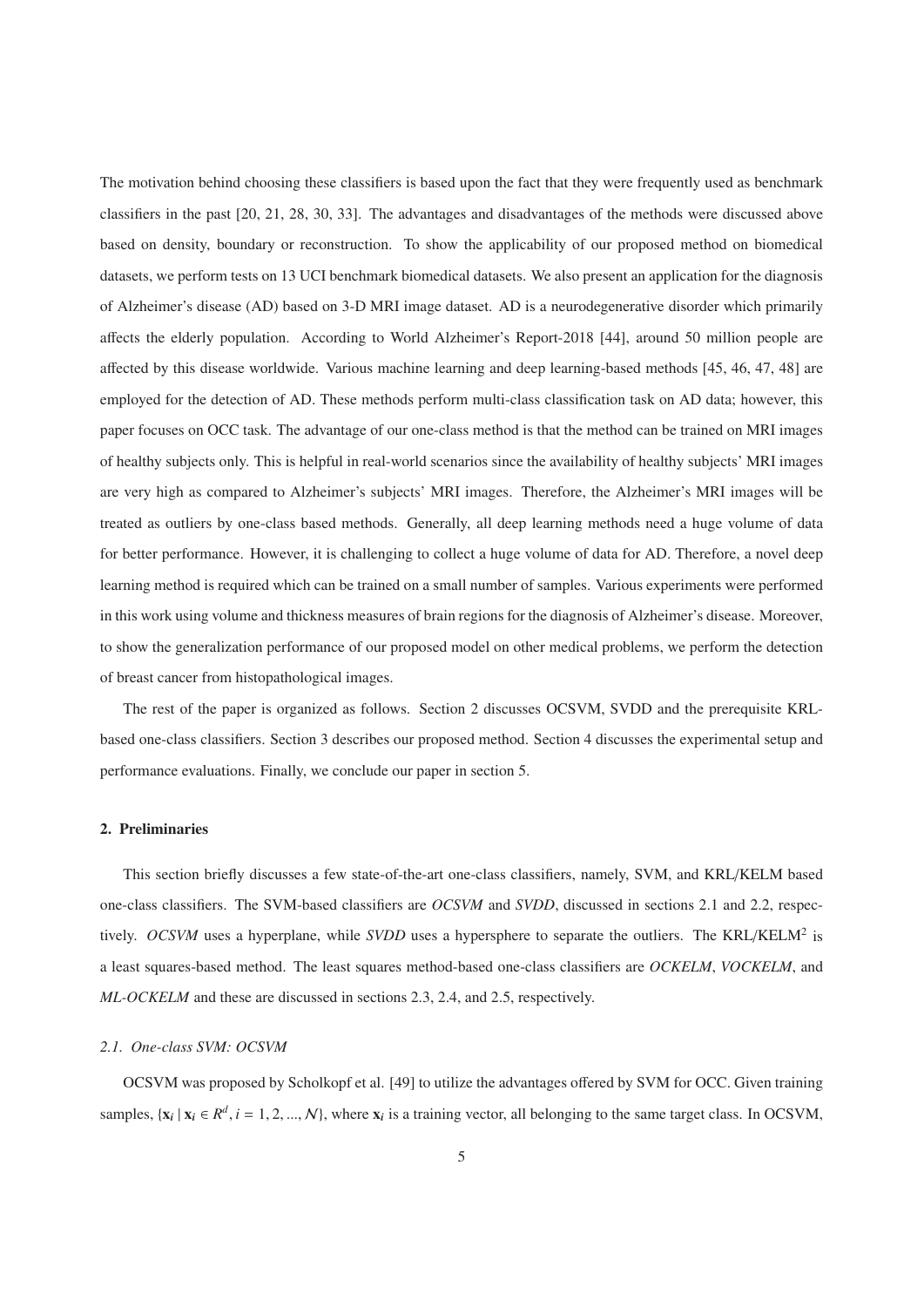The motivation behind choosing these classifiers is based upon the fact that they were frequently used as benchmark classifiers in the past [20, 21, 28, 30, 33]. The advantages and disadvantages of the methods were discussed above based on density, boundary or reconstruction. To show the applicability of our proposed method on biomedical datasets, we perform tests on 13 UCI benchmark biomedical datasets. We also present an application for the diagnosis of Alzheimer's disease (AD) based on 3-D MRI image dataset. AD is a neurodegenerative disorder which primarily affects the elderly population. According to World Alzheimer's Report-2018 [44], around 50 million people are affected by this disease worldwide. Various machine learning and deep learning-based methods [45, 46, 47, 48] are employed for the detection of AD. These methods perform multi-class classification task on AD data; however, this paper focuses on OCC task. The advantage of our one-class method is that the method can be trained on MRI images of healthy subjects only. This is helpful in real-world scenarios since the availability of healthy subjects' MRI images are very high as compared to Alzheimer's subjects' MRI images. Therefore, the Alzheimer's MRI images will be treated as outliers by one-class based methods. Generally, all deep learning methods need a huge volume of data for better performance. However, it is challenging to collect a huge volume of data for AD. Therefore, a novel deep learning method is required which can be trained on a small number of samples. Various experiments were performed in this work using volume and thickness measures of brain regions for the diagnosis of Alzheimer's disease. Moreover, to show the generalization performance of our proposed model on other medical problems, we perform the detection of breast cancer from histopathological images.

The rest of the paper is organized as follows. Section 2 discusses OCSVM, SVDD and the prerequisite KRL-based one-class classifiers. Section 3 describes our proposed method. Section 4 discusses the experimental setup and performance evaluations. Finally, we conclude our paper in section 5.

## 2. Preliminaries

This section briefly discusses a few state-of-the-art one-class classifiers, namely, SVM, and KRL/KELM based one-class classifiers. The SVM-based classifiers are *OCSVM* and *SVDD*, discussed in sections 2.1 and 2.2, respectively. *OCSVM* uses a hyperplane, while *SVDD* uses a hypersphere to separate the outliers. The KRL/KELM[2] is a least squares-based method. The least squares method-based one-class classifiers are *OCKELM*, *VOCKELM*, and *ML-OCKELM* and these are discussed in sections 2.3, 2.4, and 2.5, respectively.

### *2.1. One-class SVM: OCSVM*

OCSVM was proposed by Scholkopf et al. [49] to utilize the advantages offered by SVM for OCC. Given training samples, $\{\mathbf{x}_i \mid \mathbf{x}_i \in R^d, i = 1, 2, ..., \mathcal{N}\}$, where $\mathbf{x}_i$ is a training vector, all belonging to the same target class. In OCSVM,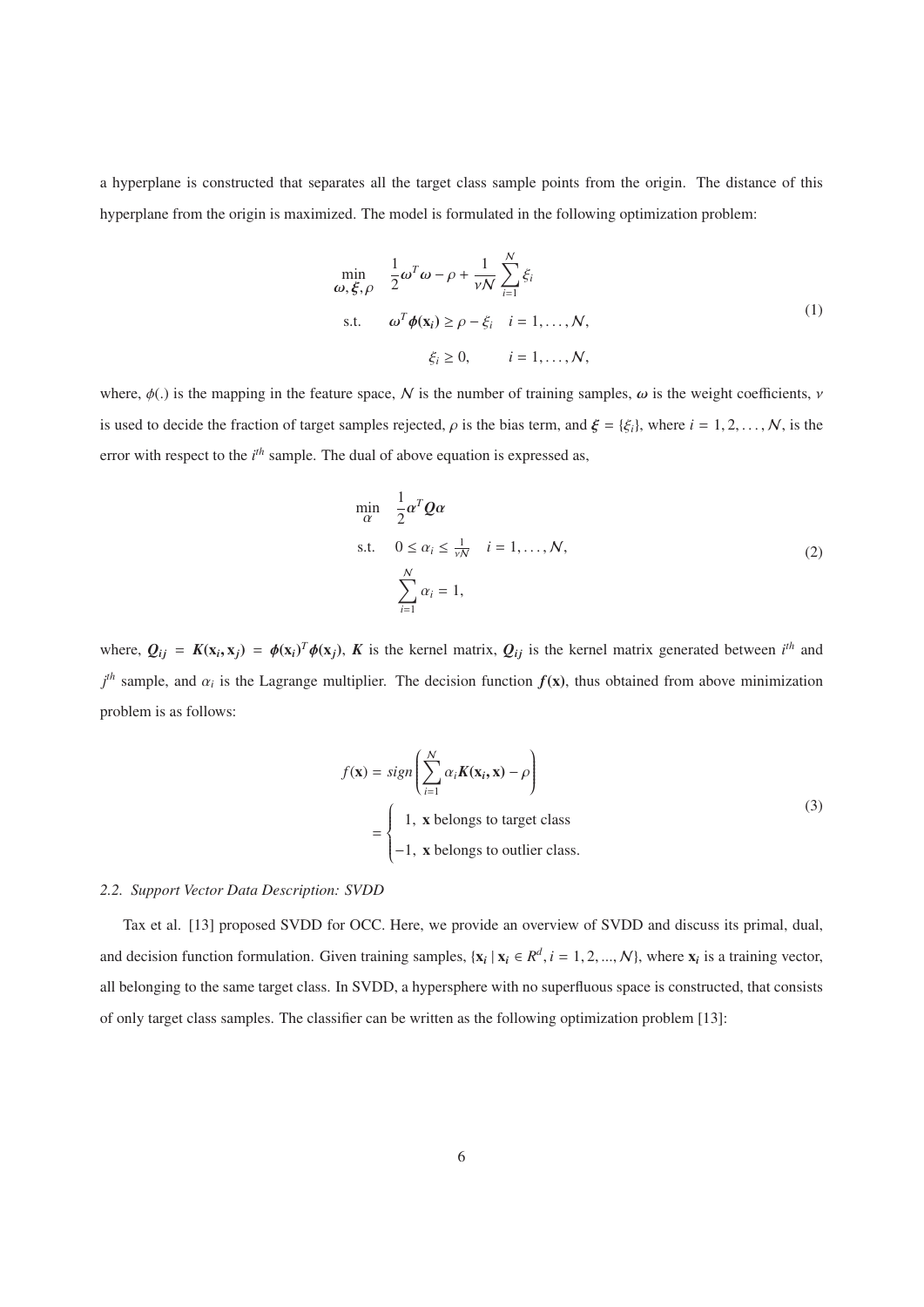a hyperplane is constructed that separates all the target class sample points from the origin. The distance of this hyperplane from the origin is maximized. The model is formulated in the following optimization problem:

$$
\begin{aligned}
\min_{\boldsymbol{\omega}, \boldsymbol{\xi}, \rho} \quad & \frac{1}{2}\boldsymbol{\omega}^T\boldsymbol{\omega} - \rho + \frac{1}{\nu\mathcal{N}}\sum_{i=1}^{\mathcal{N}}\xi_i \\
\text{s.t.} \quad & \boldsymbol{\omega}^T\boldsymbol{\phi}(\mathbf{x_i}) \geq \rho - \xi_i \quad i = 1, \ldots, \mathcal{N}, \\
& \xi_i \geq 0, \qquad i = 1, \ldots, \mathcal{N},
\end{aligned}
\tag{1}
$$

where, $\phi(.)$ is the mapping in the feature space, $\mathcal{N}$ is the number of training samples, $\boldsymbol{\omega}$ is the weight coefficients, $\nu$ is used to decide the fraction of target samples rejected, $\rho$ is the bias term, and $\boldsymbol{\xi} = \{\xi_i\}$, where $i = 1, 2, \ldots, \mathcal{N}$, is the error with respect to the $i^{th}$ sample. The dual of above equation is expressed as,

$$
\begin{aligned}
\min_{\alpha} \quad & \frac{1}{2}\boldsymbol{\alpha}^T\boldsymbol{Q}\boldsymbol{\alpha} \\
\text{s.t.} \quad & 0 \leq \alpha_i \leq \tfrac{1}{\nu\mathcal{N}} \quad i = 1, \ldots, \mathcal{N}, \\
& \sum_{i=1}^{\mathcal{N}}\alpha_i = 1,
\end{aligned}
\tag{2}
$$

where, $\boldsymbol{Q_{ij}} = \boldsymbol{K}(\mathbf{x_i}, \mathbf{x_j}) = \boldsymbol{\phi}(\mathbf{x_i})^T\boldsymbol{\phi}(\mathbf{x_j})$, $\boldsymbol{K}$ is the kernel matrix, $\boldsymbol{Q_{ij}}$ is the kernel matrix generated between $i^{th}$ and $j^{th}$ sample, and $\alpha_i$ is the Lagrange multiplier. The decision function $\boldsymbol{f}(\mathbf{x})$, thus obtained from above minimization problem is as follows:

$$
\begin{aligned}
f(\mathbf{x}) &= sign\left(\sum_{i=1}^{\mathcal{N}}\alpha_i\boldsymbol{K}(\mathbf{x_i}, \mathbf{x}) - \rho\right) \\
&= \begin{cases} 1, & \mathbf{x} \text{ belongs to target class} \\ -1, & \mathbf{x} \text{ belongs to outlier class.} \end{cases}
\end{aligned}
\tag{3}
$$

### 2.2. Support Vector Data Description: SVDD

Tax et al. [13] proposed SVDD for OCC. Here, we provide an overview of SVDD and discuss its primal, dual, and decision function formulation. Given training samples, $\{\mathbf{x_i} \mid \mathbf{x_i} \in R^d, i = 1, 2, ..., \mathcal{N}\}$, where $\mathbf{x_i}$ is a training vector, all belonging to the same target class. In SVDD, a hypersphere with no superfluous space is constructed, that consists of only target class samples. The classifier can be written as the following optimization problem [13]: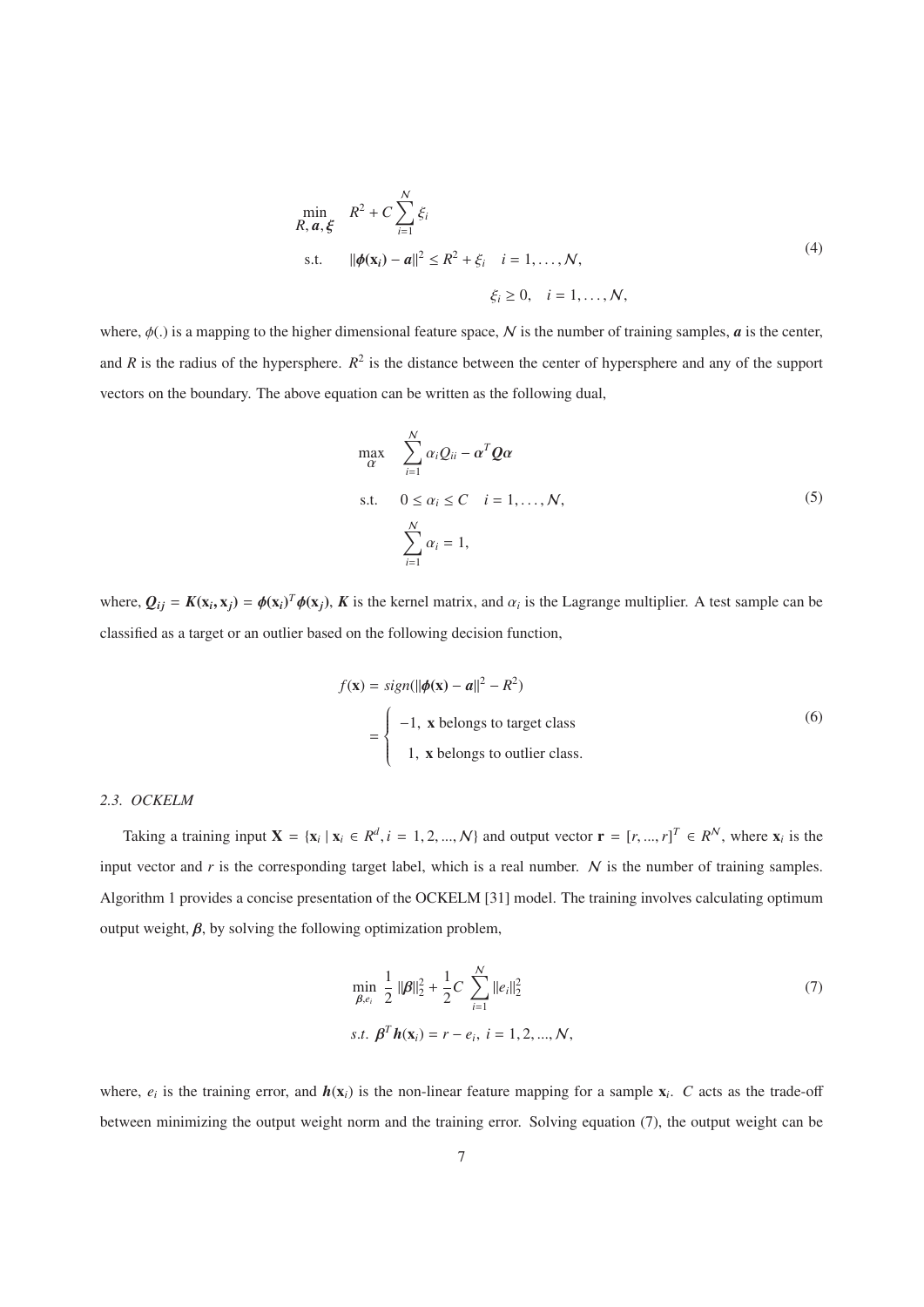$$
\begin{aligned}
\min_{R,\boldsymbol{a},\boldsymbol{\xi}} \quad & R^2 + C\sum_{i=1}^{\mathcal{N}} \xi_i \\
\text{s.t.} \quad & \|\boldsymbol{\phi}(\mathbf{x_i}) - \boldsymbol{a}\|^2 \leq R^2 + \xi_i \quad i = 1, \ldots, \mathcal{N}, \\
& \xi_i \geq 0, \quad i = 1, \ldots, \mathcal{N},
\end{aligned}
\tag{4}
$$

where, $\phi(.)$ is a mapping to the higher dimensional feature space, $\mathcal{N}$ is the number of training samples, $\boldsymbol{a}$ is the center, and $R$ is the radius of the hypersphere. $R^2$ is the distance between the center of hypersphere and any of the support vectors on the boundary. The above equation can be written as the following dual,

$$
\begin{aligned}
\max_{\alpha} \quad & \sum_{i=1}^{\mathcal{N}} \alpha_i Q_{ii} - \boldsymbol{\alpha}^T \boldsymbol{Q} \boldsymbol{\alpha} \\
\text{s.t.} \quad & 0 \leq \alpha_i \leq C \quad i = 1, \ldots, \mathcal{N}, \\
& \sum_{i=1}^{\mathcal{N}} \alpha_i = 1,
\end{aligned}
\tag{5}
$$

where, $\boldsymbol{Q_{ij}} = \boldsymbol{K}(\mathbf{x_i}, \mathbf{x_j}) = \boldsymbol{\phi}(\mathbf{x_i})^T \boldsymbol{\phi}(\mathbf{x_j})$, $\boldsymbol{K}$ is the kernel matrix, and $\alpha_i$ is the Lagrange multiplier. A test sample can be classified as a target or an outlier based on the following decision function,

$$
\begin{aligned}
f(\mathbf{x}) &= sign(\|\boldsymbol{\phi}(\mathbf{x}) - \boldsymbol{a}\|^2 - R^2) \\
&= \begin{cases} -1, & \mathbf{x} \text{ belongs to target class} \\ \;\;\,1, & \mathbf{x} \text{ belongs to outlier class.} \end{cases}
\end{aligned}
\tag{6}
$$

### *2.3. OCKELM*

Taking a training input $\mathbf{X} = \{\mathbf{x}_i \mid \mathbf{x}_i \in R^d, i = 1, 2, ..., \mathcal{N}\}$ and output vector $\mathbf{r} = [r, ..., r]^T \in R^{\mathcal{N}}$, where $\mathbf{x}_i$ is the input vector and $r$ is the corresponding target label, which is a real number. $\mathcal{N}$ is the number of training samples. Algorithm 1 provides a concise presentation of the OCKELM [31] model. The training involves calculating optimum output weight, $\boldsymbol{\beta}$, by solving the following optimization problem,

$$
\begin{aligned}
\min_{\boldsymbol{\beta}, e_i} \; & \frac{1}{2} \|\boldsymbol{\beta}\|_2^2 + \frac{1}{2} C \sum_{i=1}^{\mathcal{N}} \|e_i\|_2^2 \\
s.t. \; & \boldsymbol{\beta}^T \boldsymbol{h}(\mathbf{x}_i) = r - e_i, \; i = 1, 2, ..., \mathcal{N},
\end{aligned}
\tag{7}
$$

where, $e_i$ is the training error, and $\boldsymbol{h}(\mathbf{x}_i)$ is the non-linear feature mapping for a sample $\mathbf{x}_i$. $C$ acts as the trade-off between minimizing the output weight norm and the training error. Solving equation (7), the output weight can be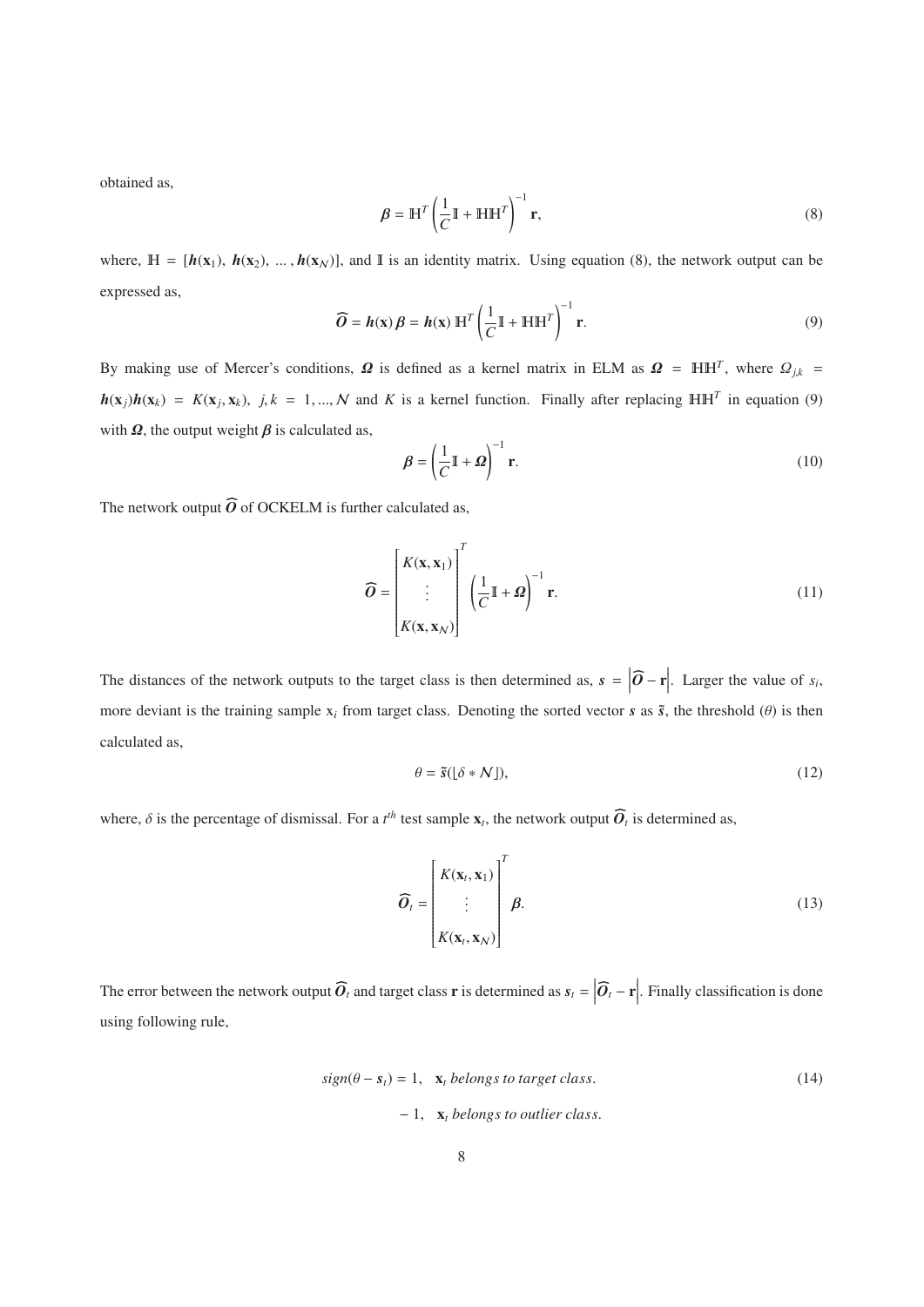obtained as,

$$\boldsymbol{\beta} = \mathbb{H}^T \left( \frac{1}{C}\mathbb{I} + \mathbb{H}\mathbb{H}^T \right)^{-1} \mathbf{r}, \tag{8}$$

where, $\mathbb{H} = [\boldsymbol{h}(\mathbf{x}_1),\ \boldsymbol{h}(\mathbf{x}_2),\ \dots,\ \boldsymbol{h}(\mathbf{x}_{\mathcal{N}})]$, and $\mathbb{I}$ is an identity matrix. Using equation (8), the network output can be expressed as,

$$\widehat{\boldsymbol{O}} = \boldsymbol{h}(\mathbf{x})\,\boldsymbol{\beta} = \boldsymbol{h}(\mathbf{x})\,\mathbb{H}^T \left( \frac{1}{C}\mathbb{I} + \mathbb{H}\mathbb{H}^T \right)^{-1} \mathbf{r}. \tag{9}$$

By making use of Mercer's conditions, $\boldsymbol{\Omega}$ is defined as a kernel matrix in ELM as $\boldsymbol{\Omega} = \mathbb{H}\mathbb{H}^T$, where $\Omega_{j,k} = \boldsymbol{h}(\mathbf{x}_j)\boldsymbol{h}(\mathbf{x}_k) = K(\mathbf{x}_j, \mathbf{x}_k),\ j,k = 1, ..., \mathcal{N}$ and $K$ is a kernel function. Finally after replacing $\mathbb{H}\mathbb{H}^T$ in equation (9) with $\boldsymbol{\Omega}$, the output weight $\boldsymbol{\beta}$ is calculated as,

$$\boldsymbol{\beta} = \left( \frac{1}{C}\mathbb{I} + \boldsymbol{\Omega} \right)^{-1} \mathbf{r}. \tag{10}$$

The network output $\widehat{\boldsymbol{O}}$ of OCKELM is further calculated as,

$$\widehat{\boldsymbol{O}} = \begin{bmatrix} K(\mathbf{x}, \mathbf{x}_1) \\ \vdots \\ K(\mathbf{x}, \mathbf{x}_{\mathcal{N}}) \end{bmatrix}^T \left( \frac{1}{C}\mathbb{I} + \boldsymbol{\Omega} \right)^{-1} \mathbf{r}. \tag{11}$$

The distances of the network outputs to the target class is then determined as, $\boldsymbol{s} = \left| \widehat{\boldsymbol{O}} - \mathbf{r} \right|$. Larger the value of $s_i$, more deviant is the training sample $\mathrm{x}_i$ from target class. Denoting the sorted vector $\boldsymbol{s}$ as $\tilde{\boldsymbol{s}}$, the threshold ($\theta$) is then calculated as,

$$\theta = \tilde{\boldsymbol{s}}(\lfloor \delta * \mathcal{N} \rfloor), \tag{12}$$

where, $\delta$ is the percentage of dismissal. For a $t^{th}$ test sample $\mathbf{x}_t$, the network output $\widehat{\boldsymbol{O}}_t$ is determined as,

$$\widehat{\boldsymbol{O}}_t = \begin{bmatrix} K(\mathbf{x}_t, \mathbf{x}_1) \\ \vdots \\ K(\mathbf{x}_t, \mathbf{x}_{\mathcal{N}}) \end{bmatrix}^T \boldsymbol{\beta}. \tag{13}$$

The error between the network output $\widehat{\boldsymbol{O}}_t$ and target class $\mathbf{r}$ is determined as $\boldsymbol{s}_t = \left| \widehat{\boldsymbol{O}}_t - \mathbf{r} \right|$. Finally classification is done using following rule,

$$sign(\theta - \boldsymbol{s}_t) = \begin{cases} 1, & \mathbf{x}_t \textit{ belongs to target class.} \\ -1, & \mathbf{x}_t \textit{ belongs to outlier class.} \end{cases} \tag{14}$$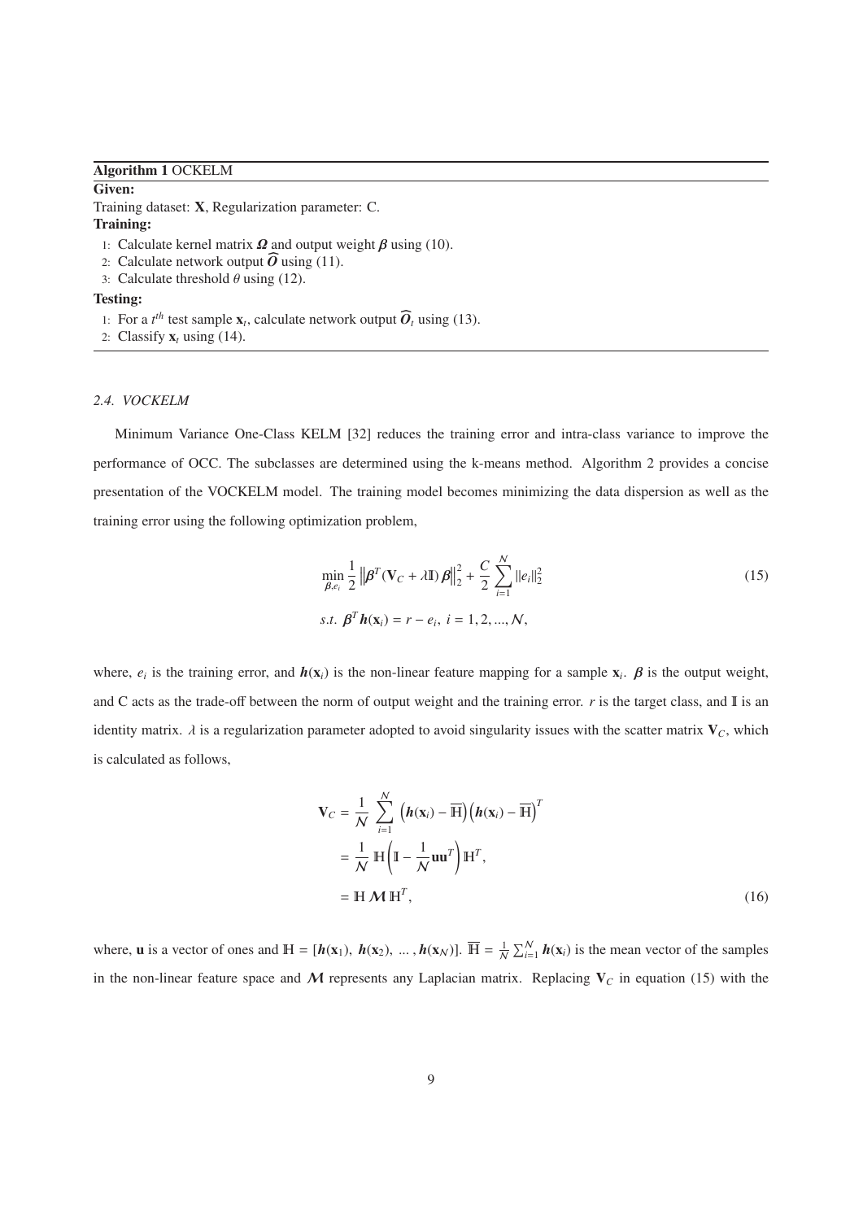**Algorithm 1** OCKELM

**Given:**

Training dataset: $\mathbf{X}$, Regularization parameter: C.

**Training:**

1: Calculate kernel matrix $\boldsymbol{\Omega}$ and output weight $\boldsymbol{\beta}$ using (10).
2: Calculate network output $\widehat{\boldsymbol{O}}$ using (11).
3: Calculate threshold $\theta$ using (12).

**Testing:**

1: For a $t^{th}$ test sample $\mathbf{x}_t$, calculate network output $\widehat{\boldsymbol{O}}_t$ using (13).
2: Classify $\mathbf{x}_t$ using (14).

### *2.4. VOCKELM*

Minimum Variance One-Class KELM [32] reduces the training error and intra-class variance to improve the performance of OCC. The subclasses are determined using the k-means method. Algorithm 2 provides a concise presentation of the VOCKELM model. The training model becomes minimizing the data dispersion as well as the training error using the following optimization problem,

$$\min_{\boldsymbol{\beta}, e_i} \frac{1}{2} \left\| \boldsymbol{\beta}^T (\mathbf{V}_C + \lambda \mathbb{I}) \boldsymbol{\beta} \right\|_2^2 + \frac{C}{2} \sum_{i=1}^{\mathcal{N}} \|e_i\|_2^2 \tag{15}$$
$$s.t. \ \boldsymbol{\beta}^T \boldsymbol{h}(\mathbf{x}_i) = r - e_i, \ i = 1, 2, ..., \mathcal{N},$$

where, $e_i$ is the training error, and $\boldsymbol{h}(\mathbf{x}_i)$ is the non-linear feature mapping for a sample $\mathbf{x}_i$. $\boldsymbol{\beta}$ is the output weight, and C acts as the trade-off between the norm of output weight and the training error. $r$ is the target class, and $\mathbb{I}$ is an identity matrix. $\lambda$ is a regularization parameter adopted to avoid singularity issues with the scatter matrix $\mathbf{V}_C$, which is calculated as follows,

$$\begin{aligned}
\mathbf{V}_C &= \frac{1}{\mathcal{N}} \sum_{i=1}^{\mathcal{N}} \left( \boldsymbol{h}(\mathbf{x}_i) - \overline{\mathbb{H}} \right) \left( \boldsymbol{h}(\mathbf{x}_i) - \overline{\mathbb{H}} \right)^T \\
&= \frac{1}{\mathcal{N}} \mathbb{H} \left( \mathbb{I} - \frac{1}{\mathcal{N}} \mathbf{u}\mathbf{u}^T \right) \mathbb{H}^T, \\
&= \mathbb{H} \, \mathcal{M} \, \mathbb{H}^T,
\end{aligned} \tag{16}$$

where, $\mathbf{u}$ is a vector of ones and $\mathbb{H} = [\boldsymbol{h}(\mathbf{x}_1), \ \boldsymbol{h}(\mathbf{x}_2), \ ..., \boldsymbol{h}(\mathbf{x}_{\mathcal{N}})]$. $\overline{\mathbb{H}} = \frac{1}{\mathcal{N}} \sum_{i=1}^{\mathcal{N}} \boldsymbol{h}(\mathbf{x}_i)$ is the mean vector of the samples in the non-linear feature space and $\mathcal{M}$ represents any Laplacian matrix. Replacing $\mathbf{V}_C$ in equation (15) with the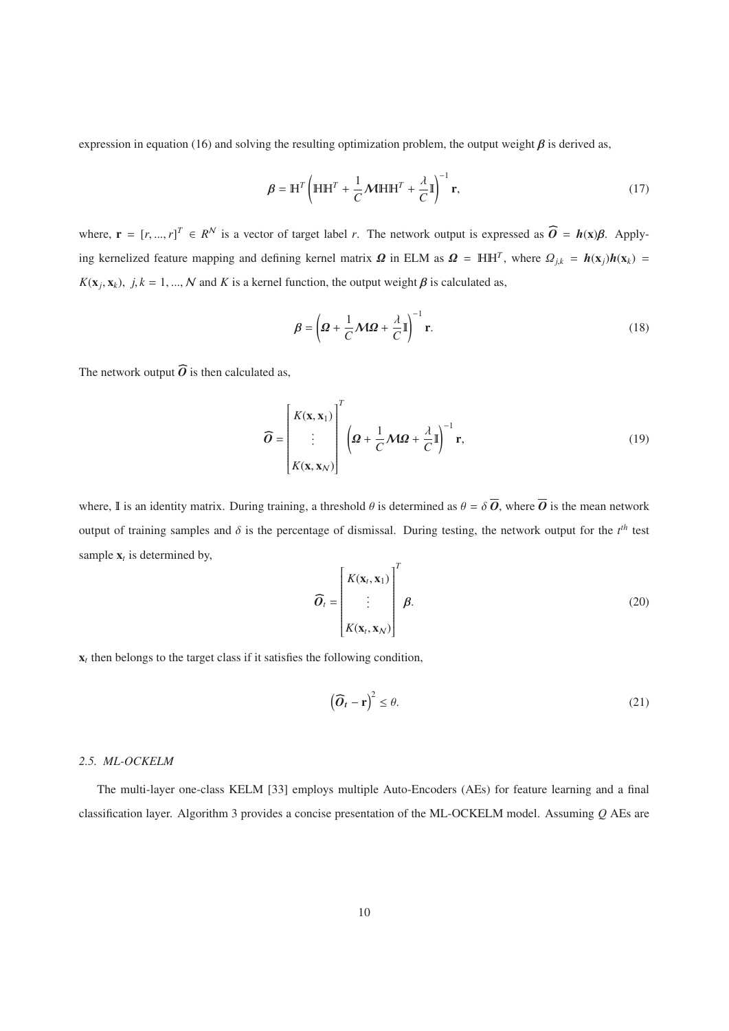expression in equation (16) and solving the resulting optimization problem, the output weight $\boldsymbol{\beta}$ is derived as,

$$\boldsymbol{\beta} = \mathbb{H}^T \left( \mathbb{H}\mathbb{H}^T + \frac{1}{C} \boldsymbol{\mathcal{M}} \mathbb{H}\mathbb{H}^T + \frac{\lambda}{C} \mathbb{I} \right)^{-1} \mathbf{r}, \tag{17}$$

where, $\mathbf{r} = [r, ..., r]^T \in R^{\mathcal{N}}$ is a vector of target label $r$. The network output is expressed as $\widehat{\boldsymbol{O}} = \boldsymbol{h}(\mathbf{x})\boldsymbol{\beta}$. Applying kernelized feature mapping and defining kernel matrix $\boldsymbol{\Omega}$ in ELM as $\boldsymbol{\Omega} = \mathbb{H}\mathbb{H}^T$, where $\Omega_{j,k} = \boldsymbol{h}(\mathbf{x}_j)\boldsymbol{h}(\mathbf{x}_k) = K(\mathbf{x}_j, \mathbf{x}_k),\ j, k = 1, ..., \mathcal{N}$ and $K$ is a kernel function, the output weight $\boldsymbol{\beta}$ is calculated as,

$$\boldsymbol{\beta} = \left( \boldsymbol{\Omega} + \frac{1}{C} \boldsymbol{\mathcal{M}} \boldsymbol{\Omega} + \frac{\lambda}{C} \mathbb{I} \right)^{-1} \mathbf{r}. \tag{18}$$

The network output $\widehat{\boldsymbol{O}}$ is then calculated as,

$$\widehat{\boldsymbol{O}} = \begin{bmatrix} K(\mathbf{x}, \mathbf{x}_1) \\ \vdots \\ K(\mathbf{x}, \mathbf{x}_{\mathcal{N}}) \end{bmatrix}^T \left( \boldsymbol{\Omega} + \frac{1}{C} \boldsymbol{\mathcal{M}} \boldsymbol{\Omega} + \frac{\lambda}{C} \mathbb{I} \right)^{-1} \mathbf{r}, \tag{19}$$

where, $\mathbb{I}$ is an identity matrix. During training, a threshold $\theta$ is determined as $\theta = \delta\, \overline{\boldsymbol{O}}$, where $\overline{\boldsymbol{O}}$ is the mean network output of training samples and $\delta$ is the percentage of dismissal. During testing, the network output for the $t^{th}$ test sample $\mathbf{x}_t$ is determined by,

$$\widehat{\boldsymbol{O}}_t = \begin{bmatrix} K(\mathbf{x}_t, \mathbf{x}_1) \\ \vdots \\ K(\mathbf{x}_t, \mathbf{x}_{\mathcal{N}}) \end{bmatrix}^T \boldsymbol{\beta}. \tag{20}$$

$\mathbf{x}_t$ then belongs to the target class if it satisfies the following condition,

$$\left( \widehat{\boldsymbol{O}}_t - \mathbf{r} \right)^2 \leq \theta. \tag{21}$$

### 2.5. ML-OCKELM

The multi-layer one-class KELM [33] employs multiple Auto-Encoders (AEs) for feature learning and a final classification layer. Algorithm 3 provides a concise presentation of the ML-OCKELM model. Assuming $Q$ AEs are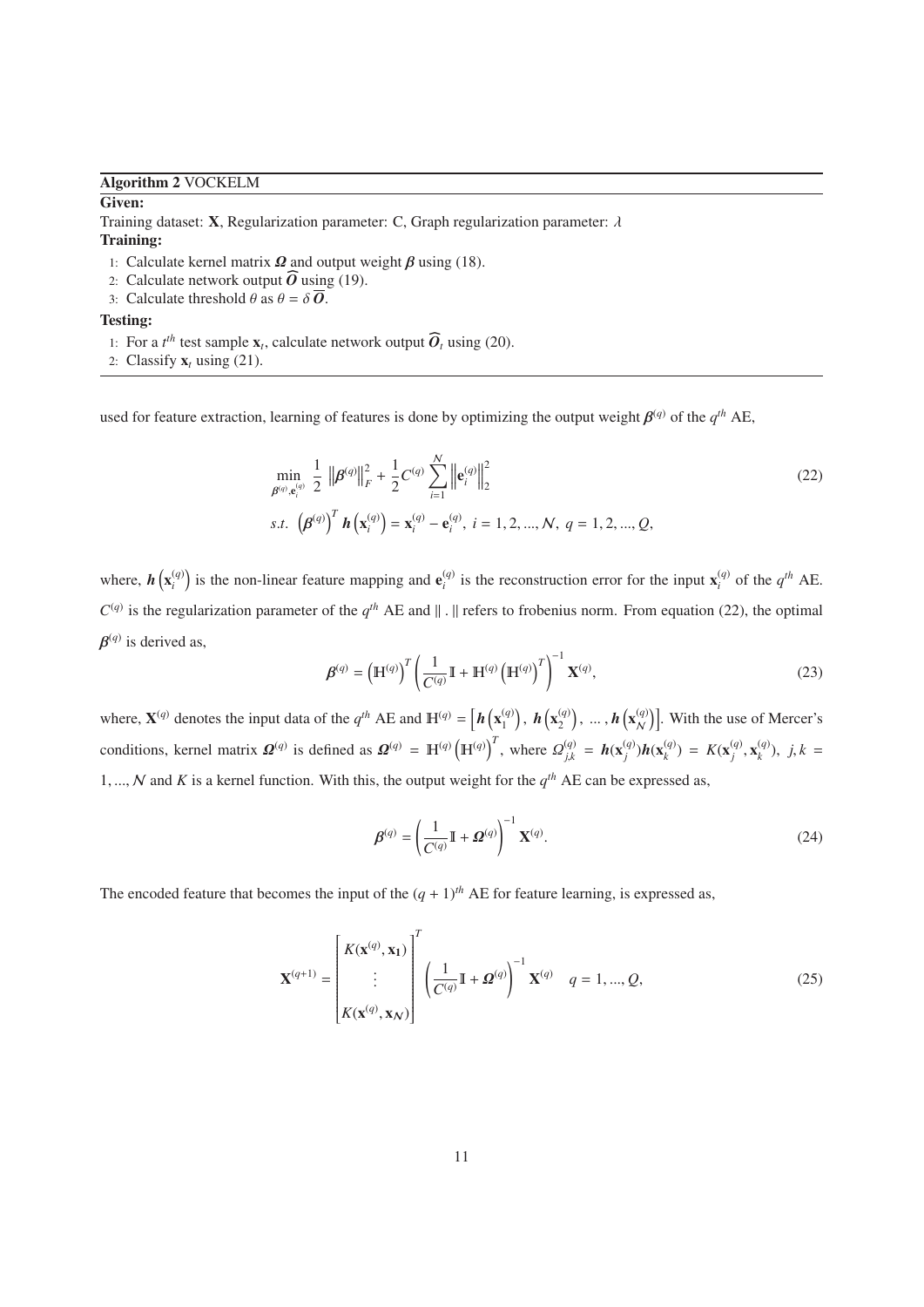**Algorithm 2** VOCKELM

**Given:**

Training dataset: $\mathbf{X}$, Regularization parameter: C, Graph regularization parameter: $\lambda$

**Training:**

1: Calculate kernel matrix $\boldsymbol{\Omega}$ and output weight $\boldsymbol{\beta}$ using (18).
2: Calculate network output $\widehat{\boldsymbol{O}}$ using (19).
3: Calculate threshold $\theta$ as $\theta = \delta \overline{\boldsymbol{O}}$.

**Testing:**

1: For a $t^{th}$ test sample $\mathbf{x}_t$, calculate network output $\widehat{\boldsymbol{O}}_t$ using (20).
2: Classify $\mathbf{x}_t$ using (21).

used for feature extraction, learning of features is done by optimizing the output weight $\boldsymbol{\beta}^{(q)}$ of the $q^{th}$ AE,

$$
\begin{aligned}
&\min_{\boldsymbol{\beta}^{(q)}, \mathbf{e}_i^{(q)}} \ \frac{1}{2} \left\| \boldsymbol{\beta}^{(q)} \right\|_F^2 + \frac{1}{2} C^{(q)} \sum_{i=1}^{\mathcal{N}} \left\| \mathbf{e}_i^{(q)} \right\|_2^2 \\
&s.t. \ \left( \boldsymbol{\beta}^{(q)} \right)^T \boldsymbol{h}\left( \mathbf{x}_i^{(q)} \right) = \mathbf{x}_i^{(q)} - \mathbf{e}_i^{(q)}, \ i = 1, 2, ..., \mathcal{N}, \ q = 1, 2, ..., Q,
\end{aligned}
\tag{22}
$$

where, $\boldsymbol{h}\left(\mathbf{x}_i^{(q)}\right)$ is the non-linear feature mapping and $\mathbf{e}_i^{(q)}$ is the reconstruction error for the input $\mathbf{x}_i^{(q)}$ of the $q^{th}$ AE. $C^{(q)}$ is the regularization parameter of the $q^{th}$ AE and $\|.\|$ refers to frobenius norm. From equation (22), the optimal $\boldsymbol{\beta}^{(q)}$ is derived as,

$$
\boldsymbol{\beta}^{(q)} = \left( \mathbb{H}^{(q)} \right)^T \left( \frac{1}{C^{(q)}} \mathbb{I} + \mathbb{H}^{(q)} \left( \mathbb{H}^{(q)} \right)^T \right)^{-1} \mathbf{X}^{(q)},
\tag{23}
$$

where, $\mathbf{X}^{(q)}$ denotes the input data of the $q^{th}$ AE and $\mathbb{H}^{(q)} = \left[ \boldsymbol{h}\left(\mathbf{x}_1^{(q)}\right), \ \boldsymbol{h}\left(\mathbf{x}_2^{(q)}\right), \ ..., \boldsymbol{h}\left(\mathbf{x}_{\mathcal{N}}^{(q)}\right) \right]$. With the use of Mercer's conditions, kernel matrix $\boldsymbol{\Omega}^{(q)}$ is defined as $\boldsymbol{\Omega}^{(q)} = \mathbb{H}^{(q)} \left( \mathbb{H}^{(q)} \right)^T$, where $\Omega_{j,k}^{(q)} = \boldsymbol{h}(\mathbf{x}_j^{(q)}) \boldsymbol{h}(\mathbf{x}_k^{(q)}) = K(\mathbf{x}_j^{(q)}, \mathbf{x}_k^{(q)}), \ j,k = 1, ..., \mathcal{N}$ and $K$ is a kernel function. With this, the output weight for the $q^{th}$ AE can be expressed as,

$$
\boldsymbol{\beta}^{(q)} = \left( \frac{1}{C^{(q)}} \mathbb{I} + \boldsymbol{\Omega}^{(q)} \right)^{-1} \mathbf{X}^{(q)}.
\tag{24}
$$

The encoded feature that becomes the input of the $(q+1)^{th}$ AE for feature learning, is expressed as,

$$
\mathbf{X}^{(q+1)} = \begin{bmatrix} K(\mathbf{x}^{(q)}, \mathbf{x}_1) \\ \vdots \\ K(\mathbf{x}^{(q)}, \mathbf{x}_{\mathcal{N}}) \end{bmatrix}^T \left( \frac{1}{C^{(q)}} \mathbb{I} + \boldsymbol{\Omega}^{(q)} \right)^{-1} \mathbf{X}^{(q)} \quad q = 1, ..., Q,
\tag{25}
$$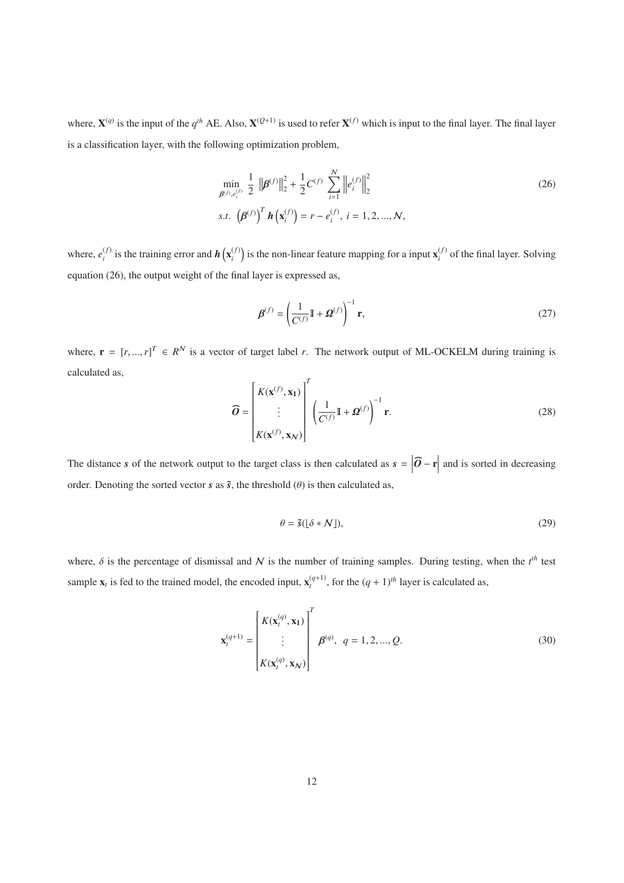where, $\mathbf{X}^{(q)}$ is the input of the $q^{th}$ AE. Also, $\mathbf{X}^{(Q+1)}$ is used to refer $\mathbf{X}^{(f)}$ which is input to the final layer. The final layer is a classification layer, with the following optimization problem,

$$\min_{\boldsymbol{\beta}^{(f)}, e_i^{(f)}} \frac{1}{2} \left\|\boldsymbol{\beta}^{(f)}\right\|_2^2 + \frac{1}{2} C^{(f)} \sum_{i=1}^{\mathcal{N}} \left\|e_i^{(f)}\right\|_2^2 \tag{26}$$
$$s.t. \ \left(\boldsymbol{\beta}^{(f)}\right)^T \boldsymbol{h}\left(\mathbf{x}_i^{(f)}\right) = r - e_i^{(f)}, \ i = 1, 2, ..., \mathcal{N},$$

where, $e_i^{(f)}$ is the training error and $\boldsymbol{h}\left(\mathbf{x}_i^{(f)}\right)$ is the non-linear feature mapping for a input $\mathbf{x}_i^{(f)}$ of the final layer. Solving equation (26), the output weight of the final layer is expressed as,

$$\boldsymbol{\beta}^{(f)} = \left(\frac{1}{C^{(f)}} \mathbb{I} + \boldsymbol{\Omega}^{(f)}\right)^{-1} \mathbf{r}, \tag{27}$$

where, $\mathbf{r} = [r, ..., r]^T \in R^{\mathcal{N}}$ is a vector of target label $r$. The network output of ML-OCKELM during training is calculated as,

$$\widehat{\boldsymbol{O}} = \begin{bmatrix} K(\mathbf{x}^{(f)}, \mathbf{x_1}) \\ \vdots \\ K(\mathbf{x}^{(f)}, \mathbf{x}_{\mathcal{N}}) \end{bmatrix}^T \left(\frac{1}{C^{(f)}} \mathbb{I} + \boldsymbol{\Omega}^{(f)}\right)^{-1} \mathbf{r}. \tag{28}$$

The distance $\boldsymbol{s}$ of the network output to the target class is then calculated as $\boldsymbol{s} = \left|\widehat{\boldsymbol{O}} - \mathbf{r}\right|$ and is sorted in decreasing order. Denoting the sorted vector $\boldsymbol{s}$ as $\tilde{\boldsymbol{s}}$, the threshold ($\theta$) is then calculated as,

$$\theta = \tilde{\boldsymbol{s}}(\lfloor \delta * \mathcal{N} \rfloor), \tag{29}$$

where, $\delta$ is the percentage of dismissal and $\mathcal{N}$ is the number of training samples. During testing, when the $t^{th}$ test sample $\mathbf{x}_t$ is fed to the trained model, the encoded input, $\mathbf{x}_t^{(q+1)}$, for the $(q+1)^{th}$ layer is calculated as,

$$\mathbf{x}_t^{(q+1)} = \begin{bmatrix} K(\mathbf{x}_t^{(q)}, \mathbf{x_1}) \\ \vdots \\ K(\mathbf{x}_t^{(q)}, \mathbf{x}_{\mathcal{N}}) \end{bmatrix}^T \boldsymbol{\beta}^{(q)}, \quad q = 1, 2, ..., Q. \tag{30}$$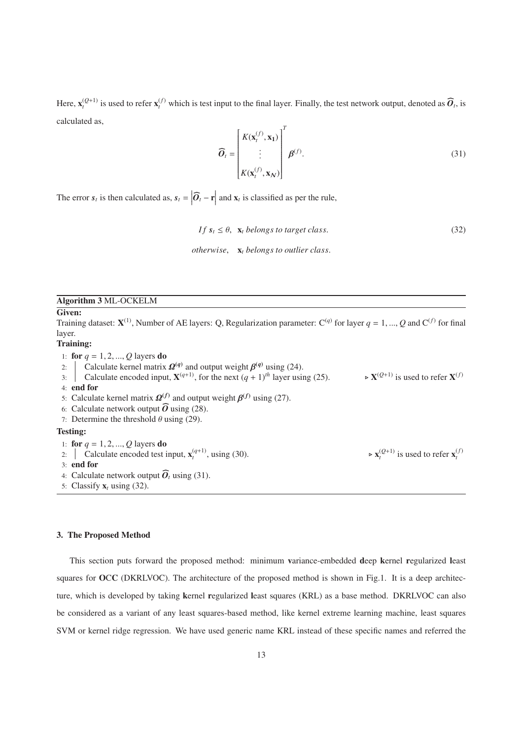Here, $\mathbf{x}_t^{(Q+1)}$ is used to refer $\mathbf{x}_t^{(f)}$ which is test input to the final layer. Finally, the test network output, denoted as $\widehat{\boldsymbol{O}}_t$, is calculated as,

$$\widehat{\boldsymbol{O}}_t = \begin{bmatrix} K(\mathbf{x}_t^{(f)}, \mathbf{x}_1) \\ \vdots \\ K(\mathbf{x}_t^{(f)}, \mathbf{x}_{\mathcal{N}}) \end{bmatrix}^T \boldsymbol{\beta}^{(f)}. \tag{31}$$

The error $\boldsymbol{s}_t$ is then calculated as, $\boldsymbol{s}_t = \left|\widehat{\boldsymbol{O}}_t - \mathbf{r}\right|$ and $\mathbf{x}_t$ is classified as per the rule,

$$\begin{aligned} &If\ \boldsymbol{s}_t \leq \theta, \quad \mathbf{x}_t \ belongs\ to\ target\ class. \\ &otherwise, \quad \mathbf{x}_t \ belongs\ to\ outlier\ class. \end{aligned} \tag{32}$$

**Algorithm 3** ML-OCKELM

**Given:**
Training dataset: $\mathbf{X}^{(1)}$, Number of AE layers: Q, Regularization parameter: $\mathrm{C}^{(q)}$ for layer $q = 1, ..., Q$ and $\mathrm{C}^{(f)}$ for final layer.

**Training:**

1: **for** $q = 1, 2, ..., Q$ layers **do**
2: Calculate kernel matrix $\boldsymbol{\Omega}^{(q)}$ and output weight $\boldsymbol{\beta}^{(q)}$ using (24).
3: Calculate encoded input, $\mathbf{X}^{(q+1)}$, for the next $(q+1)^{th}$ layer using (25). ▷ $\mathbf{X}^{(Q+1)}$ is used to refer $\mathbf{X}^{(f)}$
4: **end for**
5: Calculate kernel matrix $\boldsymbol{\Omega}^{(f)}$ and output weight $\boldsymbol{\beta}^{(f)}$ using (27).
6: Calculate network output $\widehat{\boldsymbol{O}}$ using (28).
7: Determine the threshold $\theta$ using (29).

**Testing:**

1: **for** $q = 1, 2, ..., Q$ layers **do**
2: Calculate encoded test input, $\mathbf{x}_t^{(q+1)}$, using (30). ▷ $\mathbf{x}_t^{(Q+1)}$ is used to refer $\mathbf{x}_t^{(f)}$
3: **end for**
4: Calculate network output $\widehat{\boldsymbol{O}}_t$ using (31).
5: Classify $\mathbf{x}_t$ using (32).

### 3. The Proposed Method

This section puts forward the proposed method: minimum **v**ariance-embedded **d**eep **k**ernel **r**egularized **l**east squares for **OCC** (DKRLVOC). The architecture of the proposed method is shown in Fig.1. It is a deep architecture, which is developed by taking **k**ernel **r**egularized **l**east squares (KRL) as a base method. DKRLVOC can also be considered as a variant of any least squares-based method, like kernel extreme learning machine, least squares SVM or kernel ridge regression. We have used generic name KRL instead of these specific names and referred the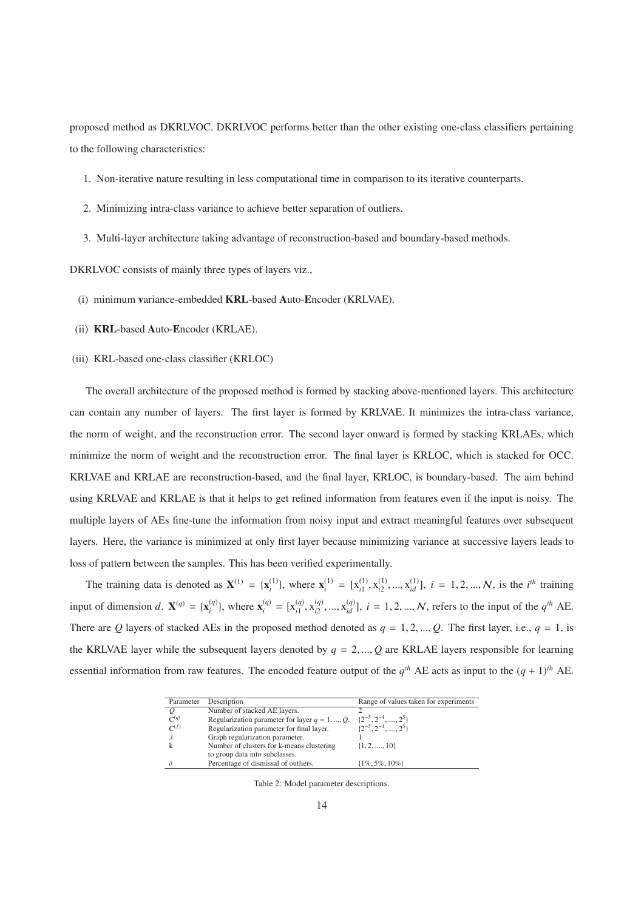proposed method as DKRLVOC. DKRLVOC performs better than the other existing one-class classifiers pertaining to the following characteristics:

1. Non-iterative nature resulting in less computational time in comparison to its iterative counterparts.
2. Minimizing intra-class variance to achieve better separation of outliers.
3. Multi-layer architecture taking advantage of reconstruction-based and boundary-based methods.

DKRLVOC consists of mainly three types of layers viz.,

(i) minimum **v**ariance-embedded **KRL**-based **A**uto-**E**ncoder (KRLVAE).

(ii) **KRL**-based **A**uto-**E**ncoder (KRLAE).

(iii) KRL-based one-class classifier (KRLOC)

The overall architecture of the proposed method is formed by stacking above-mentioned layers. This architecture can contain any number of layers. The first layer is formed by KRLVAE. It minimizes the intra-class variance, the norm of weight, and the reconstruction error. The second layer onward is formed by stacking KRLAEs, which minimize the norm of weight and the reconstruction error. The final layer is KRLOC, which is stacked for OCC. KRLVAE and KRLAE are reconstruction-based, and the final layer, KRLOC, is boundary-based. The aim behind using KRLVAE and KRLAE is that it helps to get refined information from features even if the input is noisy. The multiple layers of AEs fine-tune the information from noisy input and extract meaningful features over subsequent layers. Here, the variance is minimized at only first layer because minimizing variance at successive layers leads to loss of pattern between the samples. This has been verified experimentally.

The training data is denoted as $\mathbf{X}^{(1)} = \{\mathbf{x}_i^{(1)}\}$, where $\mathbf{x}_i^{(1)} = [\mathrm{x}_{i1}^{(1)}, \mathrm{x}_{i2}^{(1)}, ..., \mathrm{x}_{id}^{(1)}]$, $i = 1, 2, ..., \mathcal{N}$, is the $i^{th}$ training input of dimension $d$. $\mathbf{X}^{(q)} = \{\mathbf{x}_i^{(q)}\}$, where $\mathbf{x}_i^{(q)} = [\mathrm{x}_{i1}^{(q)}, \mathrm{x}_{i2}^{(q)}, ..., \mathrm{x}_{id}^{(q)}]$, $i = 1, 2, ..., \mathcal{N}$, refers to the input of the $q^{th}$ AE. There are $Q$ layers of stacked AEs in the proposed method denoted as $q = 1, 2, ..., Q$. The first layer, i.e., $q = 1$, is the KRLVAE layer while the subsequent layers denoted by $q = 2, ..., Q$ are KRLAE layers responsible for learning essential information from raw features. The encoded feature output of the $q^{th}$ AE acts as input to the $(q + 1)^{th}$ AE.

| Parameter | Description | Range of values taken for experiments |
|---|---|---|
| $Q$ | Number of stacked AE layers. | 2 |
| $\mathrm{C}^{(q)}$ | Regularization parameter for layer $q = 1, ..., Q$. | $\{2^{-5}, 2^{-4}, ...., 2^{5}\}$ |
| $\mathrm{C}^{(f)}$ | Regularization parameter for final layer. | $\{2^{-5}, 2^{-4}, ...., 2^{5}\}$ |
| $\lambda$ | Graph regularization parameter. | 1 |
| k | Number of clusters for k-means clustering to group data into subclasses. | $\{1, 2, ...., 10\}$ |
| $\delta$ | Percentage of dismissal of outliers. | $\{1\%, 5\%, 10\%\}$ |

Table 2: Model parameter descriptions.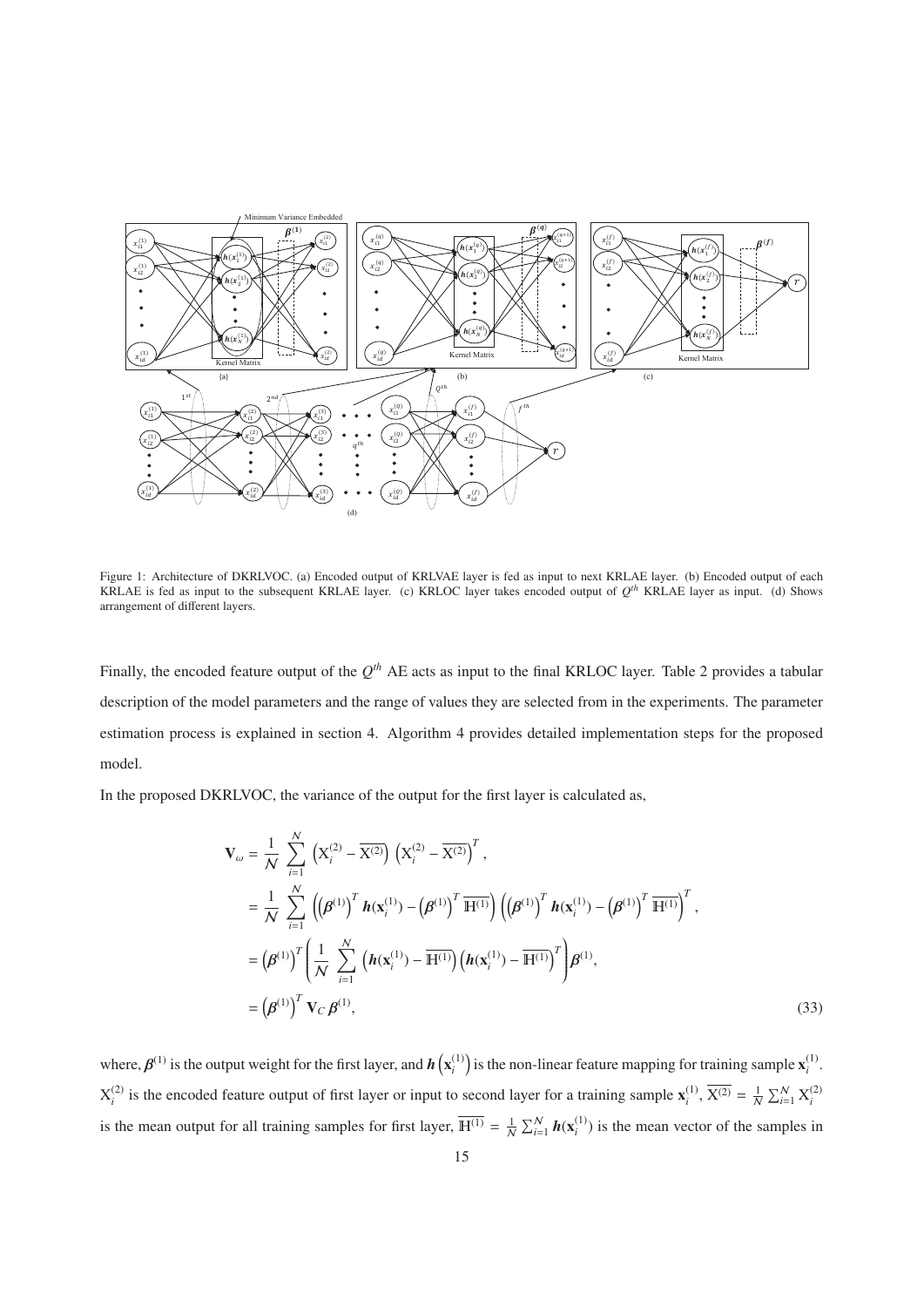Figure 1: Architecture of DKRLVOC. (a) Encoded output of KRLVAE layer is fed as input to next KRLAE layer. (b) Encoded output of each KRLAE is fed as input to the subsequent KRLAE layer. (c) KRLOC layer takes encoded output of $Q^{th}$ KRLAE layer as input. (d) Shows arrangement of different layers.

Finally, the encoded feature output of the $Q^{th}$ AE acts as input to the final KRLOC layer. Table 2 provides a tabular description of the model parameters and the range of values they are selected from in the experiments. The parameter estimation process is explained in section 4. Algorithm 4 provides detailed implementation steps for the proposed model.

In the proposed DKRLVOC, the variance of the output for the first layer is calculated as,

$$
\begin{aligned}
\mathbf{V}_{\omega} &= \frac{1}{\mathcal{N}} \sum_{i=1}^{\mathcal{N}} \left(\mathrm{X}_i^{(2)} - \overline{\mathrm{X}^{(2)}}\right) \left(\mathrm{X}_i^{(2)} - \overline{\mathrm{X}^{(2)}}\right)^T, \\
&= \frac{1}{\mathcal{N}} \sum_{i=1}^{\mathcal{N}} \left(\left(\boldsymbol{\beta}^{(1)}\right)^T \boldsymbol{h}(\mathbf{x}_i^{(1)}) - \left(\boldsymbol{\beta}^{(1)}\right)^T \overline{\mathbb{H}^{(1)}}\right) \left(\left(\boldsymbol{\beta}^{(1)}\right)^T \boldsymbol{h}(\mathbf{x}_i^{(1)}) - \left(\boldsymbol{\beta}^{(1)}\right)^T \overline{\mathbb{H}^{(1)}}\right)^T, \\
&= \left(\boldsymbol{\beta}^{(1)}\right)^T \left(\frac{1}{\mathcal{N}} \sum_{i=1}^{\mathcal{N}} \left(\boldsymbol{h}(\mathbf{x}_i^{(1)}) - \overline{\mathbb{H}^{(1)}}\right) \left(\boldsymbol{h}(\mathbf{x}_i^{(1)}) - \overline{\mathbb{H}^{(1)}}\right)^T\right) \boldsymbol{\beta}^{(1)}, \\
&= \left(\boldsymbol{\beta}^{(1)}\right)^T \mathbf{V}_C \, \boldsymbol{\beta}^{(1)},
\end{aligned}
\tag{33}
$$

where, $\boldsymbol{\beta}^{(1)}$ is the output weight for the first layer, and $\boldsymbol{h}\left(\mathbf{x}_i^{(1)}\right)$ is the non-linear feature mapping for training sample $\mathbf{x}_i^{(1)}$. $\mathrm{X}_i^{(2)}$ is the encoded feature output of first layer or input to second layer for a training sample $\mathbf{x}_i^{(1)}$, $\overline{\mathrm{X}^{(2)}} = \frac{1}{\mathcal{N}} \sum_{i=1}^{\mathcal{N}} \mathrm{X}_i^{(2)}$ is the mean output for all training samples for first layer, $\overline{\mathbb{H}^{(1)}} = \frac{1}{\mathcal{N}} \sum_{i=1}^{\mathcal{N}} \boldsymbol{h}(\mathbf{x}_i^{(1)})$ is the mean vector of the samples in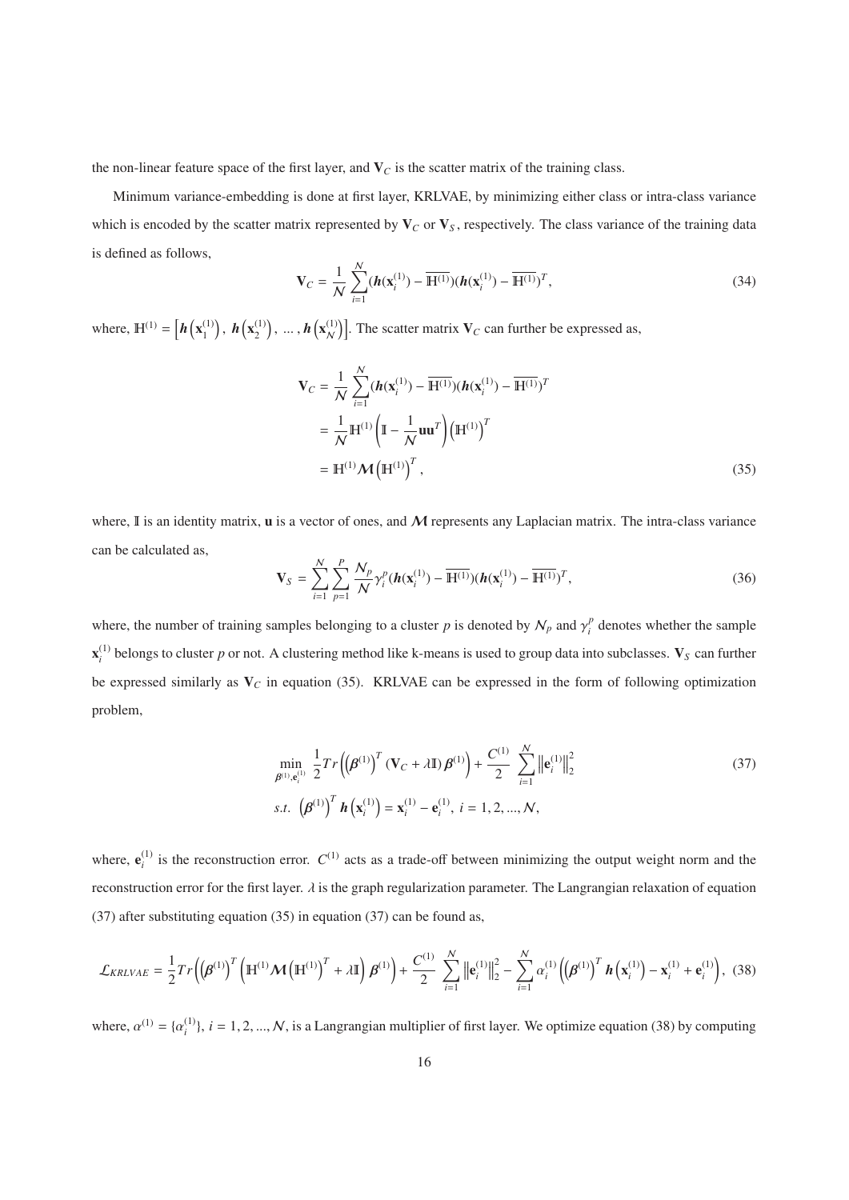the non-linear feature space of the first layer, and $\mathbf{V}_C$ is the scatter matrix of the training class.

Minimum variance-embedding is done at first layer, KRLVAE, by minimizing either class or intra-class variance which is encoded by the scatter matrix represented by $\mathbf{V}_C$ or $\mathbf{V}_S$, respectively. The class variance of the training data is defined as follows,

$$\mathbf{V}_C = \frac{1}{\mathcal{N}} \sum_{i=1}^{\mathcal{N}} (\boldsymbol{h}(\mathbf{x}_i^{(1)}) - \overline{\mathbb{H}^{(1)}})(\boldsymbol{h}(\mathbf{x}_i^{(1)}) - \overline{\mathbb{H}^{(1)}})^T, \tag{34}$$

where, $\mathbb{H}^{(1)} = \left[\boldsymbol{h}\left(\mathbf{x}_1^{(1)}\right), \ \boldsymbol{h}\left(\mathbf{x}_2^{(1)}\right), \ \ldots, \boldsymbol{h}\left(\mathbf{x}_{\mathcal{N}}^{(1)}\right)\right]$. The scatter matrix $\mathbf{V}_C$ can further be expressed as,

$$\begin{aligned}
\mathbf{V}_C &= \frac{1}{\mathcal{N}} \sum_{i=1}^{\mathcal{N}} (\boldsymbol{h}(\mathbf{x}_i^{(1)}) - \overline{\mathbb{H}^{(1)}})(\boldsymbol{h}(\mathbf{x}_i^{(1)}) - \overline{\mathbb{H}^{(1)}})^T \\
&= \frac{1}{\mathcal{N}} \mathbb{H}^{(1)} \left(\mathbb{I} - \frac{1}{\mathcal{N}} \mathbf{u}\mathbf{u}^T\right) \left(\mathbb{H}^{(1)}\right)^T \\
&= \mathbb{H}^{(1)} \boldsymbol{\mathcal{M}} \left(\mathbb{H}^{(1)}\right)^T,
\end{aligned} \tag{35}$$

where, $\mathbb{I}$ is an identity matrix, $\mathbf{u}$ is a vector of ones, and $\boldsymbol{\mathcal{M}}$ represents any Laplacian matrix. The intra-class variance can be calculated as,

$$\mathbf{V}_S = \sum_{i=1}^{\mathcal{N}} \sum_{p=1}^{P} \frac{\mathcal{N}_p}{\mathcal{N}} \gamma_i^p (\boldsymbol{h}(\mathbf{x}_i^{(1)}) - \overline{\mathbb{H}^{(1)}})(\boldsymbol{h}(\mathbf{x}_i^{(1)}) - \overline{\mathbb{H}^{(1)}})^T, \tag{36}$$

where, the number of training samples belonging to a cluster $p$ is denoted by $\mathcal{N}_p$ and $\gamma_i^p$ denotes whether the sample $\mathbf{x}_i^{(1)}$ belongs to cluster $p$ or not. A clustering method like k-means is used to group data into subclasses. $\mathbf{V}_S$ can further be expressed similarly as $\mathbf{V}_C$ in equation (35). KRLVAE can be expressed in the form of following optimization problem,

$$\begin{aligned}
&\min_{\boldsymbol{\beta}^{(1)}, \mathbf{e}_i^{(1)}} \ \frac{1}{2} Tr\left(\left(\boldsymbol{\beta}^{(1)}\right)^T (\mathbf{V}_C + \lambda \mathbb{I}) \, \boldsymbol{\beta}^{(1)}\right) + \frac{C^{(1)}}{2} \sum_{i=1}^{\mathcal{N}} \left\|\mathbf{e}_i^{(1)}\right\|_2^2 \\
&s.t. \ \left(\boldsymbol{\beta}^{(1)}\right)^T \boldsymbol{h}\left(\mathbf{x}_i^{(1)}\right) = \mathbf{x}_i^{(1)} - \mathbf{e}_i^{(1)}, \ i = 1, 2, ..., \mathcal{N},
\end{aligned} \tag{37}$$

where, $\mathbf{e}_i^{(1)}$ is the reconstruction error. $C^{(1)}$ acts as a trade-off between minimizing the output weight norm and the reconstruction error for the first layer. $\lambda$ is the graph regularization parameter. The Langrangian relaxation of equation (37) after substituting equation (35) in equation (37) can be found as,

$$\mathcal{L}_{KRLVAE} = \frac{1}{2} Tr\left(\left(\boldsymbol{\beta}^{(1)}\right)^T \left(\mathbb{H}^{(1)} \boldsymbol{\mathcal{M}} \left(\mathbb{H}^{(1)}\right)^T + \lambda \mathbb{I}\right) \boldsymbol{\beta}^{(1)}\right) + \frac{C^{(1)}}{2} \sum_{i=1}^{\mathcal{N}} \left\|\mathbf{e}_i^{(1)}\right\|_2^2 - \sum_{i=1}^{\mathcal{N}} \alpha_i^{(1)} \left(\left(\boldsymbol{\beta}^{(1)}\right)^T \boldsymbol{h}\left(\mathbf{x}_i^{(1)}\right) - \mathbf{x}_i^{(1)} + \mathbf{e}_i^{(1)}\right), \tag{38}$$

where, $\alpha^{(1)} = \{\alpha_i^{(1)}\}, \ i = 1, 2, ..., \mathcal{N}$, is a Langrangian multiplier of first layer. We optimize equation (38) by computing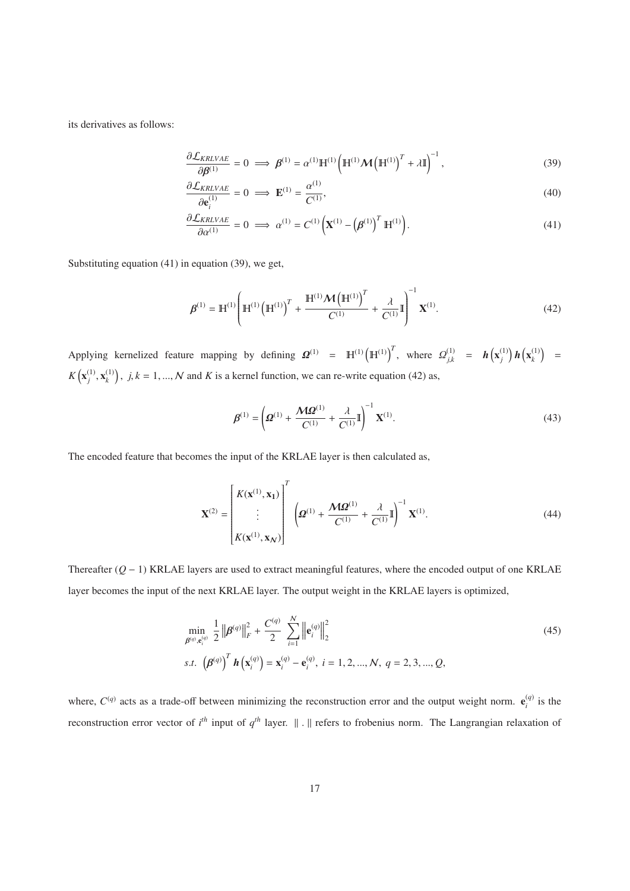its derivatives as follows:

$$\frac{\partial \mathcal{L}_{KRLVAE}}{\partial \boldsymbol{\beta}^{(1)}} = 0 \implies \boldsymbol{\beta}^{(1)} = \alpha^{(1)} \mathbb{H}^{(1)} \left( \mathbb{H}^{(1)} \boldsymbol{\mathcal{M}} \left( \mathbb{H}^{(1)} \right)^T + \lambda \mathbb{I} \right)^{-1}, \tag{39}$$

$$\frac{\partial \mathcal{L}_{KRLVAE}}{\partial \mathbf{e}_i^{(1)}} = 0 \implies \mathbf{E}^{(1)} = \frac{\alpha^{(1)}}{C^{(1)}}, \tag{40}$$

$$\frac{\partial \mathcal{L}_{KRLVAE}}{\partial \alpha^{(1)}} = 0 \implies \alpha^{(1)} = C^{(1)} \left( \mathbf{X}^{(1)} - \left( \boldsymbol{\beta}^{(1)} \right)^T \mathbb{H}^{(1)} \right). \tag{41}$$

Substituting equation (41) in equation (39), we get,

$$\boldsymbol{\beta}^{(1)} = \mathbb{H}^{(1)} \left( \mathbb{H}^{(1)} \left( \mathbb{H}^{(1)} \right)^T + \frac{\mathbb{H}^{(1)} \boldsymbol{\mathcal{M}} \left( \mathbb{H}^{(1)} \right)^T}{C^{(1)}} + \frac{\lambda}{C^{(1)}} \mathbb{I} \right)^{-1} \mathbf{X}^{(1)}. \tag{42}$$

Applying kernelized feature mapping by defining $\boldsymbol{\Omega}^{(1)} = \mathbb{H}^{(1)} \left( \mathbb{H}^{(1)} \right)^T$, where $\Omega_{j,k}^{(1)} = \boldsymbol{h}\left( \mathbf{x}_j^{(1)} \right) \boldsymbol{h}\left( \mathbf{x}_k^{(1)} \right) = K\left( \mathbf{x}_j^{(1)}, \mathbf{x}_k^{(1)} \right),\ j,k = 1, ..., \mathcal{N}$ and $K$ is a kernel function, we can re-write equation (42) as,

$$\boldsymbol{\beta}^{(1)} = \left( \boldsymbol{\Omega}^{(1)} + \frac{\boldsymbol{\mathcal{M}} \boldsymbol{\Omega}^{(1)}}{C^{(1)}} + \frac{\lambda}{C^{(1)}} \mathbb{I} \right)^{-1} \mathbf{X}^{(1)}. \tag{43}$$

The encoded feature that becomes the input of the KRLAE layer is then calculated as,

$$\mathbf{X}^{(2)} = \begin{bmatrix} K(\mathbf{x}^{(1)}, \mathbf{x}_1) \\ \vdots \\ K(\mathbf{x}^{(1)}, \mathbf{x}_{\mathcal{N}}) \end{bmatrix}^T \left( \boldsymbol{\Omega}^{(1)} + \frac{\boldsymbol{\mathcal{M}} \boldsymbol{\Omega}^{(1)}}{C^{(1)}} + \frac{\lambda}{C^{(1)}} \mathbb{I} \right)^{-1} \mathbf{X}^{(1)}. \tag{44}$$

Thereafter $(Q - 1)$ KRLAE layers are used to extract meaningful features, where the encoded output of one KRLAE layer becomes the input of the next KRLAE layer. The output weight in the KRLAE layers is optimized,

$$\begin{aligned} &\min_{\boldsymbol{\beta}^{(q)}, \mathbf{e}_i^{(q)}} \ \frac{1}{2} \left\| \boldsymbol{\beta}^{(q)} \right\|_F^2 + \frac{C^{(q)}}{2} \sum_{i=1}^{\mathcal{N}} \left\| \mathbf{e}_i^{(q)} \right\|_2^2 \\ &s.t. \ \left( \boldsymbol{\beta}^{(q)} \right)^T \boldsymbol{h}\left( \mathbf{x}_i^{(q)} \right) = \mathbf{x}_i^{(q)} - \mathbf{e}_i^{(q)},\ i = 1, 2, ..., \mathcal{N},\ q = 2, 3, ..., Q, \end{aligned} \tag{45}$$

where, $C^{(q)}$ acts as a trade-off between minimizing the reconstruction error and the output weight norm. $\mathbf{e}_i^{(q)}$ is the reconstruction error vector of $i^{th}$ input of $q^{th}$ layer. $\| . \|$ refers to frobenius norm. The Langrangian relaxation of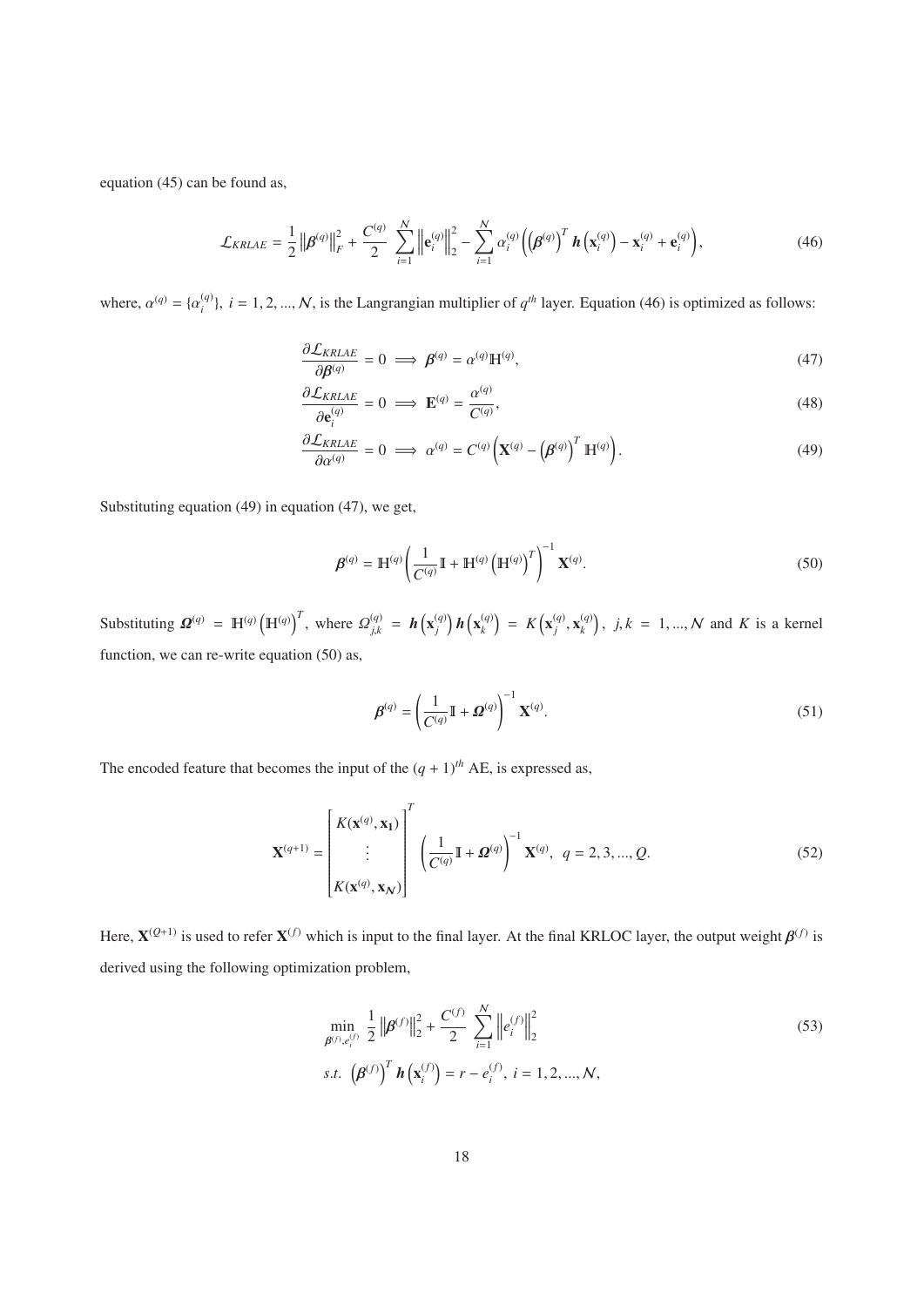equation (45) can be found as,

$$\mathcal{L}_{KRLAE} = \frac{1}{2}\left\|\boldsymbol{\beta}^{(q)}\right\|_F^2 + \frac{C^{(q)}}{2}\sum_{i=1}^{\mathcal{N}}\left\|\mathbf{e}_i^{(q)}\right\|_2^2 - \sum_{i=1}^{\mathcal{N}}\alpha_i^{(q)}\left(\left(\boldsymbol{\beta}^{(q)}\right)^T \boldsymbol{h}\left(\mathbf{x}_i^{(q)}\right) - \mathbf{x}_i^{(q)} + \mathbf{e}_i^{(q)}\right), \tag{46}$$

where, $\alpha^{(q)} = \{\alpha_i^{(q)}\},\ i = 1, 2, ..., \mathcal{N}$, is the Langrangian multiplier of $q^{th}$ layer. Equation (46) is optimized as follows:

$$\frac{\partial \mathcal{L}_{KRLAE}}{\partial \boldsymbol{\beta}^{(q)}} = 0 \implies \boldsymbol{\beta}^{(q)} = \alpha^{(q)}\mathbb{H}^{(q)}, \tag{47}$$

$$\frac{\partial \mathcal{L}_{KRLAE}}{\partial \mathbf{e}_i^{(q)}} = 0 \implies \mathbf{E}^{(q)} = \frac{\alpha^{(q)}}{C^{(q)}}, \tag{48}$$

$$\frac{\partial \mathcal{L}_{KRLAE}}{\partial \alpha^{(q)}} = 0 \implies \alpha^{(q)} = C^{(q)}\left(\mathbf{X}^{(q)} - \left(\boldsymbol{\beta}^{(q)}\right)^T \mathbb{H}^{(q)}\right). \tag{49}$$

Substituting equation (49) in equation (47), we get,

$$\boldsymbol{\beta}^{(q)} = \mathbb{H}^{(q)}\left(\frac{1}{C^{(q)}}\mathbb{I} + \mathbb{H}^{(q)}\left(\mathbb{H}^{(q)}\right)^T\right)^{-1}\mathbf{X}^{(q)}. \tag{50}$$

Substituting $\boldsymbol{\Omega}^{(q)} = \mathbb{H}^{(q)}\left(\mathbb{H}^{(q)}\right)^T$, where $\Omega_{j,k}^{(q)} = \boldsymbol{h}\left(\mathbf{x}_j^{(q)}\right)\boldsymbol{h}\left(\mathbf{x}_k^{(q)}\right) = K\left(\mathbf{x}_j^{(q)}, \mathbf{x}_k^{(q)}\right),\ j,k = 1, ..., \mathcal{N}$ and $K$ is a kernel function, we can re-write equation (50) as,

$$\boldsymbol{\beta}^{(q)} = \left(\frac{1}{C^{(q)}}\mathbb{I} + \boldsymbol{\Omega}^{(q)}\right)^{-1}\mathbf{X}^{(q)}. \tag{51}$$

The encoded feature that becomes the input of the $(q+1)^{th}$ AE, is expressed as,

$$\mathbf{X}^{(q+1)} = \begin{bmatrix} K(\mathbf{x}^{(q)}, \mathbf{x_1}) \\ \vdots \\ K(\mathbf{x}^{(q)}, \mathbf{x}_{\mathcal{N}}) \end{bmatrix}^T \left(\frac{1}{C^{(q)}}\mathbb{I} + \boldsymbol{\Omega}^{(q)}\right)^{-1}\mathbf{X}^{(q)},\ \ q = 2, 3, ..., Q. \tag{52}$$

Here, $\mathbf{X}^{(Q+1)}$ is used to refer $\mathbf{X}^{(f)}$ which is input to the final layer. At the final KRLOC layer, the output weight $\boldsymbol{\beta}^{(f)}$ is derived using the following optimization problem,

$$\min_{\boldsymbol{\beta}^{(f)}, e_i^{(f)}} \ \frac{1}{2}\left\|\boldsymbol{\beta}^{(f)}\right\|_2^2 + \frac{C^{(f)}}{2}\sum_{i=1}^{\mathcal{N}}\left\|e_i^{(f)}\right\|_2^2 \tag{53}$$

$$s.t.\ \left(\boldsymbol{\beta}^{(f)}\right)^T \boldsymbol{h}\left(\mathbf{x}_i^{(f)}\right) = r - e_i^{(f)},\ i = 1, 2, ..., \mathcal{N},$$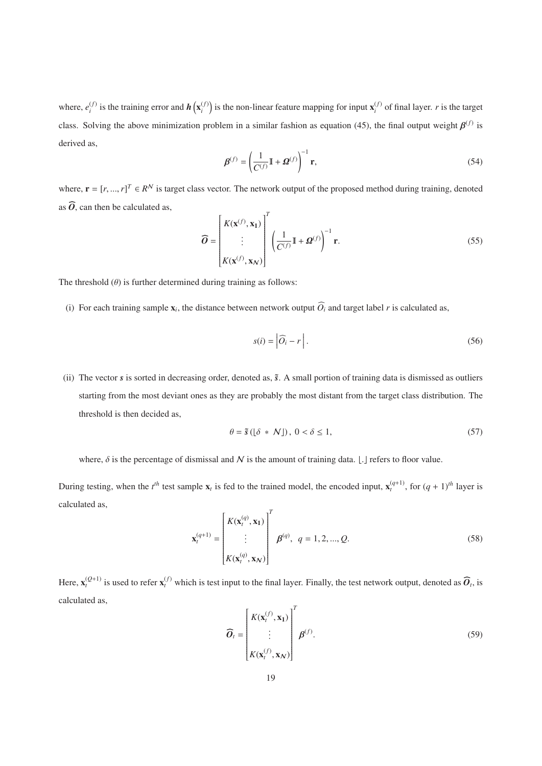where, $e_i^{(f)}$ is the training error and $\boldsymbol{h}\left(\mathbf{x}_i^{(f)}\right)$ is the non-linear feature mapping for input $\mathbf{x}_i^{(f)}$ of final layer. $r$ is the target class. Solving the above minimization problem in a similar fashion as equation (45), the final output weight $\boldsymbol{\beta}^{(f)}$ is derived as,

$$
\boldsymbol{\beta}^{(f)} = \left(\frac{1}{C^{(f)}}\mathbb{I} + \boldsymbol{\Omega}^{(f)}\right)^{-1}\mathbf{r}, \tag{54}
$$

where, $\mathbf{r} = [r, ..., r]^T \in R^{\mathcal{N}}$ is target class vector. The network output of the proposed method during training, denoted as $\widehat{\boldsymbol{O}}$, can then be calculated as,

$$
\widehat{\boldsymbol{O}} = \begin{bmatrix} K(\mathbf{x}^{(f)}, \mathbf{x_1}) \\ \vdots \\ K(\mathbf{x}^{(f)}, \mathbf{x}_{\mathcal{N}}) \end{bmatrix}^T \left(\frac{1}{C^{(f)}}\mathbb{I} + \boldsymbol{\Omega}^{(f)}\right)^{-1}\mathbf{r}. \tag{55}
$$

The threshold ($\theta$) is further determined during training as follows:

(i) For each training sample $\mathbf{x}_i$, the distance between network output $\widehat{O}_i$ and target label $r$ is calculated as,

$$
s(i) = \left|\widehat{O}_i - r\right|. \tag{56}
$$

(ii) The vector $\boldsymbol{s}$ is sorted in decreasing order, denoted as, $\tilde{\boldsymbol{s}}$. A small portion of training data is dismissed as outliers starting from the most deviant ones as they are probably the most distant from the target class distribution. The threshold is then decided as,

$$
\theta = \tilde{\boldsymbol{s}}\left(\lfloor \delta \, * \, \mathcal{N} \rfloor\right), \; 0 < \delta \leq 1, \tag{57}
$$

where, $\delta$ is the percentage of dismissal and $\mathcal{N}$ is the amount of training data. $\lfloor . \rfloor$ refers to floor value.

During testing, when the $t^{th}$ test sample $\mathbf{x}_t$ is fed to the trained model, the encoded input, $\mathbf{x}_t^{(q+1)}$, for $(q+1)^{th}$ layer is calculated as,

$$
\mathbf{x}_t^{(q+1)} = \begin{bmatrix} K(\mathbf{x}_t^{(q)}, \mathbf{x_1}) \\ \vdots \\ K(\mathbf{x}_t^{(q)}, \mathbf{x}_{\mathcal{N}}) \end{bmatrix}^T \boldsymbol{\beta}^{(q)}, \;\; q = 1, 2, ..., Q. \tag{58}
$$

Here, $\mathbf{x}_t^{(Q+1)}$ is used to refer $\mathbf{x}_t^{(f)}$ which is test input to the final layer. Finally, the test network output, denoted as $\widehat{\boldsymbol{O}}_t$, is calculated as,

$$
\widehat{\boldsymbol{O}}_t = \begin{bmatrix} K(\mathbf{x}_t^{(f)}, \mathbf{x_1}) \\ \vdots \\ K(\mathbf{x}_t^{(f)}, \mathbf{x}_{\mathcal{N}}) \end{bmatrix}^T \boldsymbol{\beta}^{(f)}. \tag{59}
$$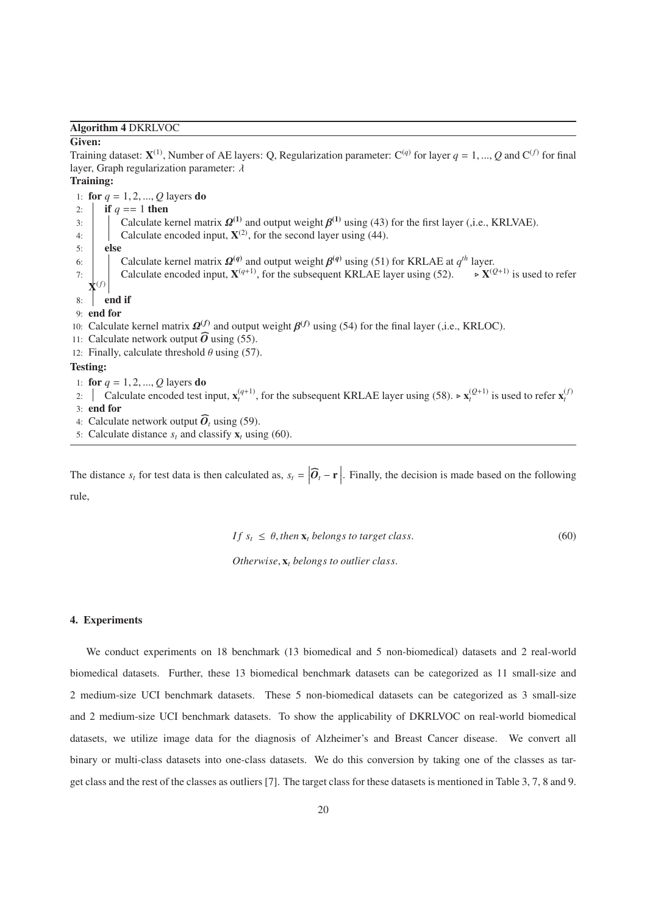**Algorithm 4** DKRLVOC

**Given:**

Training dataset: $\mathbf{X}^{(1)}$, Number of AE layers: Q, Regularization parameter: $C^{(q)}$ for layer $q = 1, ..., Q$ and $C^{(f)}$ for final layer, Graph regularization parameter: $\lambda$

**Training:**

```
1: for q = 1, 2, ..., Q layers do
2:   if q == 1 then
3:     Calculate kernel matrix Ω^(1) and output weight β^(1) using (43) for the first layer (,i.e., KRLVAE).
4:     Calculate encoded input, X^(2), for the second layer using (44).
5:   else
6:     Calculate kernel matrix Ω^(q) and output weight β^(q) using (51) for KRLAE at q^th layer.
7:     Calculate encoded input, X^(q+1), for the subsequent KRLAE layer using (52).   ▷ X^(Q+1) is used to refer X^(f)
8:   end if
9: end for
10: Calculate kernel matrix Ω^(f) and output weight β^(f) using (54) for the final layer (,i.e., KRLOC).
11: Calculate network output Ô using (55).
12: Finally, calculate threshold θ using (57).
```

**Testing:**

```
1: for q = 1, 2, ..., Q layers do
2:   Calculate encoded test input, x_t^(q+1), for the subsequent KRLAE layer using (58). ▷ x_t^(Q+1) is used to refer x_t^(f)
3: end for
4: Calculate network output Ô_t using (59).
5: Calculate distance s_t and classify x_t using (60).
```

The distance $s_t$ for test data is then calculated as, $s_t = \left|\widehat{\boldsymbol{O}}_t - \mathbf{r}\right|$. Finally, the decision is made based on the following rule,

$$\begin{aligned} &If\ s_t \leq \theta, then\ \mathbf{x}_t\ belongs\ to\ target\ class. \\ &Otherwise, \mathbf{x}_t\ belongs\ to\ outlier\ class. \end{aligned} \tag{60}$$

## 4. Experiments

We conduct experiments on 18 benchmark (13 biomedical and 5 non-biomedical) datasets and 2 real-world biomedical datasets. Further, these 13 biomedical benchmark datasets can be categorized as 11 small-size and 2 medium-size UCI benchmark datasets. These 5 non-biomedical datasets can be categorized as 3 small-size and 2 medium-size UCI benchmark datasets. To show the applicability of DKRLVOC on real-world biomedical datasets, we utilize image data for the diagnosis of Alzheimer's and Breast Cancer disease. We convert all binary or multi-class datasets into one-class datasets. We do this conversion by taking one of the classes as target class and the rest of the classes as outliers [7]. The target class for these datasets is mentioned in Table 3, 7, 8 and 9.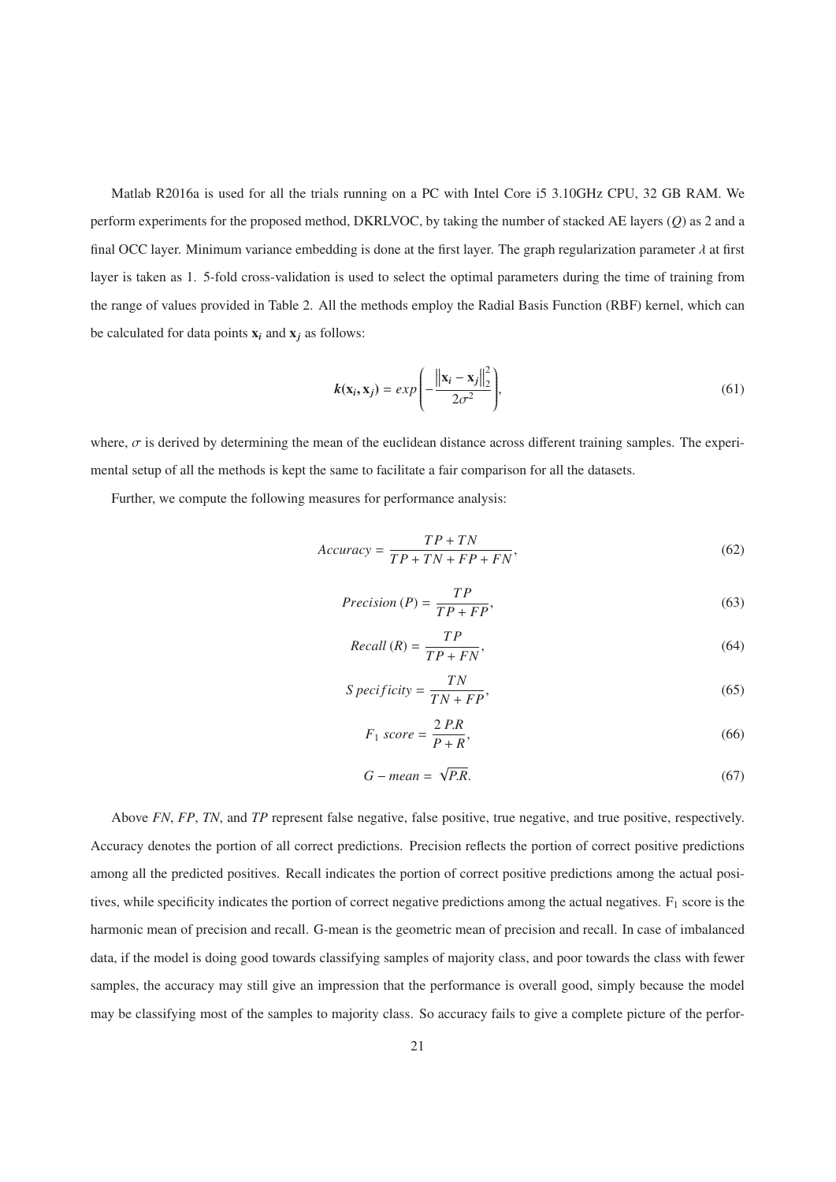Matlab R2016a is used for all the trials running on a PC with Intel Core i5 3.10GHz CPU, 32 GB RAM. We perform experiments for the proposed method, DKRLVOC, by taking the number of stacked AE layers ($Q$) as 2 and a final OCC layer. Minimum variance embedding is done at the first layer. The graph regularization parameter $\lambda$ at first layer is taken as 1. 5-fold cross-validation is used to select the optimal parameters during the time of training from the range of values provided in Table 2. All the methods employ the Radial Basis Function (RBF) kernel, which can be calculated for data points $\mathbf{x}_i$ and $\mathbf{x}_j$ as follows:

$$\boldsymbol{k}(\mathbf{x}_i, \mathbf{x}_j) = exp\left(-\frac{\left\|\mathbf{x}_i - \mathbf{x}_j\right\|_2^2}{2\sigma^2}\right), \tag{61}$$

where, $\sigma$ is derived by determining the mean of the euclidean distance across different training samples. The experimental setup of all the methods is kept the same to facilitate a fair comparison for all the datasets.

Further, we compute the following measures for performance analysis:

$$Accuracy = \frac{TP + TN}{TP + TN + FP + FN}, \tag{62}$$

$$Precision\ (P) = \frac{TP}{TP + FP}, \tag{63}$$

$$Recall\ (R) = \frac{TP}{TP + FN}, \tag{64}$$

$$Specificity = \frac{TN}{TN + FP}, \tag{65}$$

$$F_1\ score = \frac{2\ P.R}{P + R}, \tag{66}$$

$$G - mean = \sqrt{P.R}. \tag{67}$$

Above *FN*, *FP*, *TN*, and *TP* represent false negative, false positive, true negative, and true positive, respectively. Accuracy denotes the portion of all correct predictions. Precision reflects the portion of correct positive predictions among all the predicted positives. Recall indicates the portion of correct positive predictions among the actual positives, while specificity indicates the portion of correct negative predictions among the actual negatives. $F_1$ score is the harmonic mean of precision and recall. G-mean is the geometric mean of precision and recall. In case of imbalanced data, if the model is doing good towards classifying samples of majority class, and poor towards the class with fewer samples, the accuracy may still give an impression that the performance is overall good, simply because the model may be classifying most of the samples to majority class. So accuracy fails to give a complete picture of the perfor-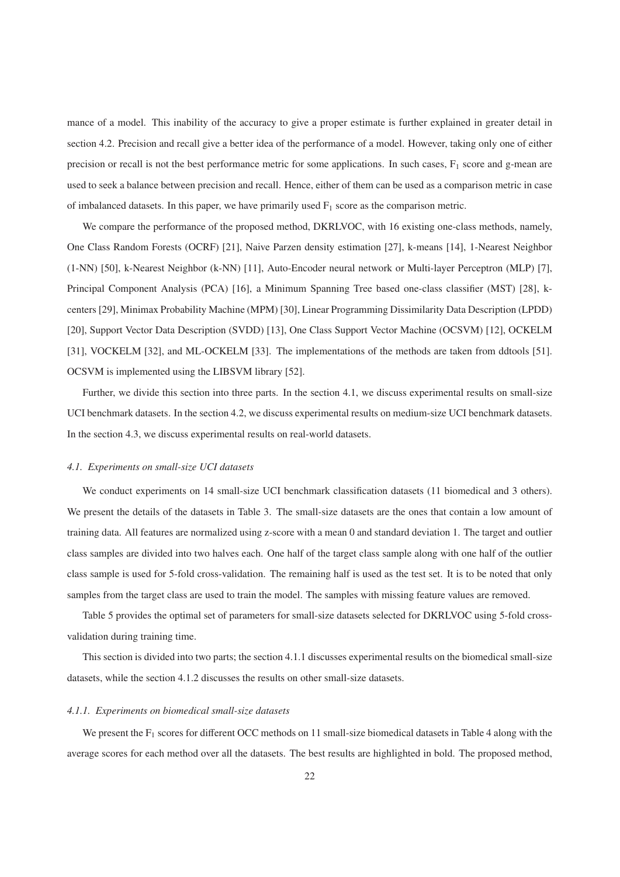mance of a model. This inability of the accuracy to give a proper estimate is further explained in greater detail in section 4.2. Precision and recall give a better idea of the performance of a model. However, taking only one of either precision or recall is not the best performance metric for some applications. In such cases, $F_1$ score and g-mean are used to seek a balance between precision and recall. Hence, either of them can be used as a comparison metric in case of imbalanced datasets. In this paper, we have primarily used $F_1$ score as the comparison metric.

We compare the performance of the proposed method, DKRLVOC, with 16 existing one-class methods, namely, One Class Random Forests (OCRF) [21], Naive Parzen density estimation [27], k-means [14], 1-Nearest Neighbor (1-NN) [50], k-Nearest Neighbor (k-NN) [11], Auto-Encoder neural network or Multi-layer Perceptron (MLP) [7], Principal Component Analysis (PCA) [16], a Minimum Spanning Tree based one-class classifier (MST) [28], k-centers [29], Minimax Probability Machine (MPM) [30], Linear Programming Dissimilarity Data Description (LPDD) [20], Support Vector Data Description (SVDD) [13], One Class Support Vector Machine (OCSVM) [12], OCKELM [31], VOCKELM [32], and ML-OCKELM [33]. The implementations of the methods are taken from ddtools [51]. OCSVM is implemented using the LIBSVM library [52].

Further, we divide this section into three parts. In the section 4.1, we discuss experimental results on small-size UCI benchmark datasets. In the section 4.2, we discuss experimental results on medium-size UCI benchmark datasets. In the section 4.3, we discuss experimental results on real-world datasets.

### *4.1. Experiments on small-size UCI datasets*

We conduct experiments on 14 small-size UCI benchmark classification datasets (11 biomedical and 3 others). We present the details of the datasets in Table 3. The small-size datasets are the ones that contain a low amount of training data. All features are normalized using z-score with a mean 0 and standard deviation 1. The target and outlier class samples are divided into two halves each. One half of the target class sample along with one half of the outlier class sample is used for 5-fold cross-validation. The remaining half is used as the test set. It is to be noted that only samples from the target class are used to train the model. The samples with missing feature values are removed.

Table 5 provides the optimal set of parameters for small-size datasets selected for DKRLVOC using 5-fold cross-validation during training time.

This section is divided into two parts; the section 4.1.1 discusses experimental results on the biomedical small-size datasets, while the section 4.1.2 discusses the results on other small-size datasets.

#### *4.1.1. Experiments on biomedical small-size datasets*

We present the $F_1$ scores for different OCC methods on 11 small-size biomedical datasets in Table 4 along with the average scores for each method over all the datasets. The best results are highlighted in bold. The proposed method,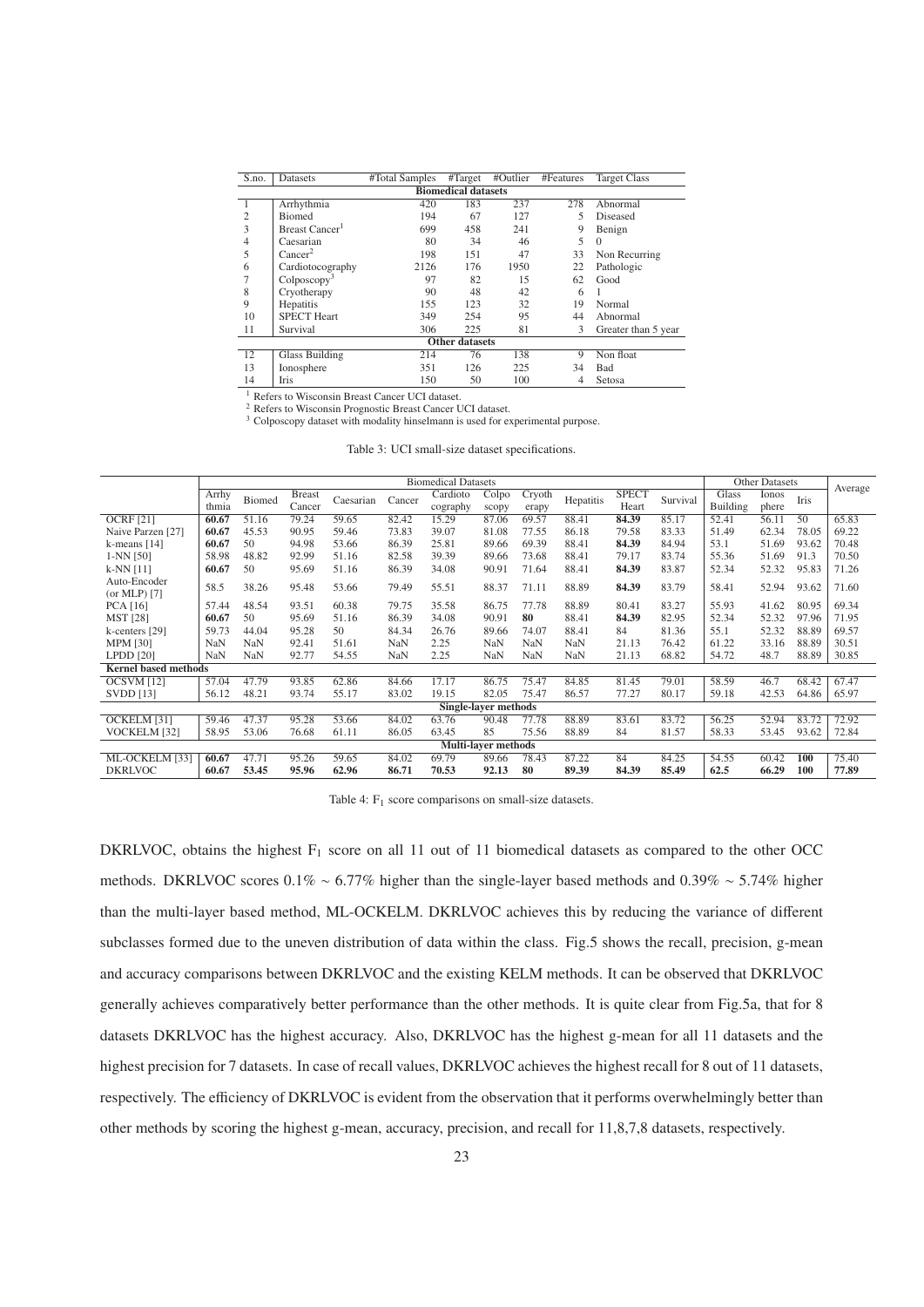| S.no. | Datasets | #Total Samples | #Target | #Outlier | #Features | Target Class |
|---|---|---|---|---|---|---|
| | **Biomedical datasets** | | | | | |
| 1 | Arrhythmia | 420 | 183 | 237 | 278 | Abnormal |
| 2 | Biomed | 194 | 67 | 127 | 5 | Diseased |
| 3 | Breast Cancer[1] | 699 | 458 | 241 | 9 | Benign |
| 4 | Caesarian | 80 | 34 | 46 | 5 | 0 |
| 5 | Cancer[2] | 198 | 151 | 47 | 33 | Non Recurring |
| 6 | Cardiotocography | 2126 | 176 | 1950 | 22 | Pathologic |
| 7 | Colposcopy[3] | 97 | 82 | 15 | 62 | Good |
| 8 | Cryotherapy | 90 | 48 | 42 | 6 | 1 |
| 9 | Hepatitis | 155 | 123 | 32 | 19 | Normal |
| 10 | SPECT Heart | 349 | 254 | 95 | 44 | Abnormal |
| 11 | Survival | 306 | 225 | 81 | 3 | Greater than 5 year |
| | **Other datasets** | | | | | |
| 12 | Glass Building | 214 | 76 | 138 | 9 | Non float |
| 13 | Ionosphere | 351 | 126 | 225 | 34 | Bad |
| 14 | Iris | 150 | 50 | 100 | 4 | Setosa |

[1] Refers to Wisconsin Breast Cancer UCI dataset.
[2] Refers to Wisconsin Prognostic Breast Cancer UCI dataset.
[3] Colposcopy dataset with modality hinselmann is used for experimental purpose.

Table 3: UCI small-size dataset specifications.

| | Biomedical Datasets | | | | | | | | | | | Other Datasets | | | Average |
|---|---|---|---|---|---|---|---|---|---|---|---|---|---|---|---|
| | Arrhythmia | Biomed | Breast Cancer | Caesarian | Cancer | Cardiotocography | Colposcopy | Cryotherapy | Hepatitis | SPECT Heart | Survival | Glass Building | Ionosphere | Iris | |
| OCRF [21] | **60.67** | 51.16 | 79.24 | 59.65 | 82.42 | 15.29 | 87.06 | 69.57 | 88.41 | **84.39** | 85.17 | 52.41 | 56.11 | 50 | 65.83 |
| Naive Parzen [27] | **60.67** | 45.53 | 90.95 | 59.46 | 73.83 | 39.07 | 81.08 | 77.55 | 86.18 | 79.58 | 83.33 | 51.49 | 62.34 | 78.05 | 69.22 |
| k-means [14] | **60.67** | 50 | 94.98 | 53.66 | 86.39 | 25.81 | 89.66 | 69.39 | 88.41 | **84.39** | 84.94 | 53.1 | 51.69 | 93.62 | 70.48 |
| 1-NN [50] | 58.98 | 48.82 | 92.99 | 51.16 | 82.58 | 39.39 | 89.66 | 73.68 | 88.41 | 79.17 | 83.74 | 55.36 | 51.69 | 91.3 | 70.50 |
| k-NN [11] | **60.67** | 50 | 95.69 | 51.16 | 86.39 | 34.08 | 90.91 | 71.64 | 88.41 | **84.39** | 83.87 | 52.34 | 52.32 | 95.83 | 71.26 |
| Auto-Encoder (or MLP) [7] | 58.5 | 38.26 | 95.48 | 53.66 | 79.49 | 55.51 | 88.37 | 71.11 | 88.89 | **84.39** | 83.79 | 58.41 | 52.94 | 93.62 | 71.60 |
| PCA [16] | 57.44 | 48.54 | 93.51 | 60.38 | 79.75 | 35.58 | 86.75 | 77.78 | 88.89 | 80.41 | 83.27 | 55.93 | 41.62 | 80.95 | 69.34 |
| MST [28] | **60.67** | 50 | 95.69 | 51.16 | 86.39 | 34.08 | 90.91 | **80** | 88.41 | **84.39** | 82.95 | 52.34 | 52.32 | 97.96 | 71.95 |
| k-centers [29] | 59.73 | 44.04 | 95.28 | 50 | 84.34 | 26.76 | 89.66 | 74.07 | 88.41 | 84 | 81.36 | 55.1 | 52.32 | 88.89 | 69.57 |
| MPM [30] | NaN | NaN | 92.41 | 51.61 | NaN | 2.25 | NaN | NaN | NaN | 21.13 | 76.42 | 61.22 | 33.16 | 88.89 | 30.51 |
| LPDD [20] | NaN | NaN | 92.77 | 54.55 | NaN | 2.25 | NaN | NaN | NaN | 21.13 | 68.82 | 54.72 | 48.7 | 88.89 | 30.85 |
| **Kernel based methods** | | | | | | | | | | | | | | | |
| OCSVM [12] | 57.04 | 47.79 | 93.85 | 62.86 | 84.66 | 17.17 | 86.75 | 75.47 | 84.85 | 81.45 | 79.01 | 58.59 | 46.7 | 68.42 | 67.47 |
| SVDD [13] | 56.12 | 48.21 | 93.74 | 55.17 | 83.02 | 19.15 | 82.05 | 75.47 | 86.57 | 77.27 | 80.17 | 59.18 | 42.53 | 64.86 | 65.97 |
| **Single-layer methods** | | | | | | | | | | | | | | | |
| OCKELM [31] | 59.46 | 47.37 | 95.28 | 53.66 | 84.02 | 63.76 | 90.48 | 77.78 | 88.89 | 83.61 | 83.72 | 56.25 | 52.94 | 83.72 | 72.92 |
| VOCKELM [32] | 58.95 | 53.06 | 76.68 | 61.11 | 86.05 | 63.45 | 85 | 75.56 | 88.89 | 84 | 81.57 | 58.33 | 53.45 | 93.62 | 72.84 |
| **Multi-layer methods** | | | | | | | | | | | | | | | |
| ML-OCKELM [33] | **60.67** | 47.71 | 95.26 | 59.65 | 84.02 | 69.79 | 89.66 | 78.43 | 87.22 | 84 | 84.25 | 54.55 | 60.42 | **100** | 75.40 |
| DKRLVOC | **60.67** | **53.45** | **95.96** | **62.96** | **86.71** | **70.53** | **92.13** | **80** | **89.39** | **84.39** | **85.49** | **62.5** | **66.29** | **100** | **77.89** |

Table 4: $F_1$ score comparisons on small-size datasets.

DKRLVOC, obtains the highest $F_1$ score on all 11 out of 11 biomedical datasets as compared to the other OCC methods. DKRLVOC scores $0.1\% \sim 6.77\%$ higher than the single-layer based methods and $0.39\% \sim 5.74\%$ higher than the multi-layer based method, ML-OCKELM. DKRLVOC achieves this by reducing the variance of different subclasses formed due to the uneven distribution of data within the class. Fig.5 shows the recall, precision, g-mean and accuracy comparisons between DKRLVOC and the existing KELM methods. It can be observed that DKRLVOC generally achieves comparatively better performance than the other methods. It is quite clear from Fig.5a, that for 8 datasets DKRLVOC has the highest accuracy. Also, DKRLVOC has the highest g-mean for all 11 datasets and the highest precision for 7 datasets. In case of recall values, DKRLVOC achieves the highest recall for 8 out of 11 datasets, respectively. The efficiency of DKRLVOC is evident from the observation that it performs overwhelmingly better than other methods by scoring the highest g-mean, accuracy, precision, and recall for 11,8,7,8 datasets, respectively.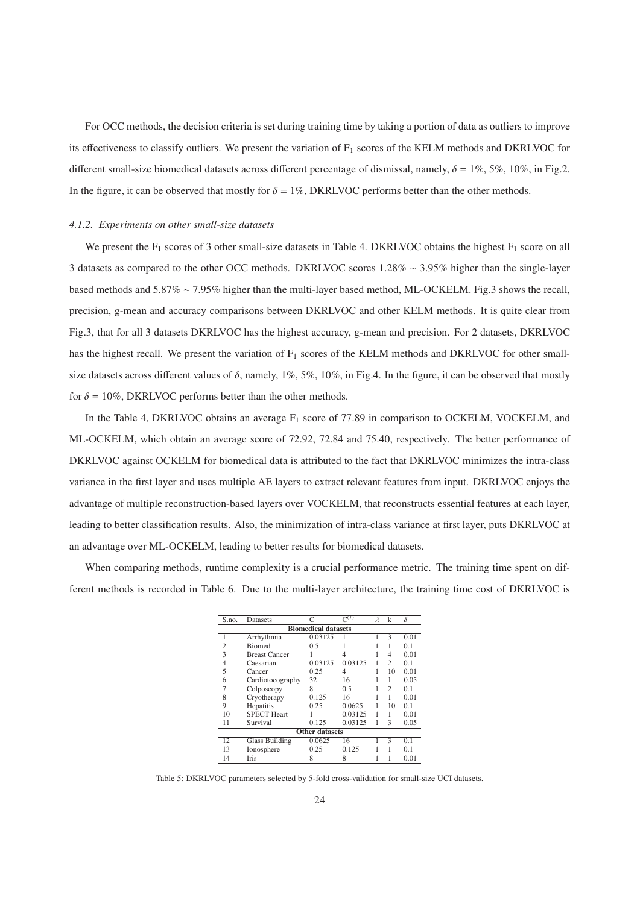For OCC methods, the decision criteria is set during training time by taking a portion of data as outliers to improve its effectiveness to classify outliers. We present the variation of $F_1$ scores of the KELM methods and DKRLVOC for different small-size biomedical datasets across different percentage of dismissal, namely, $\delta$ = 1%, 5%, 10%, in Fig.2. In the figure, it can be observed that mostly for $\delta$ = 1%, DKRLVOC performs better than the other methods.

#### *4.1.2. Experiments on other small-size datasets*

We present the $F_1$ scores of 3 other small-size datasets in Table 4. DKRLVOC obtains the highest $F_1$ score on all 3 datasets as compared to the other OCC methods. DKRLVOC scores 1.28% ∼ 3.95% higher than the single-layer based methods and 5.87% ∼ 7.95% higher than the multi-layer based method, ML-OCKELM. Fig.3 shows the recall, precision, g-mean and accuracy comparisons between DKRLVOC and other KELM methods. It is quite clear from Fig.3, that for all 3 datasets DKRLVOC has the highest accuracy, g-mean and precision. For 2 datasets, DKRLVOC has the highest recall. We present the variation of $F_1$ scores of the KELM methods and DKRLVOC for other small-size datasets across different values of $\delta$, namely, 1%, 5%, 10%, in Fig.4. In the figure, it can be observed that mostly for $\delta$ = 10%, DKRLVOC performs better than the other methods.

In the Table 4, DKRLVOC obtains an average $F_1$ score of 77.89 in comparison to OCKELM, VOCKELM, and ML-OCKELM, which obtain an average score of 72.92, 72.84 and 75.40, respectively. The better performance of DKRLVOC against OCKELM for biomedical data is attributed to the fact that DKRLVOC minimizes the intra-class variance in the first layer and uses multiple AE layers to extract relevant features from input. DKRLVOC enjoys the advantage of multiple reconstruction-based layers over VOCKELM, that reconstructs essential features at each layer, leading to better classification results. Also, the minimization of intra-class variance at first layer, puts DKRLVOC at an advantage over ML-OCKELM, leading to better results for biomedical datasets.

When comparing methods, runtime complexity is a crucial performance metric. The training time spent on different methods is recorded in Table 6. Due to the multi-layer architecture, the training time cost of DKRLVOC is

| S.no. | Datasets | C | $C^{(f)}$ | $\lambda$ | k | $\delta$ |
|---|---|---|---|---|---|---|
| | **Biomedical datasets** | | | | | |
| 1 | Arrhythmia | 0.03125 | 1 | 1 | 3 | 0.01 |
| 2 | Biomed | 0.5 | 1 | 1 | 1 | 0.1 |
| 3 | Breast Cancer | 1 | 4 | 1 | 4 | 0.01 |
| 4 | Caesarian | 0.03125 | 0.03125 | 1 | 2 | 0.1 |
| 5 | Cancer | 0.25 | 4 | 1 | 10 | 0.01 |
| 6 | Cardiotocography | 32 | 16 | 1 | 1 | 0.05 |
| 7 | Colposcopy | 8 | 0.5 | 1 | 2 | 0.1 |
| 8 | Cryotherapy | 0.125 | 16 | 1 | 1 | 0.01 |
| 9 | Hepatitis | 0.25 | 0.0625 | 1 | 10 | 0.1 |
| 10 | SPECT Heart | 1 | 0.03125 | 1 | 1 | 0.01 |
| 11 | Survival | 0.125 | 0.03125 | 1 | 3 | 0.05 |
| | **Other datasets** | | | | | |
| 12 | Glass Building | 0.0625 | 16 | 1 | 3 | 0.1 |
| 13 | Ionosphere | 0.25 | 0.125 | 1 | 1 | 0.1 |
| 14 | Iris | 8 | 8 | 1 | 1 | 0.01 |

Table 5: DKRLVOC parameters selected by 5-fold cross-validation for small-size UCI datasets.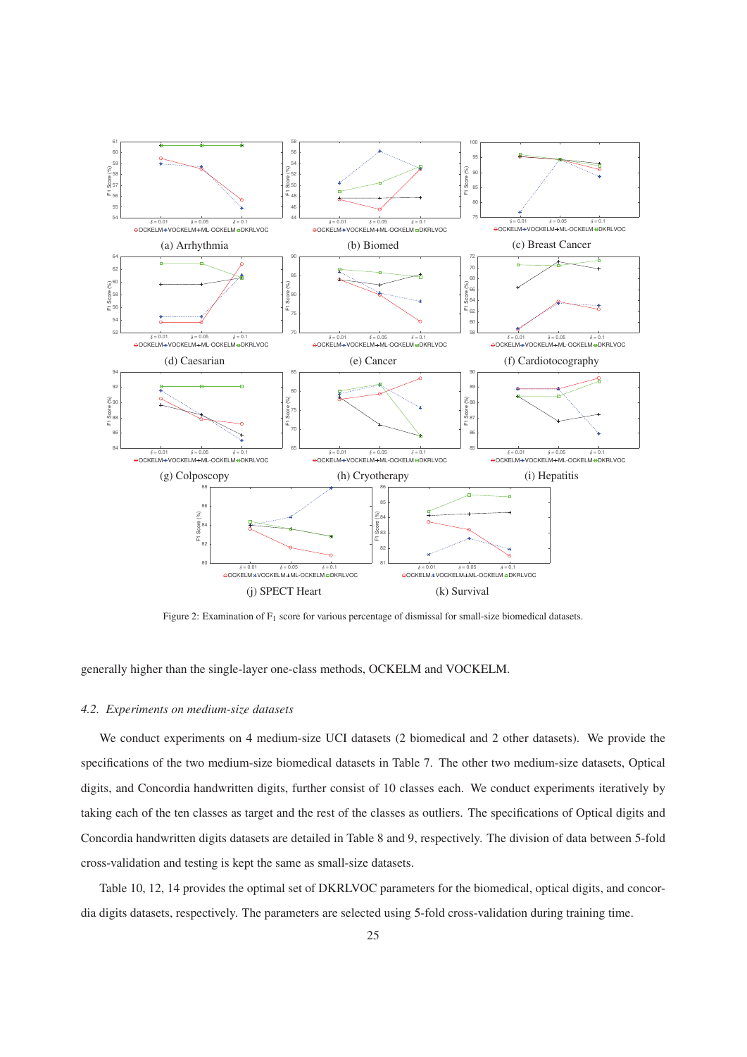(a) Arrhythmia

(b) Biomed

(c) Breast Cancer

(d) Caesarian

(e) Cancer

(f) Cardiotocography

(g) Colposcopy

(h) Cryotherapy

(i) Hepatitis

(j) SPECT Heart

(k) Survival

Figure 2: Examination of $F_1$ score for various percentage of dismissal for small-size biomedical datasets.

generally higher than the single-layer one-class methods, OCKELM and VOCKELM.

### *4.2. Experiments on medium-size datasets*

We conduct experiments on 4 medium-size UCI datasets (2 biomedical and 2 other datasets). We provide the specifications of the two medium-size biomedical datasets in Table 7. The other two medium-size datasets, Optical digits, and Concordia handwritten digits, further consist of 10 classes each. We conduct experiments iteratively by taking each of the ten classes as target and the rest of the classes as outliers. The specifications of Optical digits and Concordia handwritten digits datasets are detailed in Table 8 and 9, respectively. The division of data between 5-fold cross-validation and testing is kept the same as small-size datasets.

Table 10, 12, 14 provides the optimal set of DKRLVOC parameters for the biomedical, optical digits, and concordia digits datasets, respectively. The parameters are selected using 5-fold cross-validation during training time.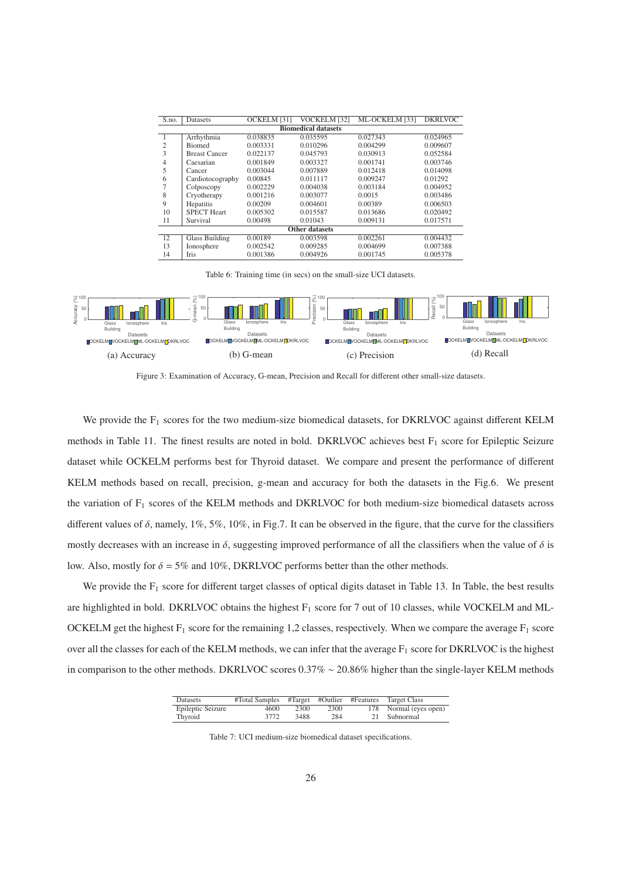| S.no. | Datasets | OCKELM [31] | VOCKELM [32] | ML-OCKELM [33] | DKRLVOC |
|---|---|---|---|---|---|
| **Biomedical datasets** | | | | | |
| 1 | Arrhythmia | 0.038835 | 0.035595 | 0.027343 | 0.024965 |
| 2 | Biomed | 0.003331 | 0.010296 | 0.004299 | 0.009607 |
| 3 | Breast Cancer | 0.022137 | 0.045793 | 0.030913 | 0.052584 |
| 4 | Caesarian | 0.001849 | 0.003327 | 0.001741 | 0.003746 |
| 5 | Cancer | 0.003044 | 0.007889 | 0.012418 | 0.014098 |
| 6 | Cardiotocography | 0.00845 | 0.011117 | 0.009247 | 0.01292 |
| 7 | Colposcopy | 0.002229 | 0.004038 | 0.003184 | 0.004952 |
| 8 | Cryotherapy | 0.001216 | 0.003077 | 0.0015 | 0.003486 |
| 9 | Hepatitis | 0.00209 | 0.004601 | 0.00389 | 0.006503 |
| 10 | SPECT Heart | 0.005302 | 0.015587 | 0.013686 | 0.020492 |
| 11 | Survival | 0.00498 | 0.01043 | 0.009131 | 0.017571 |
| **Other datasets** | | | | | |
| 12 | Glass Building | 0.00189 | 0.003598 | 0.002261 | 0.004432 |
| 13 | Ionosphere | 0.002542 | 0.009285 | 0.004699 | 0.007388 |
| 14 | Iris | 0.001386 | 0.004926 | 0.001745 | 0.005378 |

Table 6: Training time (in secs) on the small-size UCI datasets.

(a) Accuracy (b) G-mean (c) Precision (d) Recall

Figure 3: Examination of Accuracy, G-mean, Precision and Recall for different other small-size datasets.

We provide the $F_1$ scores for the two medium-size biomedical datasets, for DKRLVOC against different KELM methods in Table 11. The finest results are noted in bold. DKRLVOC achieves best $F_1$ score for Epileptic Seizure dataset while OCKELM performs best for Thyroid dataset. We compare and present the performance of different KELM methods based on recall, precision, g-mean and accuracy for both the datasets in the Fig.6. We present the variation of $F_1$ scores of the KELM methods and DKRLVOC for both medium-size biomedical datasets across different values of $\delta$, namely, 1%, 5%, 10%, in Fig.7. It can be observed in the figure, that the curve for the classifiers mostly decreases with an increase in $\delta$, suggesting improved performance of all the classifiers when the value of $\delta$ is low. Also, mostly for $\delta$ = 5% and 10%, DKRLVOC performs better than the other methods.

We provide the $F_1$ score for different target classes of optical digits dataset in Table 13. In Table, the best results are highlighted in bold. DKRLVOC obtains the highest $F_1$ score for 7 out of 10 classes, while VOCKELM and ML-OCKELM get the highest $F_1$ score for the remaining 1,2 classes, respectively. When we compare the average $F_1$ score over all the classes for each of the KELM methods, we can infer that the average $F_1$ score for DKRLVOC is the highest in comparison to the other methods. DKRLVOC scores 0.37% ~ 20.86% higher than the single-layer KELM methods

| Datasets | #Total Samples | #Target | #Outlier | #Features | Target Class |
|---|---|---|---|---|---|
| Epileptic Seizure | 4600 | 2300 | 2300 | 178 | Normal (eyes open) |
| Thyroid | 3772 | 3488 | 284 | 21 | Subnormal |

Table 7: UCI medium-size biomedical dataset specifications.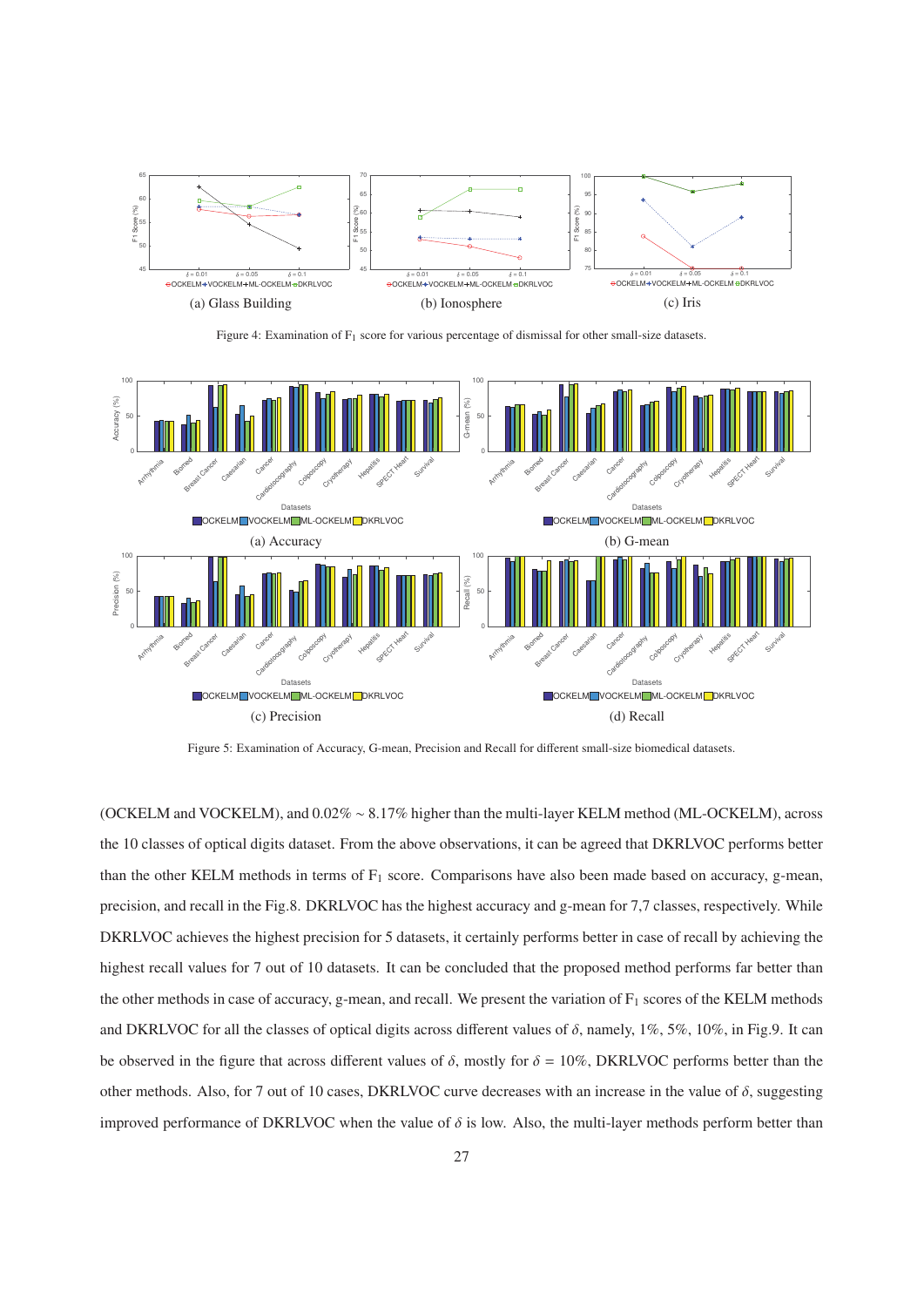(a) Glass Building

(b) Ionosphere

(c) Iris

Figure 4: Examination of $F_1$ score for various percentage of dismissal for other small-size datasets.

(a) Accuracy

(b) G-mean

(c) Precision

(d) Recall

Figure 5: Examination of Accuracy, G-mean, Precision and Recall for different small-size biomedical datasets.

(OCKELM and VOCKELM), and 0.02% ~ 8.17% higher than the multi-layer KELM method (ML-OCKELM), across the 10 classes of optical digits dataset. From the above observations, it can be agreed that DKRLVOC performs better than the other KELM methods in terms of $F_1$ score. Comparisons have also been made based on accuracy, g-mean, precision, and recall in the Fig.8. DKRLVOC has the highest accuracy and g-mean for 7,7 classes, respectively. While DKRLVOC achieves the highest precision for 5 datasets, it certainly performs better in case of recall by achieving the highest recall values for 7 out of 10 datasets. It can be concluded that the proposed method performs far better than the other methods in case of accuracy, g-mean, and recall. We present the variation of $F_1$ scores of the KELM methods and DKRLVOC for all the classes of optical digits across different values of $\delta$, namely, 1%, 5%, 10%, in Fig.9. It can be observed in the figure that across different values of $\delta$, mostly for $\delta$ = 10%, DKRLVOC performs better than the other methods. Also, for 7 out of 10 cases, DKRLVOC curve decreases with an increase in the value of $\delta$, suggesting improved performance of DKRLVOC when the value of $\delta$ is low. Also, the multi-layer methods perform better than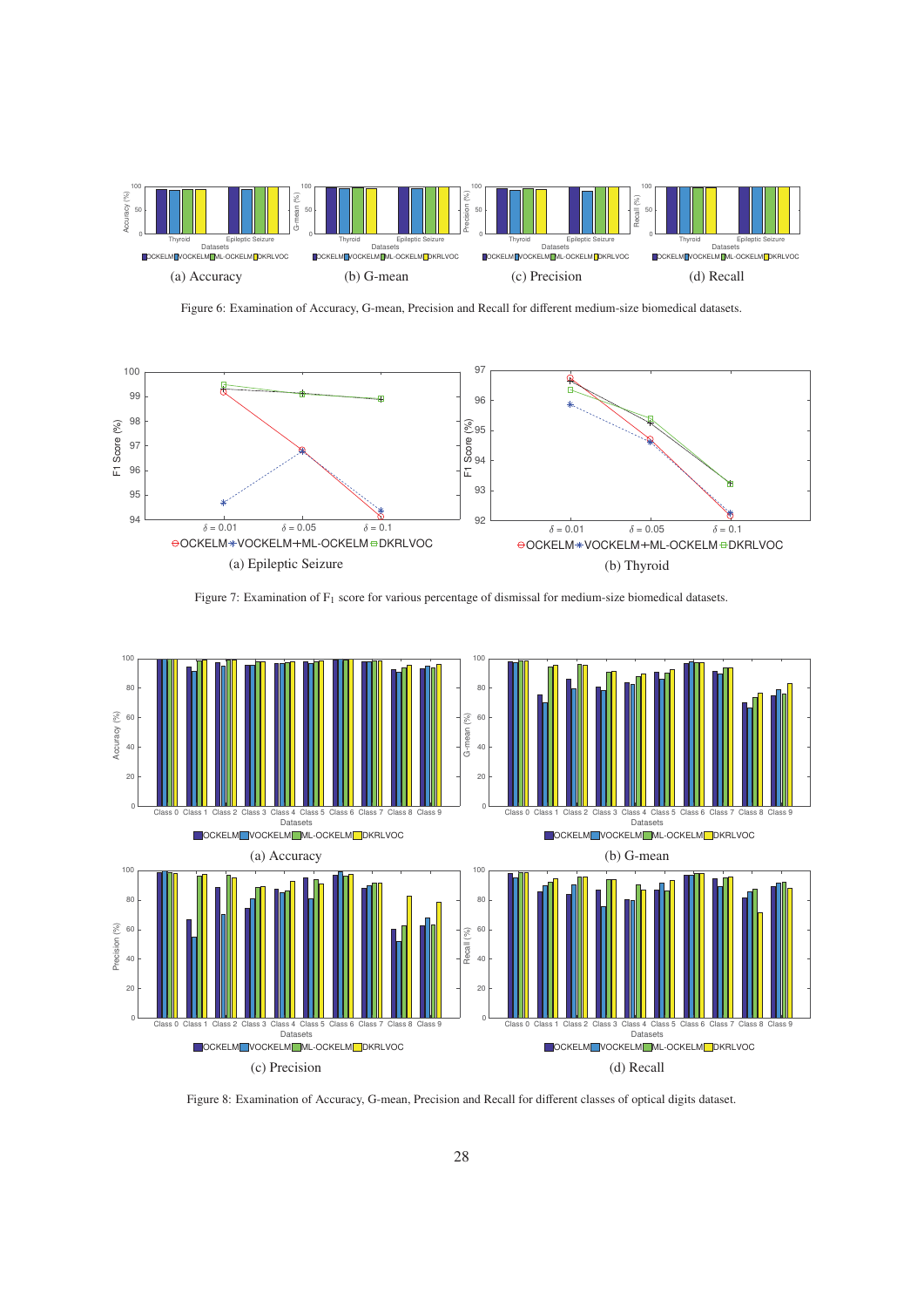(a) Accuracy

(b) G-mean

(c) Precision

(d) Recall

Figure 6: Examination of Accuracy, G-mean, Precision and Recall for different medium-size biomedical datasets.

(a) Epileptic Seizure

(b) Thyroid

Figure 7: Examination of $F_1$ score for various percentage of dismissal for medium-size biomedical datasets.

(a) Accuracy

(b) G-mean

(c) Precision

(d) Recall

Figure 8: Examination of Accuracy, G-mean, Precision and Recall for different classes of optical digits dataset.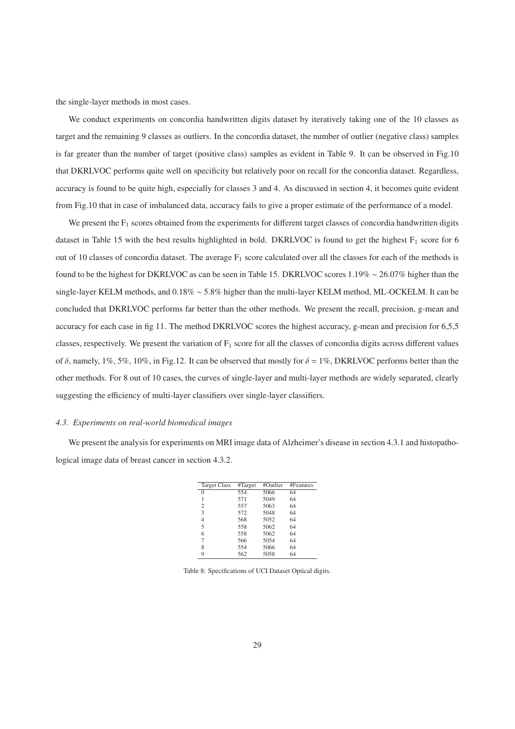the single-layer methods in most cases.

We conduct experiments on concordia handwritten digits dataset by iteratively taking one of the 10 classes as target and the remaining 9 classes as outliers. In the concordia dataset, the number of outlier (negative class) samples is far greater than the number of target (positive class) samples as evident in Table 9. It can be observed in Fig.10 that DKRLVOC performs quite well on specificity but relatively poor on recall for the concordia dataset. Regardless, accuracy is found to be quite high, especially for classes 3 and 4. As discussed in section 4, it becomes quite evident from Fig.10 that in case of imbalanced data, accuracy fails to give a proper estimate of the performance of a model.

We present the $F_1$ scores obtained from the experiments for different target classes of concordia handwritten digits dataset in Table 15 with the best results highlighted in bold. DKRLVOC is found to get the highest $F_1$ score for 6 out of 10 classes of concordia dataset. The average $F_1$ score calculated over all the classes for each of the methods is found to be the highest for DKRLVOC as can be seen in Table 15. DKRLVOC scores 1.19% ∼ 26.07% higher than the single-layer KELM methods, and 0.18% ∼ 5.8% higher than the multi-layer KELM method, ML-OCKELM. It can be concluded that DKRLVOC performs far better than the other methods. We present the recall, precision, g-mean and accuracy for each case in fig 11. The method DKRLVOC scores the highest accuracy, g-mean and precision for 6,5,5 classes, respectively. We present the variation of $F_1$ score for all the classes of concordia digits across different values of $\delta$, namely, 1%, 5%, 10%, in Fig.12. It can be observed that mostly for $\delta = 1\%$, DKRLVOC performs better than the other methods. For 8 out of 10 cases, the curves of single-layer and multi-layer methods are widely separated, clearly suggesting the efficiency of multi-layer classifiers over single-layer classifiers.

### *4.3. Experiments on real-world biomedical images*

We present the analysis for experiments on MRI image data of Alzheimer's disease in section 4.3.1 and histopathological image data of breast cancer in section 4.3.2.

| Target Class | #Target | #Outlier | #Features |
|---|---|---|---|
| 0 | 554 | 5066 | 64 |
| 1 | 571 | 5049 | 64 |
| 2 | 557 | 5063 | 64 |
| 3 | 572 | 5048 | 64 |
| 4 | 568 | 5052 | 64 |
| 5 | 558 | 5062 | 64 |
| 6 | 558 | 5062 | 64 |
| 7 | 566 | 5054 | 64 |
| 8 | 554 | 5066 | 64 |
| 9 | 562 | 5058 | 64 |

Table 8: Specifications of UCI Dataset Optical digits.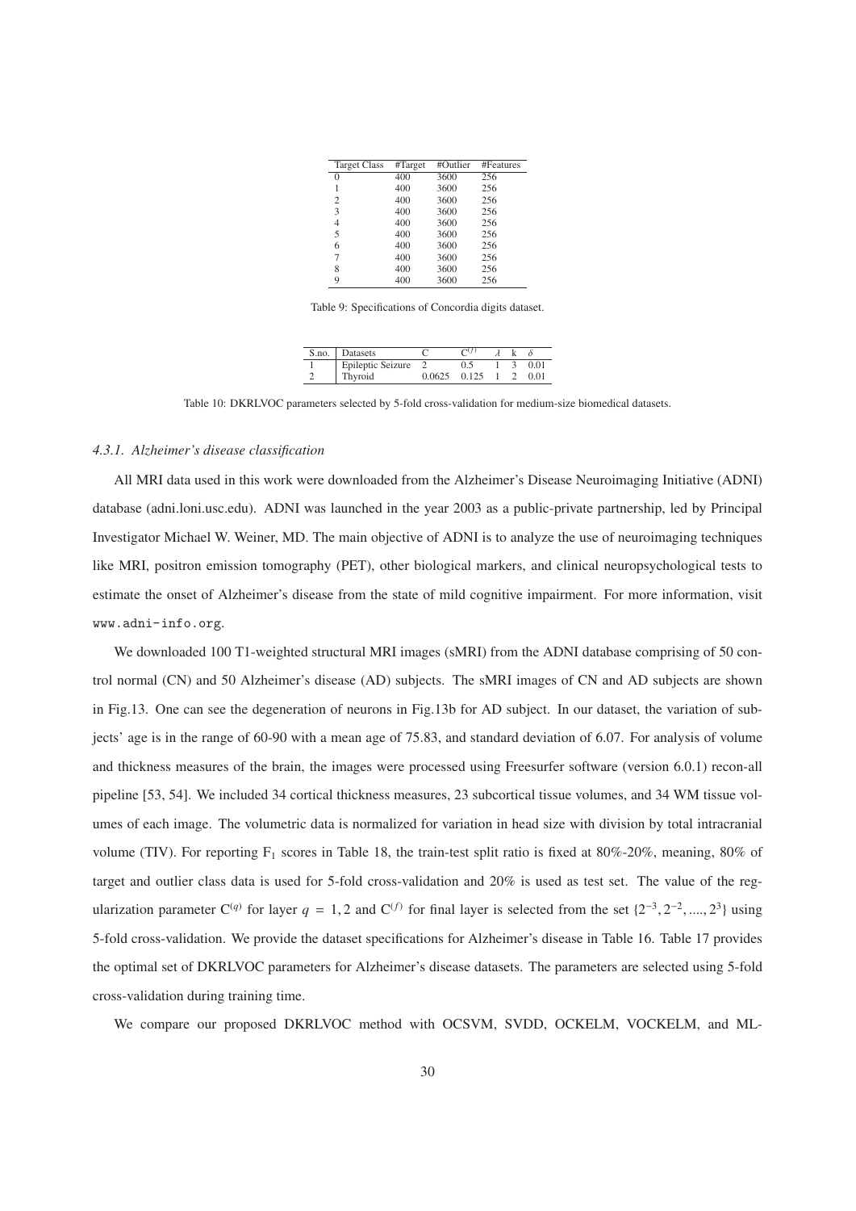| Target Class | #Target | #Outlier | #Features |
|---|---|---|---|
| 0 | 400 | 3600 | 256 |
| 1 | 400 | 3600 | 256 |
| 2 | 400 | 3600 | 256 |
| 3 | 400 | 3600 | 256 |
| 4 | 400 | 3600 | 256 |
| 5 | 400 | 3600 | 256 |
| 6 | 400 | 3600 | 256 |
| 7 | 400 | 3600 | 256 |
| 8 | 400 | 3600 | 256 |
| 9 | 400 | 3600 | 256 |

Table 9: Specifications of Concordia digits dataset.

| S.no. | Datasets | C | $C^{(f)}$ | $\lambda$ | k | $\delta$ |
|---|---|---|---|---|---|---|
| 1 | Epileptic Seizure | 2 | 0.5 | 1 | 3 | 0.01 |
| 2 | Thyroid | 0.0625 | 0.125 | 1 | 2 | 0.01 |

Table 10: DKRLVOC parameters selected by 5-fold cross-validation for medium-size biomedical datasets.

### *4.3.1. Alzheimer's disease classification*

All MRI data used in this work were downloaded from the Alzheimer's Disease Neuroimaging Initiative (ADNI) database (adni.loni.usc.edu). ADNI was launched in the year 2003 as a public-private partnership, led by Principal Investigator Michael W. Weiner, MD. The main objective of ADNI is to analyze the use of neuroimaging techniques like MRI, positron emission tomography (PET), other biological markers, and clinical neuropsychological tests to estimate the onset of Alzheimer's disease from the state of mild cognitive impairment. For more information, visit `www.adni-info.org`.

We downloaded 100 T1-weighted structural MRI images (sMRI) from the ADNI database comprising of 50 control normal (CN) and 50 Alzheimer's disease (AD) subjects. The sMRI images of CN and AD subjects are shown in Fig.13. One can see the degeneration of neurons in Fig.13b for AD subject. In our dataset, the variation of subjects' age is in the range of 60-90 with a mean age of 75.83, and standard deviation of 6.07. For analysis of volume and thickness measures of the brain, the images were processed using Freesurfer software (version 6.0.1) recon-all pipeline [53, 54]. We included 34 cortical thickness measures, 23 subcortical tissue volumes, and 34 WM tissue volumes of each image. The volumetric data is normalized for variation in head size with division by total intracranial volume (TIV). For reporting $F_1$ scores in Table 18, the train-test split ratio is fixed at 80%-20%, meaning, 80% of target and outlier class data is used for 5-fold cross-validation and 20% is used as test set. The value of the regularization parameter $C^{(q)}$ for layer $q = 1, 2$ and $C^{(f)}$ for final layer is selected from the set $\{2^{-3}, 2^{-2}, ...., 2^{3}\}$ using 5-fold cross-validation. We provide the dataset specifications for Alzheimer's disease in Table 16. Table 17 provides the optimal set of DKRLVOC parameters for Alzheimer's disease datasets. The parameters are selected using 5-fold cross-validation during training time.

We compare our proposed DKRLVOC method with OCSVM, SVDD, OCKELM, VOCKELM, and ML-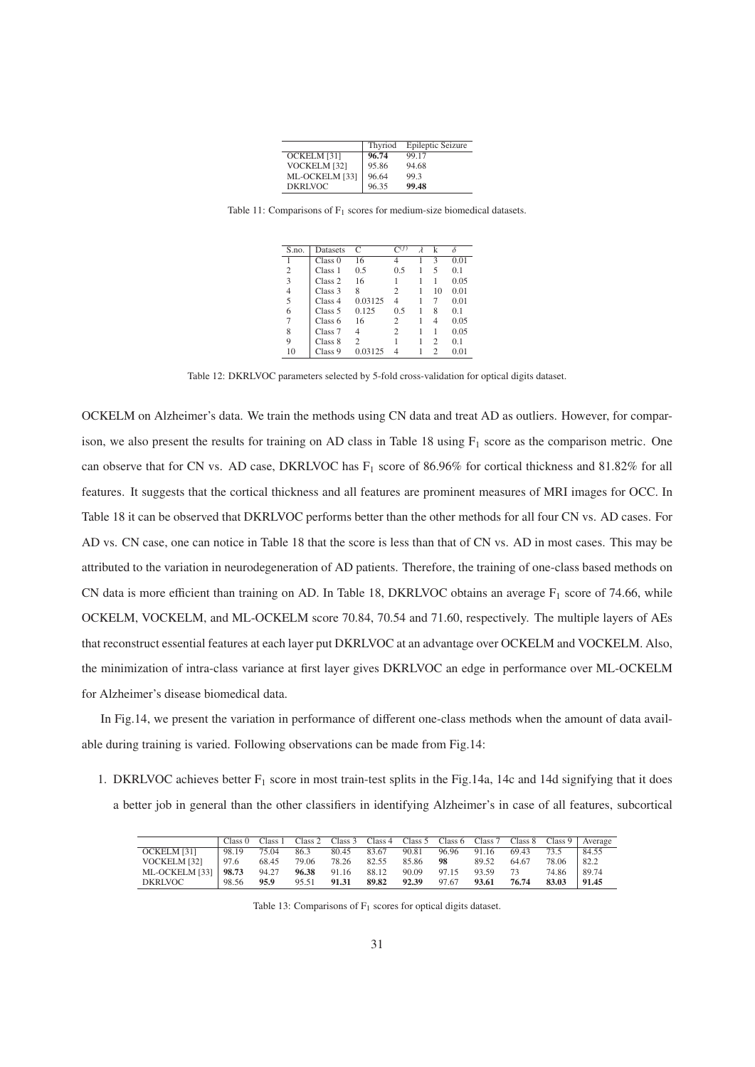|  | Thyriod | Epileptic Seizure |
|---|---|---|
| OCKELM [31] | **96.74** | 99.17 |
| VOCKELM [32] | 95.86 | 94.68 |
| ML-OCKELM [33] | 96.64 | 99.3 |
| DKRLVOC | 96.35 | **99.48** |

Table 11: Comparisons of $F_1$ scores for medium-size biomedical datasets.

| S.no. | Datasets | C | $C^{(l)}$ | $\lambda$ | k | $\delta$ |
|---|---|---|---|---|---|---|
| 1 | Class 0 | 16 | 4 | 1 | 3 | 0.01 |
| 2 | Class 1 | 0.5 | 0.5 | 1 | 5 | 0.1 |
| 3 | Class 2 | 16 | 1 | 1 | 1 | 0.05 |
| 4 | Class 3 | 8 | 2 | 1 | 10 | 0.01 |
| 5 | Class 4 | 0.03125 | 4 | 1 | 7 | 0.01 |
| 6 | Class 5 | 0.125 | 0.5 | 1 | 8 | 0.1 |
| 7 | Class 6 | 16 | 2 | 1 | 4 | 0.05 |
| 8 | Class 7 | 4 | 2 | 1 | 1 | 0.05 |
| 9 | Class 8 | 2 | 1 | 1 | 2 | 0.1 |
| 10 | Class 9 | 0.03125 | 4 | 1 | 2 | 0.01 |

Table 12: DKRLVOC parameters selected by 5-fold cross-validation for optical digits dataset.

OCKELM on Alzheimer's data. We train the methods using CN data and treat AD as outliers. However, for comparison, we also present the results for training on AD class in Table 18 using $F_1$ score as the comparison metric. One can observe that for CN vs. AD case, DKRLVOC has $F_1$ score of 86.96% for cortical thickness and 81.82% for all features. It suggests that the cortical thickness and all features are prominent measures of MRI images for OCC. In Table 18 it can be observed that DKRLVOC performs better than the other methods for all four CN vs. AD cases. For AD vs. CN case, one can notice in Table 18 that the score is less than that of CN vs. AD in most cases. This may be attributed to the variation in neurodegeneration of AD patients. Therefore, the training of one-class based methods on CN data is more efficient than training on AD. In Table 18, DKRLVOC obtains an average $F_1$ score of 74.66, while OCKELM, VOCKELM, and ML-OCKELM score 70.84, 70.54 and 71.60, respectively. The multiple layers of AEs that reconstruct essential features at each layer put DKRLVOC at an advantage over OCKELM and VOCKELM. Also, the minimization of intra-class variance at first layer gives DKRLVOC an edge in performance over ML-OCKELM for Alzheimer's disease biomedical data.

In Fig.14, we present the variation in performance of different one-class methods when the amount of data available during training is varied. Following observations can be made from Fig.14:

1. DKRLVOC achieves better $F_1$ score in most train-test splits in the Fig.14a, 14c and 14d signifying that it does a better job in general than the other classifiers in identifying Alzheimer's in case of all features, subcortical

|  | Class 0 | Class 1 | Class 2 | Class 3 | Class 4 | Class 5 | Class 6 | Class 7 | Class 8 | Class 9 | Average |
|---|---|---|---|---|---|---|---|---|---|---|---|
| OCKELM [31] | 98.19 | 75.04 | 86.3 | 80.45 | 83.67 | 90.81 | 96.96 | 91.16 | 69.43 | 73.5 | 84.55 |
| VOCKELM [32] | 97.6 | 68.45 | 79.06 | 78.26 | 82.55 | 85.86 | **98** | 89.52 | 64.67 | 78.06 | 82.2 |
| ML-OCKELM [33] | **98.73** | 94.27 | **96.38** | 91.16 | 88.12 | 90.09 | 97.15 | 93.59 | 73 | 74.86 | 89.74 |
| DKRLVOC | 98.56 | **95.9** | 95.51 | **91.31** | **89.82** | **92.39** | 97.67 | **93.61** | **76.74** | **83.03** | **91.45** |

Table 13: Comparisons of $F_1$ scores for optical digits dataset.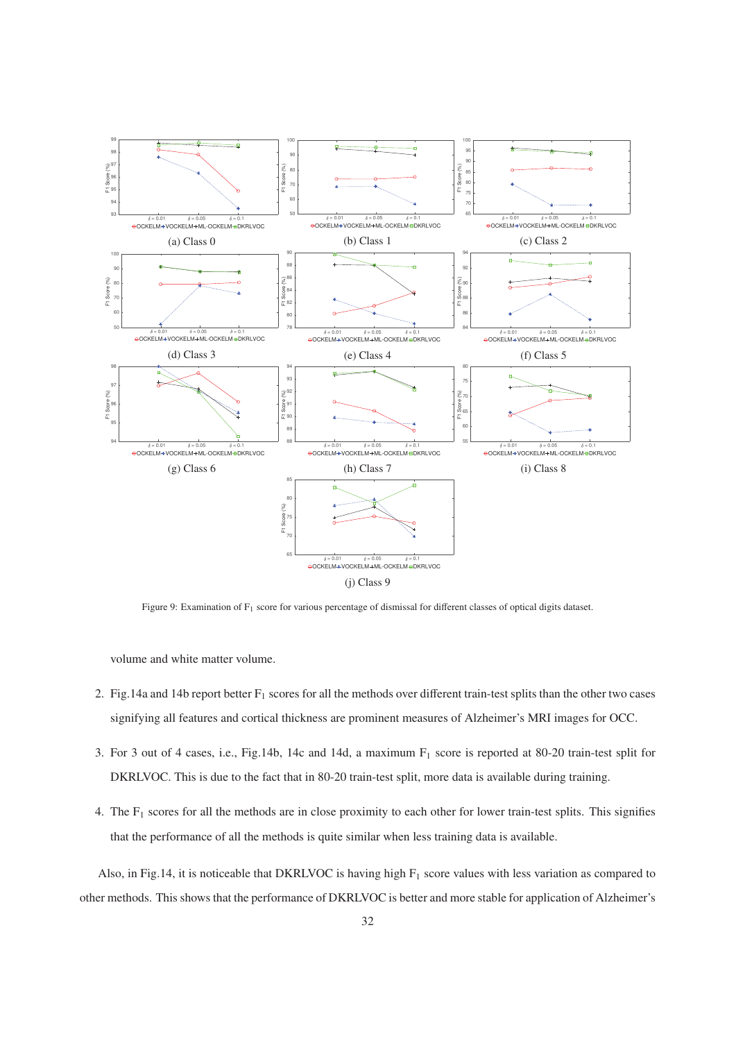(a) Class 0

(b) Class 1

(c) Class 2

(d) Class 3

(e) Class 4

(f) Class 5

(g) Class 6

(h) Class 7

(i) Class 8

(j) Class 9

Figure 9: Examination of $F_1$ score for various percentage of dismissal for different classes of optical digits dataset.

volume and white matter volume.

2. Fig.14a and 14b report better $F_1$ scores for all the methods over different train-test splits than the other two cases signifying all features and cortical thickness are prominent measures of Alzheimer's MRI images for OCC.
3. For 3 out of 4 cases, i.e., Fig.14b, 14c and 14d, a maximum $F_1$ score is reported at 80-20 train-test split for DKRLVOC. This is due to the fact that in 80-20 train-test split, more data is available during training.
4. The $F_1$ scores for all the methods are in close proximity to each other for lower train-test splits. This signifies that the performance of all the methods is quite similar when less training data is available.

Also, in Fig.14, it is noticeable that DKRLVOC is having high $F_1$ score values with less variation as compared to other methods. This shows that the performance of DKRLVOC is better and more stable for application of Alzheimer's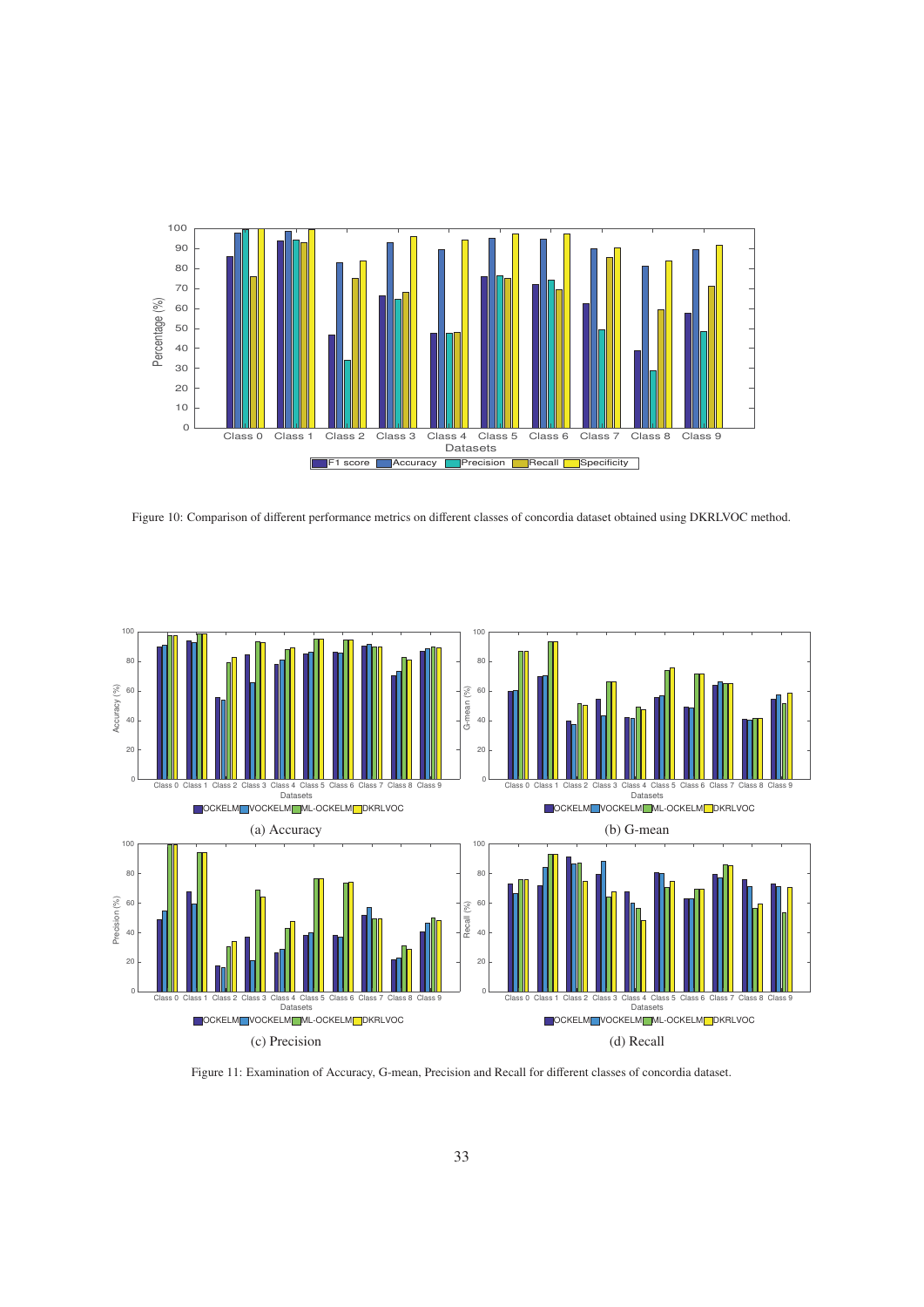Figure 10: Comparison of different performance metrics on different classes of concordia dataset obtained using DKRLVOC method.

(a) Accuracy

(b) G-mean

(c) Precision

(d) Recall

Figure 11: Examination of Accuracy, G-mean, Precision and Recall for different classes of concordia dataset.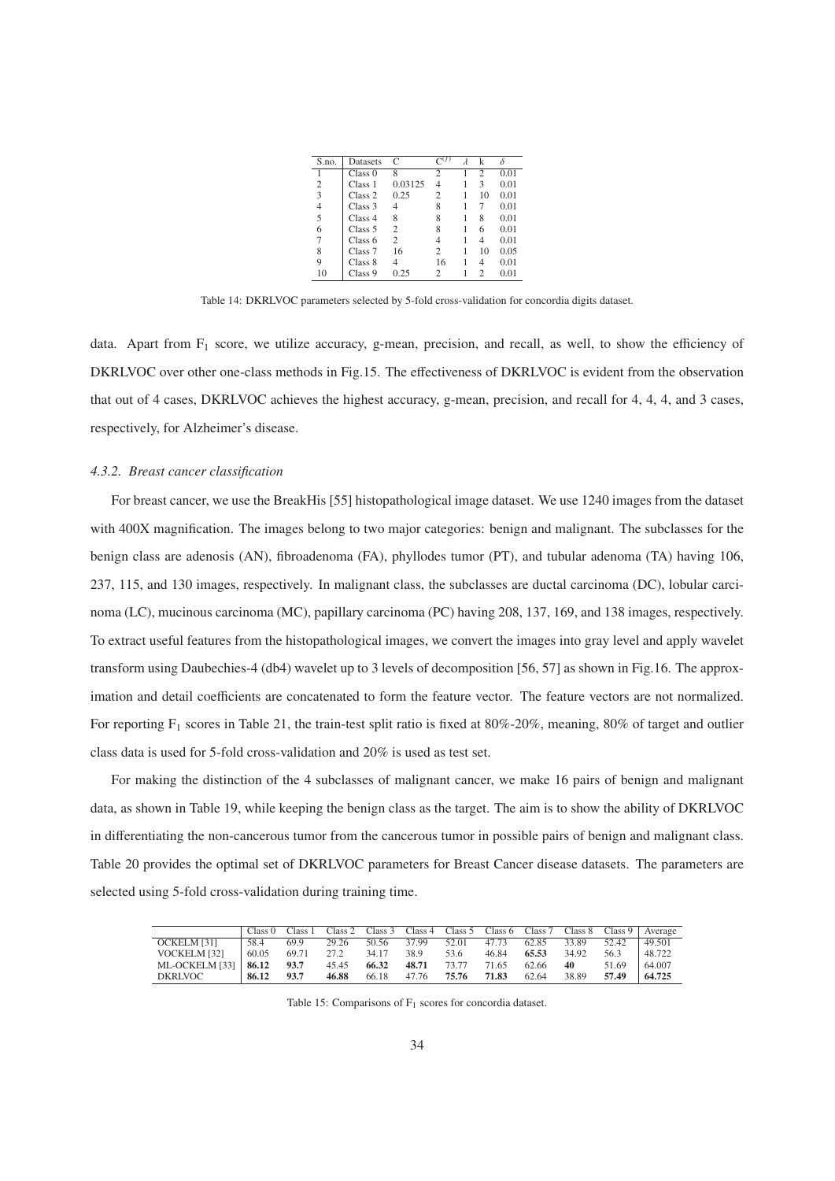| S.no. | Datasets | C | $C^{(l)}$ | $\lambda$ | k | $\delta$ |
|---|---|---|---|---|---|---|
| 1 | Class 0 | 8 | 2 | 1 | 2 | 0.01 |
| 2 | Class 1 | 0.03125 | 4 | 1 | 3 | 0.01 |
| 3 | Class 2 | 0.25 | 2 | 1 | 10 | 0.01 |
| 4 | Class 3 | 4 | 8 | 1 | 7 | 0.01 |
| 5 | Class 4 | 8 | 8 | 1 | 8 | 0.01 |
| 6 | Class 5 | 2 | 8 | 1 | 6 | 0.01 |
| 7 | Class 6 | 2 | 4 | 1 | 4 | 0.01 |
| 8 | Class 7 | 16 | 2 | 1 | 10 | 0.05 |
| 9 | Class 8 | 4 | 16 | 1 | 4 | 0.01 |
| 10 | Class 9 | 0.25 | 2 | 1 | 2 | 0.01 |

Table 14: DKRLVOC parameters selected by 5-fold cross-validation for concordia digits dataset.

data. Apart from $F_1$ score, we utilize accuracy, g-mean, precision, and recall, as well, to show the efficiency of DKRLVOC over other one-class methods in Fig.15. The effectiveness of DKRLVOC is evident from the observation that out of 4 cases, DKRLVOC achieves the highest accuracy, g-mean, precision, and recall for 4, 4, 4, and 3 cases, respectively, for Alzheimer's disease.

#### *4.3.2. Breast cancer classification*

For breast cancer, we use the BreakHis [55] histopathological image dataset. We use 1240 images from the dataset with 400X magnification. The images belong to two major categories: benign and malignant. The subclasses for the benign class are adenosis (AN), fibroadenoma (FA), phyllodes tumor (PT), and tubular adenoma (TA) having 106, 237, 115, and 130 images, respectively. In malignant class, the subclasses are ductal carcinoma (DC), lobular carcinoma (LC), mucinous carcinoma (MC), papillary carcinoma (PC) having 208, 137, 169, and 138 images, respectively. To extract useful features from the histopathological images, we convert the images into gray level and apply wavelet transform using Daubechies-4 (db4) wavelet up to 3 levels of decomposition [56, 57] as shown in Fig.16. The approximation and detail coefficients are concatenated to form the feature vector. The feature vectors are not normalized. For reporting $F_1$ scores in Table 21, the train-test split ratio is fixed at 80%-20%, meaning, 80% of target and outlier class data is used for 5-fold cross-validation and 20% is used as test set.

For making the distinction of the 4 subclasses of malignant cancer, we make 16 pairs of benign and malignant data, as shown in Table 19, while keeping the benign class as the target. The aim is to show the ability of DKRLVOC in differentiating the non-cancerous tumor from the cancerous tumor in possible pairs of benign and malignant class. Table 20 provides the optimal set of DKRLVOC parameters for Breast Cancer disease datasets. The parameters are selected using 5-fold cross-validation during training time.

| | Class 0 | Class 1 | Class 2 | Class 3 | Class 4 | Class 5 | Class 6 | Class 7 | Class 8 | Class 9 | Average |
|---|---|---|---|---|---|---|---|---|---|---|---|
| OCKELM [31] | 58.4 | 69.9 | 29.26 | 50.56 | 37.99 | 52.01 | 47.73 | 62.85 | 33.89 | 52.42 | 49.501 |
| VOCKELM [32] | 60.05 | 69.71 | 27.2 | 34.17 | 38.9 | 53.6 | 46.84 | **65.53** | 34.92 | 56.3 | 48.722 |
| ML-OCKELM [33] | **86.12** | **93.7** | 45.45 | **66.32** | **48.71** | 73.77 | 71.65 | 62.66 | **40** | 51.69 | 64.007 |
| DKRLVOC | **86.12** | **93.7** | **46.88** | 66.18 | 47.76 | **75.76** | **71.83** | 62.64 | 38.89 | **57.49** | **64.725** |

Table 15: Comparisons of $F_1$ scores for concordia dataset.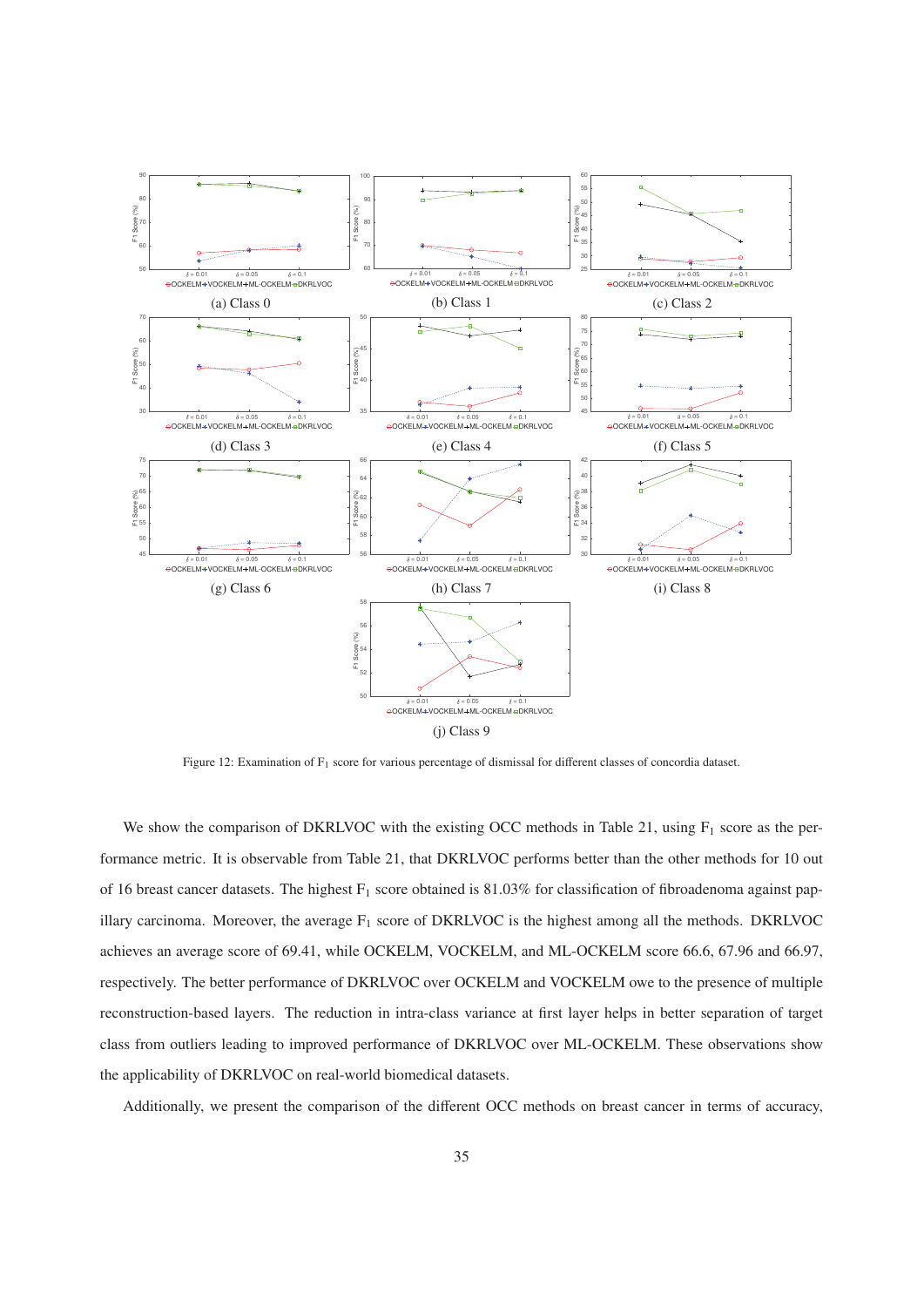(a) Class 0

(b) Class 1

(c) Class 2

(d) Class 3

(e) Class 4

(f) Class 5

(g) Class 6

(h) Class 7

(i) Class 8

(j) Class 9

Figure 12: Examination of $F_1$ score for various percentage of dismissal for different classes of concordia dataset.

We show the comparison of DKRLVOC with the existing OCC methods in Table 21, using $F_1$ score as the performance metric. It is observable from Table 21, that DKRLVOC performs better than the other methods for 10 out of 16 breast cancer datasets. The highest $F_1$ score obtained is 81.03% for classification of fibroadenoma against papillary carcinoma. Moreover, the average $F_1$ score of DKRLVOC is the highest among all the methods. DKRLVOC achieves an average score of 69.41, while OCKELM, VOCKELM, and ML-OCKELM score 66.6, 67.96 and 66.97, respectively. The better performance of DKRLVOC over OCKELM and VOCKELM owe to the presence of multiple reconstruction-based layers. The reduction in intra-class variance at first layer helps in better separation of target class from outliers leading to improved performance of DKRLVOC over ML-OCKELM. These observations show the applicability of DKRLVOC on real-world biomedical datasets.

Additionally, we present the comparison of the different OCC methods on breast cancer in terms of accuracy,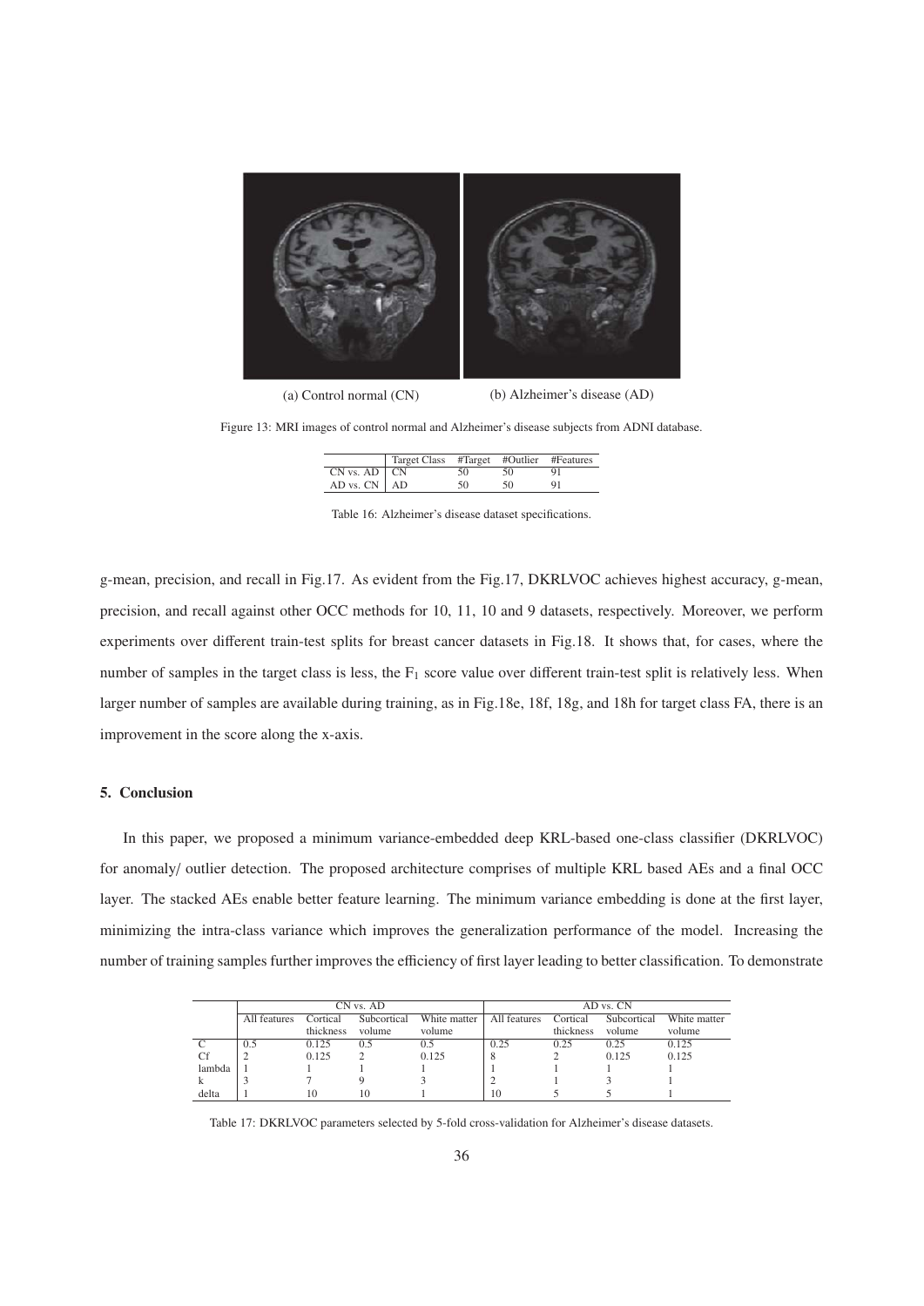(a) Control normal (CN)

(b) Alzheimer's disease (AD)

Figure 13: MRI images of control normal and Alzheimer's disease subjects from ADNI database.

| | Target Class | #Target | #Outlier | #Features |
|---|---|---|---|---|
| CN vs. AD | CN | 50 | 50 | 91 |
| AD vs. CN | AD | 50 | 50 | 91 |

Table 16: Alzheimer's disease dataset specifications.

g-mean, precision, and recall in Fig.17. As evident from the Fig.17, DKRLVOC achieves highest accuracy, g-mean, precision, and recall against other OCC methods for 10, 11, 10 and 9 datasets, respectively. Moreover, we perform experiments over different train-test splits for breast cancer datasets in Fig.18. It shows that, for cases, where the number of samples in the target class is less, the $F_1$ score value over different train-test split is relatively less. When larger number of samples are available during training, as in Fig.18e, 18f, 18g, and 18h for target class FA, there is an improvement in the score along the x-axis.

## 5. Conclusion

In this paper, we proposed a minimum variance-embedded deep KRL-based one-class classifier (DKRLVOC) for anomaly/ outlier detection. The proposed architecture comprises of multiple KRL based AEs and a final OCC layer. The stacked AEs enable better feature learning. The minimum variance embedding is done at the first layer, minimizing the intra-class variance which improves the generalization performance of the model. Increasing the number of training samples further improves the efficiency of first layer leading to better classification. To demonstrate

| | CN vs. AD | | | | AD vs. CN | | | |
|---|---|---|---|---|---|---|---|---|
| | All features | Cortical thickness | Subcortical volume | White matter volume | All features | Cortical thickness | Subcortical volume | White matter volume |
| C | 0.5 | 0.125 | 0.5 | 0.5 | 0.25 | 0.25 | 0.25 | 0.125 |
| Cf | 2 | 0.125 | 2 | 0.125 | 8 | 2 | 0.125 | 0.125 |
| lambda | 1 | 1 | 1 | 1 | 1 | 1 | 1 | 1 |
| k | 3 | 7 | 9 | 3 | 2 | 1 | 3 | 1 |
| delta | 1 | 10 | 10 | 1 | 10 | 5 | 5 | 1 |

Table 17: DKRLVOC parameters selected by 5-fold cross-validation for Alzheimer's disease datasets.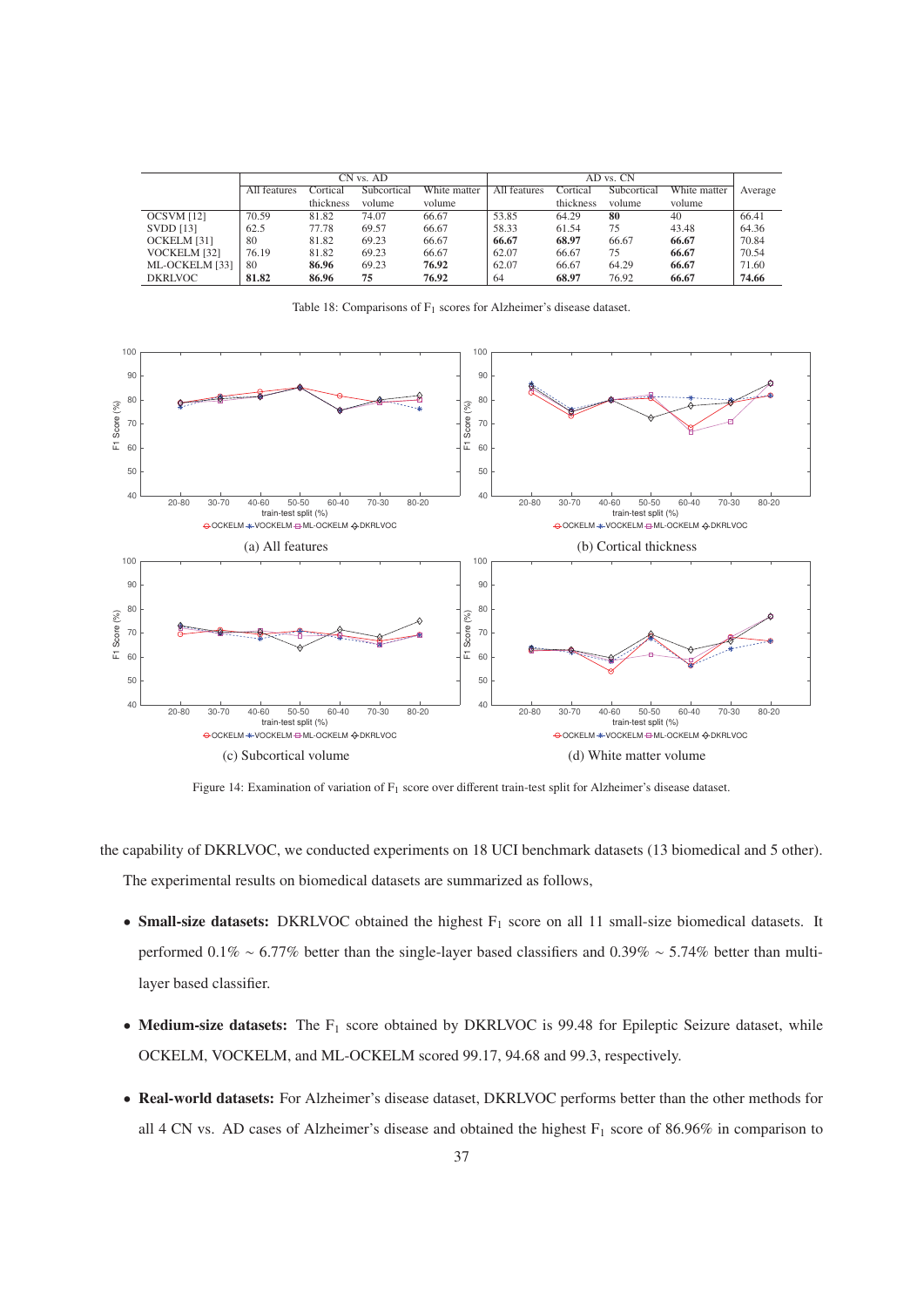|  | CN vs. AD |  |  |  | AD vs. CN |  |  |  | Average |
|---|---|---|---|---|---|---|---|---|---|
|  | All features | Cortical thickness | Subcortical volume | White matter volume | All features | Cortical thickness | Subcortical volume | White matter volume |  |
| OCSVM [12] | 70.59 | 81.82 | 74.07 | 66.67 | 53.85 | 64.29 | **80** | 40 | 66.41 |
| SVDD [13] | 62.5 | 77.78 | 69.57 | 66.67 | 58.33 | 61.54 | 75 | 43.48 | 64.36 |
| OCKELM [31] | 80 | 81.82 | 69.23 | 66.67 | **66.67** | **68.97** | 66.67 | **66.67** | 70.84 |
| VOCKELM [32] | 76.19 | 81.82 | 69.23 | 66.67 | 62.07 | 66.67 | 75 | **66.67** | 70.54 |
| ML-OCKELM [33] | 80 | **86.96** | 69.23 | **76.92** | 62.07 | 66.67 | 64.29 | **66.67** | 71.60 |
| DKRLVOC | **81.82** | **86.96** | **75** | **76.92** | 64 | **68.97** | 76.92 | **66.67** | **74.66** |

Table 18: Comparisons of $F_1$ scores for Alzheimer's disease dataset.

(a) All features

(b) Cortical thickness

(c) Subcortical volume

(d) White matter volume

Figure 14: Examination of variation of $F_1$ score over different train-test split for Alzheimer's disease dataset.

the capability of DKRLVOC, we conducted experiments on 18 UCI benchmark datasets (13 biomedical and 5 other). The experimental results on biomedical datasets are summarized as follows,

- **Small-size datasets:** DKRLVOC obtained the highest $F_1$ score on all 11 small-size biomedical datasets. It performed 0.1% ∼ 6.77% better than the single-layer based classifiers and 0.39% ∼ 5.74% better than multi-layer based classifier.
- **Medium-size datasets:** The $F_1$ score obtained by DKRLVOC is 99.48 for Epileptic Seizure dataset, while OCKELM, VOCKELM, and ML-OCKELM scored 99.17, 94.68 and 99.3, respectively.
- **Real-world datasets:** For Alzheimer's disease dataset, DKRLVOC performs better than the other methods for all 4 CN vs. AD cases of Alzheimer's disease and obtained the highest $F_1$ score of 86.96% in comparison to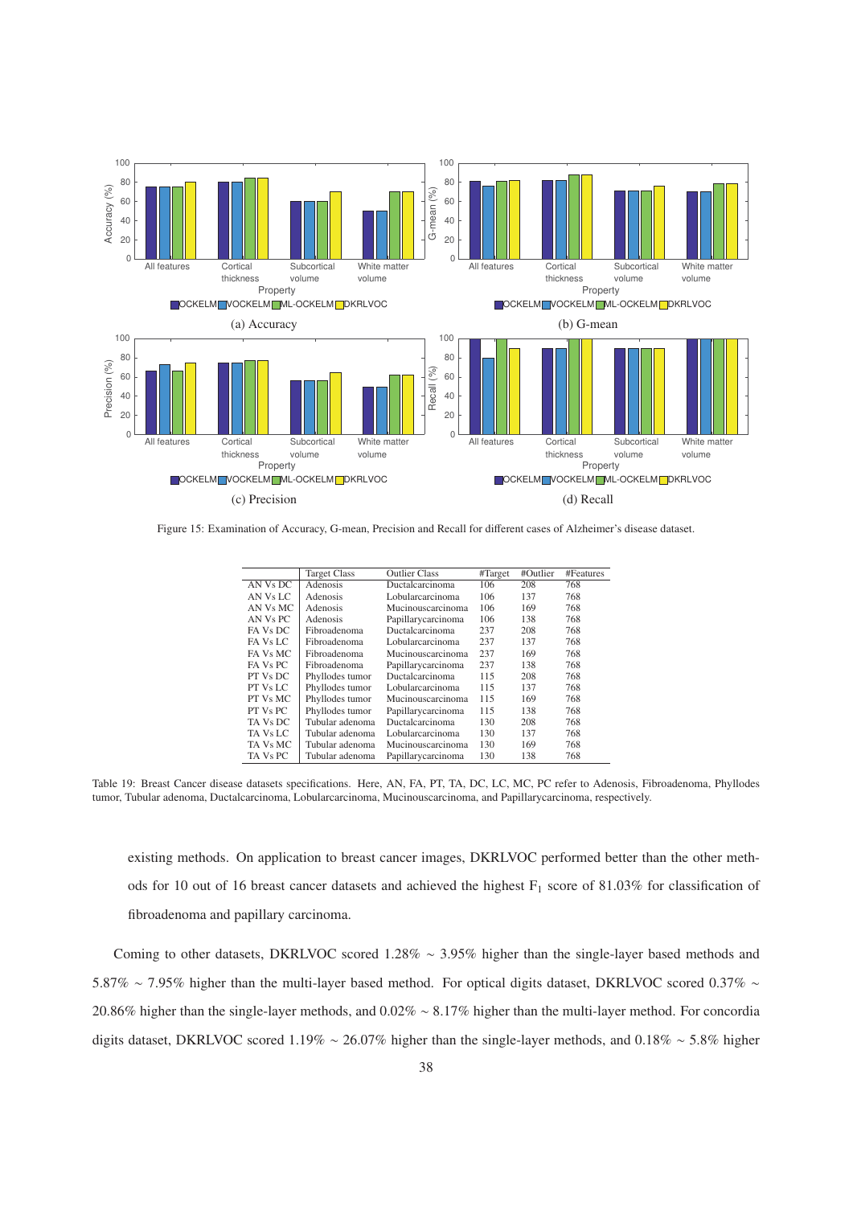Figure 15: Examination of Accuracy, G-mean, Precision and Recall for different cases of Alzheimer's disease dataset.

|  | Target Class | Outlier Class | #Target | #Outlier | #Features |
|---|---|---|---|---|---|
| AN Vs DC | Adenosis | Ductalcarcinoma | 106 | 208 | 768 |
| AN Vs LC | Adenosis | Lobularcarcinoma | 106 | 137 | 768 |
| AN Vs MC | Adenosis | Mucinouscarcinoma | 106 | 169 | 768 |
| AN Vs PC | Adenosis | Papillarycarcinoma | 106 | 138 | 768 |
| FA Vs DC | Fibroadenoma | Ductalcarcinoma | 237 | 208 | 768 |
| FA Vs LC | Fibroadenoma | Lobularcarcinoma | 237 | 137 | 768 |
| FA Vs MC | Fibroadenoma | Mucinouscarcinoma | 237 | 169 | 768 |
| FA Vs PC | Fibroadenoma | Papillarycarcinoma | 237 | 138 | 768 |
| PT Vs DC | Phyllodes tumor | Ductalcarcinoma | 115 | 208 | 768 |
| PT Vs LC | Phyllodes tumor | Lobularcarcinoma | 115 | 137 | 768 |
| PT Vs MC | Phyllodes tumor | Mucinouscarcinoma | 115 | 169 | 768 |
| PT Vs PC | Phyllodes tumor | Papillarycarcinoma | 115 | 138 | 768 |
| TA Vs DC | Tubular adenoma | Ductalcarcinoma | 130 | 208 | 768 |
| TA Vs LC | Tubular adenoma | Lobularcarcinoma | 130 | 137 | 768 |
| TA Vs MC | Tubular adenoma | Mucinouscarcinoma | 130 | 169 | 768 |
| TA Vs PC | Tubular adenoma | Papillarycarcinoma | 130 | 138 | 768 |

Table 19: Breast Cancer disease datasets specifications. Here, AN, FA, PT, TA, DC, LC, MC, PC refer to Adenosis, Fibroadenoma, Phyllodes tumor, Tubular adenoma, Ductalcarcinoma, Lobularcarcinoma, Mucinouscarcinoma, and Papillarycarcinoma, respectively.

existing methods. On application to breast cancer images, DKRLVOC performed better than the other methods for 10 out of 16 breast cancer datasets and achieved the highest $F_1$ score of 81.03% for classification of fibroadenoma and papillary carcinoma.

Coming to other datasets, DKRLVOC scored 1.28% $\sim$ 3.95% higher than the single-layer based methods and 5.87% $\sim$ 7.95% higher than the multi-layer based method. For optical digits dataset, DKRLVOC scored 0.37% $\sim$ 20.86% higher than the single-layer methods, and 0.02% $\sim$ 8.17% higher than the multi-layer method. For concordia digits dataset, DKRLVOC scored 1.19% $\sim$ 26.07% higher than the single-layer methods, and 0.18% $\sim$ 5.8% higher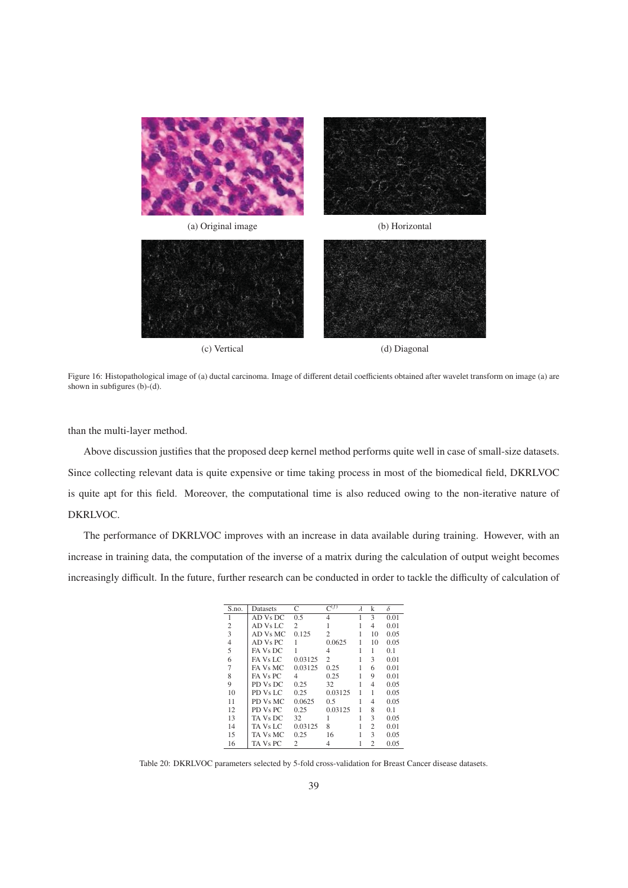(a) Original image

(b) Horizontal

(c) Vertical

(d) Diagonal

Figure 16: Histopathological image of (a) ductal carcinoma. Image of different detail coefficients obtained after wavelet transform on image (a) are shown in subfigures (b)-(d).

than the multi-layer method.

Above discussion justifies that the proposed deep kernel method performs quite well in case of small-size datasets. Since collecting relevant data is quite expensive or time taking process in most of the biomedical field, DKRLVOC is quite apt for this field. Moreover, the computational time is also reduced owing to the non-iterative nature of DKRLVOC.

The performance of DKRLVOC improves with an increase in data available during training. However, with an increase in training data, the computation of the inverse of a matrix during the calculation of output weight becomes increasingly difficult. In the future, further research can be conducted in order to tackle the difficulty of calculation of

| S.no. | Datasets | C | $C^{(1)}$ | $\lambda$ | k | $\delta$ |
|---|---|---|---|---|---|---|
| 1 | AD Vs DC | 0.5 | 4 | 1 | 3 | 0.01 |
| 2 | AD Vs LC | 2 | 1 | 1 | 4 | 0.01 |
| 3 | AD Vs MC | 0.125 | 2 | 1 | 10 | 0.05 |
| 4 | AD Vs PC | 1 | 0.0625 | 1 | 10 | 0.05 |
| 5 | FA Vs DC | 1 | 4 | 1 | 1 | 0.1 |
| 6 | FA Vs LC | 0.03125 | 2 | 1 | 3 | 0.01 |
| 7 | FA Vs MC | 0.03125 | 0.25 | 1 | 6 | 0.01 |
| 8 | FA Vs PC | 4 | 0.25 | 1 | 9 | 0.01 |
| 9 | PD Vs DC | 0.25 | 32 | 1 | 4 | 0.05 |
| 10 | PD Vs LC | 0.25 | 0.03125 | 1 | 1 | 0.05 |
| 11 | PD Vs MC | 0.0625 | 0.5 | 1 | 4 | 0.05 |
| 12 | PD Vs PC | 0.25 | 0.03125 | 1 | 8 | 0.1 |
| 13 | TA Vs DC | 32 | 1 | 1 | 3 | 0.05 |
| 14 | TA Vs LC | 0.03125 | 8 | 1 | 2 | 0.01 |
| 15 | TA Vs MC | 0.25 | 16 | 1 | 3 | 0.05 |
| 16 | TA Vs PC | 2 | 4 | 1 | 2 | 0.05 |

Table 20: DKRLVOC parameters selected by 5-fold cross-validation for Breast Cancer disease datasets.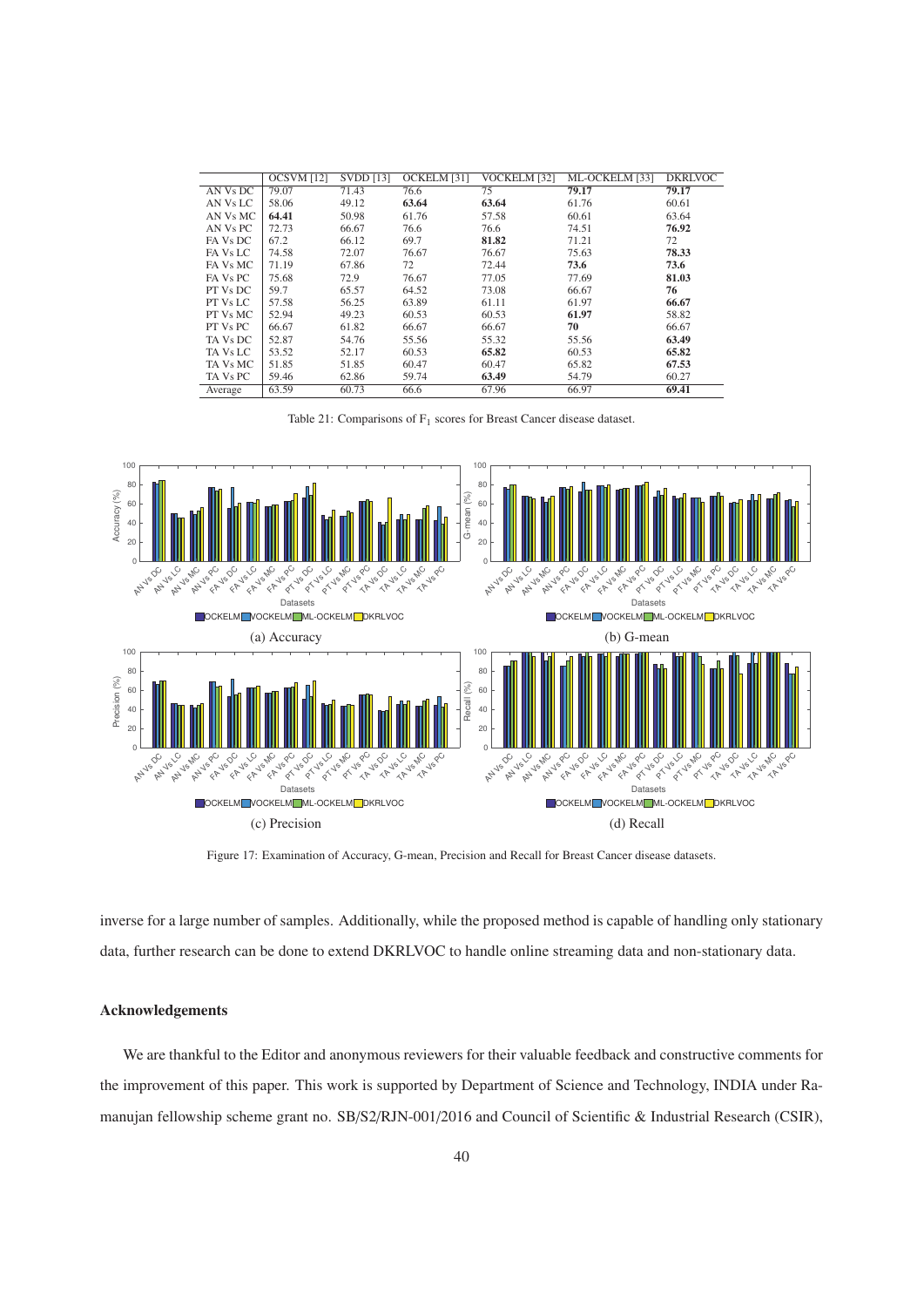|  | OCSVM [12] | SVDD [13] | OCKELM [31] | VOCKELM [32] | ML-OCKELM [33] | DKRLVOC |
|---|---|---|---|---|---|---|
| AN Vs DC | 79.07 | 71.43 | 76.6 | 75 | **79.17** | **79.17** |
| AN Vs LC | 58.06 | 49.12 | **63.64** | **63.64** | 61.76 | 60.61 |
| AN Vs MC | **64.41** | 50.98 | 61.76 | 57.58 | 60.61 | 63.64 |
| AN Vs PC | 72.73 | 66.67 | 76.6 | 76.6 | 74.51 | **76.92** |
| FA Vs DC | 67.2 | 66.12 | 69.7 | **81.82** | 71.21 | 72 |
| FA Vs LC | 74.58 | 72.07 | 76.67 | 76.67 | 75.63 | **78.33** |
| FA Vs MC | 71.19 | 67.86 | 72 | 72.44 | **73.6** | **73.6** |
| FA Vs PC | 75.68 | 72.9 | 76.67 | 77.05 | 77.69 | **81.03** |
| PT Vs DC | 59.7 | 65.57 | 64.52 | 73.08 | 66.67 | **76** |
| PT Vs LC | 57.58 | 56.25 | 63.89 | 61.11 | 61.97 | **66.67** |
| PT Vs MC | 52.94 | 49.23 | 60.53 | 60.53 | **61.97** | 58.82 |
| PT Vs PC | 66.67 | 61.82 | 66.67 | 66.67 | **70** | 66.67 |
| TA Vs DC | 52.87 | 54.76 | 55.56 | 55.32 | 55.56 | **63.49** |
| TA Vs LC | 53.52 | 52.17 | 60.53 | **65.82** | 60.53 | **65.82** |
| TA Vs MC | 51.85 | 51.85 | 60.47 | 60.47 | 65.82 | **67.53** |
| TA Vs PC | 59.46 | 62.86 | 59.74 | **63.49** | 54.79 | 60.27 |
| Average | 63.59 | 60.73 | 66.6 | 67.96 | 66.97 | **69.41** |

Table 21: Comparisons of $F_1$ scores for Breast Cancer disease dataset.

(a) Accuracy

(b) G-mean

(c) Precision

(d) Recall

Figure 17: Examination of Accuracy, G-mean, Precision and Recall for Breast Cancer disease datasets.

inverse for a large number of samples. Additionally, while the proposed method is capable of handling only stationary data, further research can be done to extend DKRLVOC to handle online streaming data and non-stationary data.

### Acknowledgements

We are thankful to the Editor and anonymous reviewers for their valuable feedback and constructive comments for the improvement of this paper. This work is supported by Department of Science and Technology, INDIA under Ramanujan fellowship scheme grant no. SB/S2/RJN-001/2016 and Council of Scientific & Industrial Research (CSIR),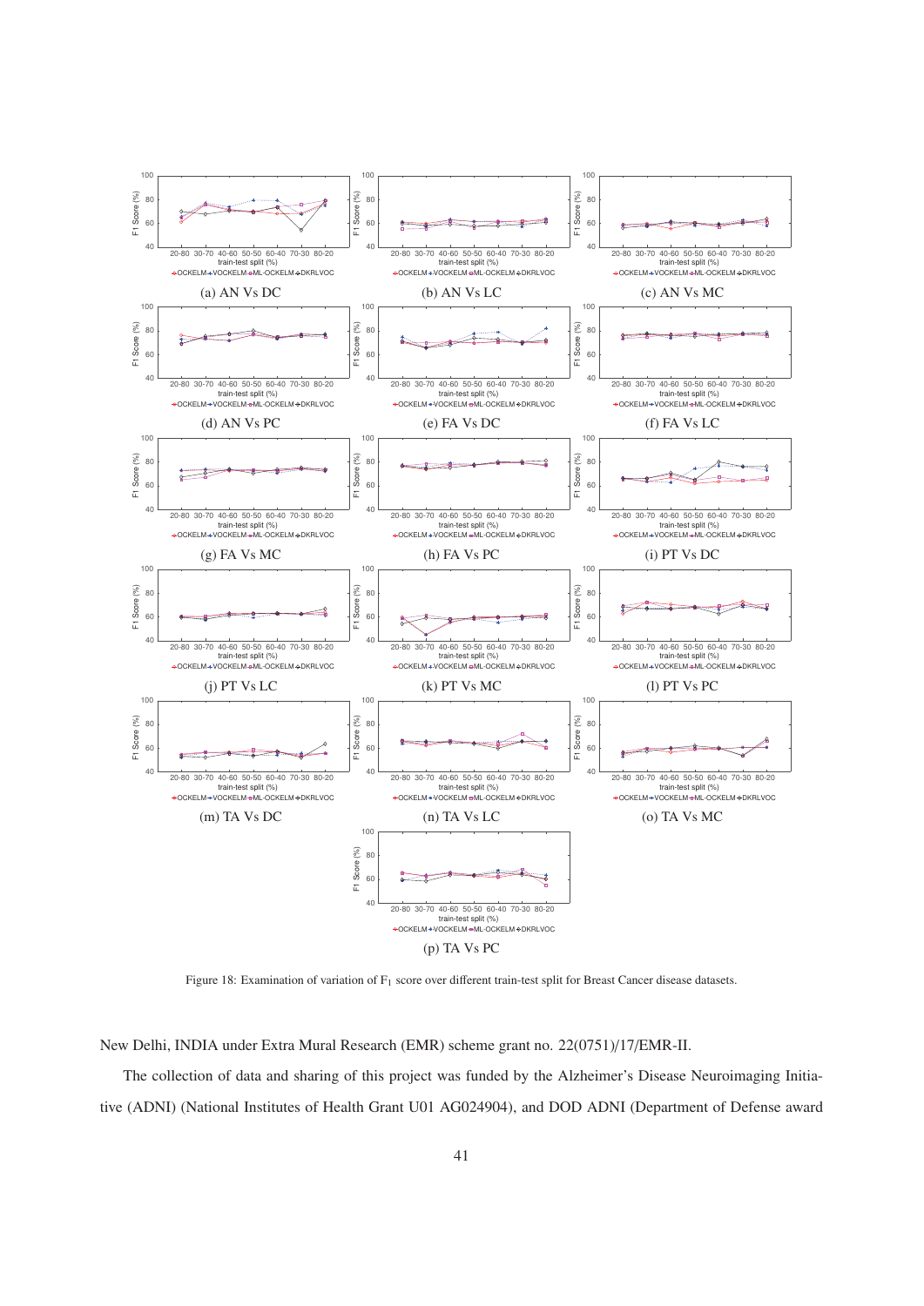(a) AN Vs DC

(b) AN Vs LC

(c) AN Vs MC

(d) AN Vs PC

(e) FA Vs DC

(f) FA Vs LC

(g) FA Vs MC

(h) FA Vs PC

(i) PT Vs DC

(j) PT Vs LC

(k) PT Vs MC

(l) PT Vs PC

(m) TA Vs DC

(n) TA Vs LC

(o) TA Vs MC

(p) TA Vs PC

Figure 18: Examination of variation of $F_1$ score over different train-test split for Breast Cancer disease datasets.

New Delhi, INDIA under Extra Mural Research (EMR) scheme grant no. 22(0751)/17/EMR-II.

The collection of data and sharing of this project was funded by the Alzheimer's Disease Neuroimaging Initiative (ADNI) (National Institutes of Health Grant U01 AG024904), and DOD ADNI (Department of Defense award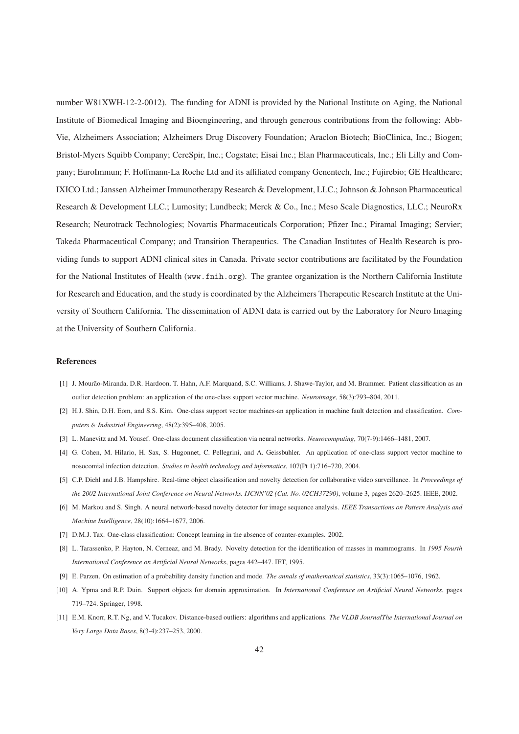number W81XWH-12-2-0012). The funding for ADNI is provided by the National Institute on Aging, the National Institute of Biomedical Imaging and Bioengineering, and through generous contributions from the following: AbbVie, Alzheimers Association; Alzheimers Drug Discovery Foundation; Araclon Biotech; BioClinica, Inc.; Biogen; Bristol-Myers Squibb Company; CereSpir, Inc.; Cogstate; Eisai Inc.; Elan Pharmaceuticals, Inc.; Eli Lilly and Company; EuroImmun; F. Hoffmann-La Roche Ltd and its affiliated company Genentech, Inc.; Fujirebio; GE Healthcare; IXICO Ltd.; Janssen Alzheimer Immunotherapy Research & Development, LLC.; Johnson & Johnson Pharmaceutical Research & Development LLC.; Lumosity; Lundbeck; Merck & Co., Inc.; Meso Scale Diagnostics, LLC.; NeuroRx Research; Neurotrack Technologies; Novartis Pharmaceuticals Corporation; Pfizer Inc.; Piramal Imaging; Servier; Takeda Pharmaceutical Company; and Transition Therapeutics. The Canadian Institutes of Health Research is providing funds to support ADNI clinical sites in Canada. Private sector contributions are facilitated by the Foundation for the National Institutes of Health (`www.fnih.org`). The grantee organization is the Northern California Institute for Research and Education, and the study is coordinated by the Alzheimers Therapeutic Research Institute at the University of Southern California. The dissemination of ADNI data is carried out by the Laboratory for Neuro Imaging at the University of Southern California.

## References

[1] J. Mourão-Miranda, D.R. Hardoon, T. Hahn, A.F. Marquand, S.C. Williams, J. Shawe-Taylor, and M. Brammer. Patient classification as an outlier detection problem: an application of the one-class support vector machine. *Neuroimage*, 58(3):793–804, 2011.

[2] H.J. Shin, D.H. Eom, and S.S. Kim. One-class support vector machines-an application in machine fault detection and classification. *Computers & Industrial Engineering*, 48(2):395–408, 2005.

[3] L. Manevitz and M. Yousef. One-class document classification via neural networks. *Neurocomputing*, 70(7-9):1466–1481, 2007.

[4] G. Cohen, M. Hilario, H. Sax, S. Hugonnet, C. Pellegrini, and A. Geissbuhler. An application of one-class support vector machine to nosocomial infection detection. *Studies in health technology and informatics*, 107(Pt 1):716–720, 2004.

[5] C.P. Diehl and J.B. Hampshire. Real-time object classification and novelty detection for collaborative video surveillance. In *Proceedings of the 2002 International Joint Conference on Neural Networks. IJCNN'02 (Cat. No. 02CH37290)*, volume 3, pages 2620–2625. IEEE, 2002.

[6] M. Markou and S. Singh. A neural network-based novelty detector for image sequence analysis. *IEEE Transactions on Pattern Analysis and Machine Intelligence*, 28(10):1664–1677, 2006.

[7] D.M.J. Tax. One-class classification: Concept learning in the absence of counter-examples. 2002.

[8] L. Tarassenko, P. Hayton, N. Cerneaz, and M. Brady. Novelty detection for the identification of masses in mammograms. In *1995 Fourth International Conference on Artificial Neural Networks*, pages 442–447. IET, 1995.

[9] E. Parzen. On estimation of a probability density function and mode. *The annals of mathematical statistics*, 33(3):1065–1076, 1962.

[10] A. Ypma and R.P. Duin. Support objects for domain approximation. In *International Conference on Artificial Neural Networks*, pages 719–724. Springer, 1998.

[11] E.M. Knorr, R.T. Ng, and V. Tucakov. Distance-based outliers: algorithms and applications. *The VLDB JournalThe International Journal on Very Large Data Bases*, 8(3-4):237–253, 2000.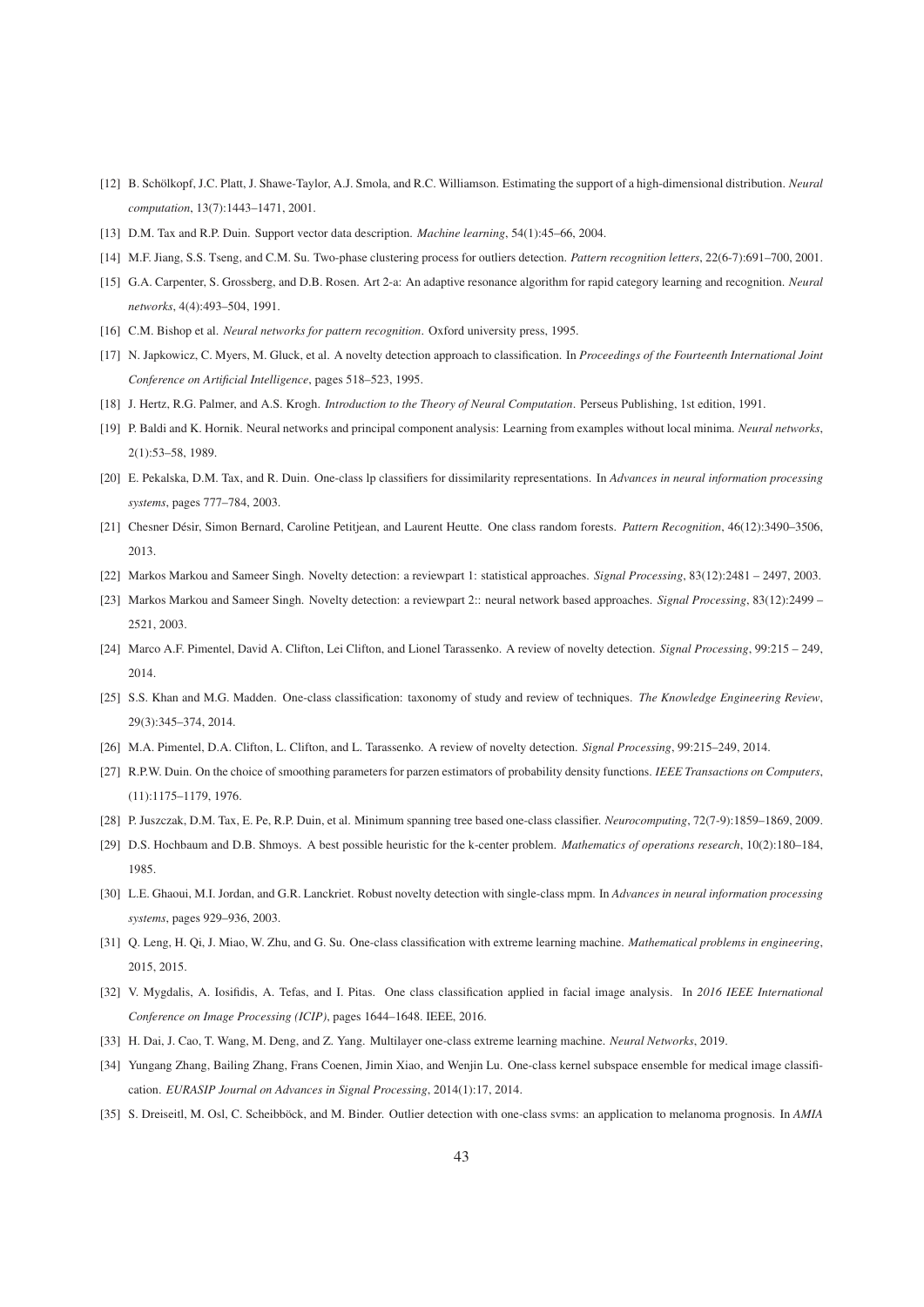[12] B. Schölkopf, J.C. Platt, J. Shawe-Taylor, A.J. Smola, and R.C. Williamson. Estimating the support of a high-dimensional distribution. *Neural computation*, 13(7):1443–1471, 2001.

[13] D.M. Tax and R.P. Duin. Support vector data description. *Machine learning*, 54(1):45–66, 2004.

[14] M.F. Jiang, S.S. Tseng, and C.M. Su. Two-phase clustering process for outliers detection. *Pattern recognition letters*, 22(6-7):691–700, 2001.

[15] G.A. Carpenter, S. Grossberg, and D.B. Rosen. Art 2-a: An adaptive resonance algorithm for rapid category learning and recognition. *Neural networks*, 4(4):493–504, 1991.

[16] C.M. Bishop et al. *Neural networks for pattern recognition*. Oxford university press, 1995.

[17] N. Japkowicz, C. Myers, M. Gluck, et al. A novelty detection approach to classification. In *Proceedings of the Fourteenth International Joint Conference on Artificial Intelligence*, pages 518–523, 1995.

[18] J. Hertz, R.G. Palmer, and A.S. Krogh. *Introduction to the Theory of Neural Computation*. Perseus Publishing, 1st edition, 1991.

[19] P. Baldi and K. Hornik. Neural networks and principal component analysis: Learning from examples without local minima. *Neural networks*, 2(1):53–58, 1989.

[20] E. Pekalska, D.M. Tax, and R. Duin. One-class lp classifiers for dissimilarity representations. In *Advances in neural information processing systems*, pages 777–784, 2003.

[21] Chesner Désir, Simon Bernard, Caroline Petitjean, and Laurent Heutte. One class random forests. *Pattern Recognition*, 46(12):3490–3506, 2013.

[22] Markos Markou and Sameer Singh. Novelty detection: a reviewpart 1: statistical approaches. *Signal Processing*, 83(12):2481 – 2497, 2003.

[23] Markos Markou and Sameer Singh. Novelty detection: a reviewpart 2:: neural network based approaches. *Signal Processing*, 83(12):2499 – 2521, 2003.

[24] Marco A.F. Pimentel, David A. Clifton, Lei Clifton, and Lionel Tarassenko. A review of novelty detection. *Signal Processing*, 99:215 – 249, 2014.

[25] S.S. Khan and M.G. Madden. One-class classification: taxonomy of study and review of techniques. *The Knowledge Engineering Review*, 29(3):345–374, 2014.

[26] M.A. Pimentel, D.A. Clifton, L. Clifton, and L. Tarassenko. A review of novelty detection. *Signal Processing*, 99:215–249, 2014.

[27] R.P.W. Duin. On the choice of smoothing parameters for parzen estimators of probability density functions. *IEEE Transactions on Computers*, (11):1175–1179, 1976.

[28] P. Juszczak, D.M. Tax, E. Pe, R.P. Duin, et al. Minimum spanning tree based one-class classifier. *Neurocomputing*, 72(7-9):1859–1869, 2009.

[29] D.S. Hochbaum and D.B. Shmoys. A best possible heuristic for the k-center problem. *Mathematics of operations research*, 10(2):180–184, 1985.

[30] L.E. Ghaoui, M.I. Jordan, and G.R. Lanckriet. Robust novelty detection with single-class mpm. In *Advances in neural information processing systems*, pages 929–936, 2003.

[31] Q. Leng, H. Qi, J. Miao, W. Zhu, and G. Su. One-class classification with extreme learning machine. *Mathematical problems in engineering*, 2015, 2015.

[32] V. Mygdalis, A. Iosifidis, A. Tefas, and I. Pitas. One class classification applied in facial image analysis. In *2016 IEEE International Conference on Image Processing (ICIP)*, pages 1644–1648. IEEE, 2016.

[33] H. Dai, J. Cao, T. Wang, M. Deng, and Z. Yang. Multilayer one-class extreme learning machine. *Neural Networks*, 2019.

[34] Yungang Zhang, Bailing Zhang, Frans Coenen, Jimin Xiao, and Wenjin Lu. One-class kernel subspace ensemble for medical image classification. *EURASIP Journal on Advances in Signal Processing*, 2014(1):17, 2014.

[35] S. Dreiseitl, M. Osl, C. Scheibböck, and M. Binder. Outlier detection with one-class svms: an application to melanoma prognosis. In *AMIA*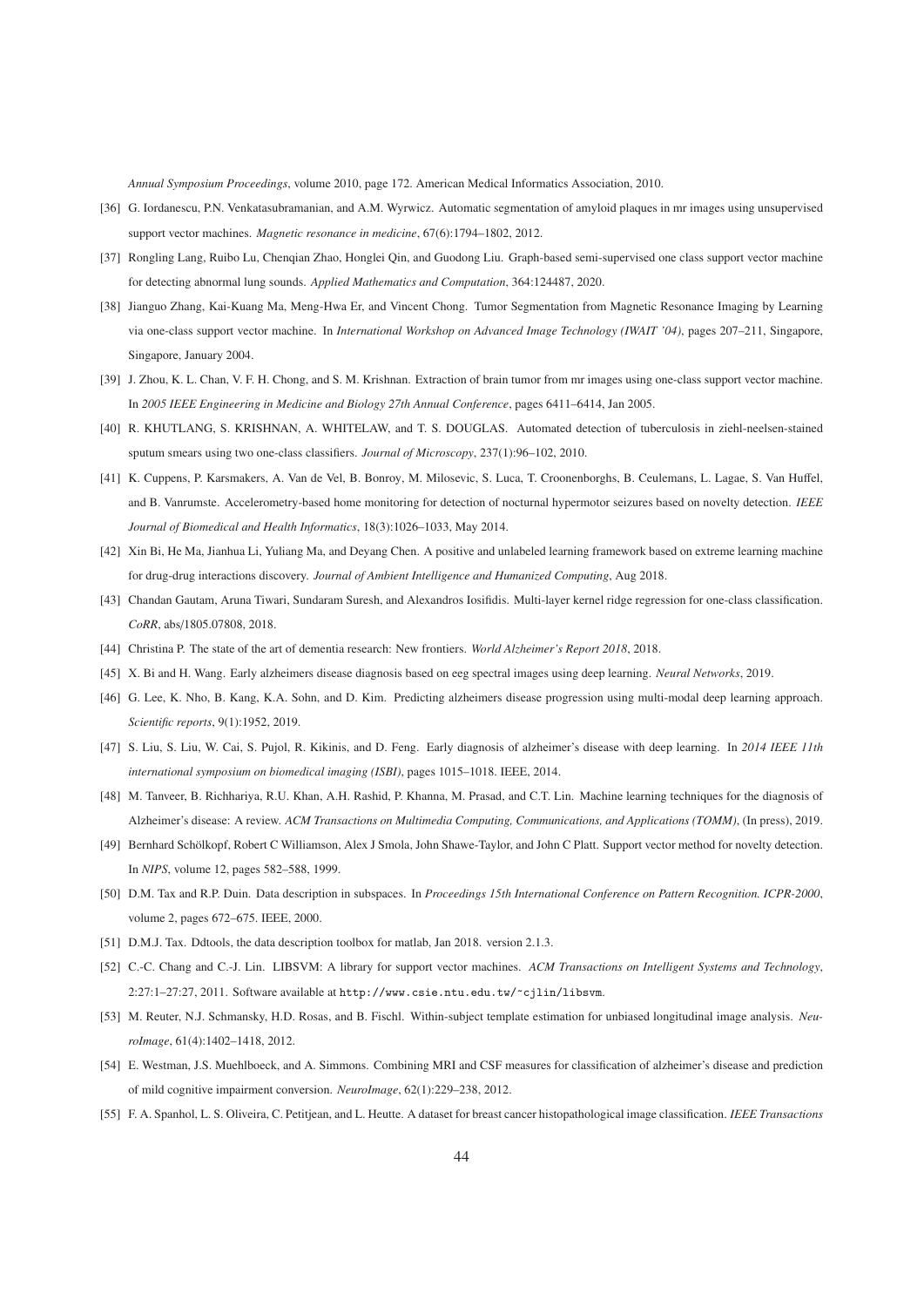*Annual Symposium Proceedings*, volume 2010, page 172. American Medical Informatics Association, 2010.

[36] G. Iordanescu, P.N. Venkatasubramanian, and A.M. Wyrwicz. Automatic segmentation of amyloid plaques in mr images using unsupervised support vector machines. *Magnetic resonance in medicine*, 67(6):1794–1802, 2012.

[37] Rongling Lang, Ruibo Lu, Chenqian Zhao, Honglei Qin, and Guodong Liu. Graph-based semi-supervised one class support vector machine for detecting abnormal lung sounds. *Applied Mathematics and Computation*, 364:124487, 2020.

[38] Jianguo Zhang, Kai-Kuang Ma, Meng-Hwa Er, and Vincent Chong. Tumor Segmentation from Magnetic Resonance Imaging by Learning via one-class support vector machine. In *International Workshop on Advanced Image Technology (IWAIT '04)*, pages 207–211, Singapore, Singapore, January 2004.

[39] J. Zhou, K. L. Chan, V. F. H. Chong, and S. M. Krishnan. Extraction of brain tumor from mr images using one-class support vector machine. In *2005 IEEE Engineering in Medicine and Biology 27th Annual Conference*, pages 6411–6414, Jan 2005.

[40] R. KHUTLANG, S. KRISHNAN, A. WHITELAW, and T. S. DOUGLAS. Automated detection of tuberculosis in ziehl-neelsen-stained sputum smears using two one-class classifiers. *Journal of Microscopy*, 237(1):96–102, 2010.

[41] K. Cuppens, P. Karsmakers, A. Van de Vel, B. Bonroy, M. Milosevic, S. Luca, T. Croonenborghs, B. Ceulemans, L. Lagae, S. Van Huffel, and B. Vanrumste. Accelerometry-based home monitoring for detection of nocturnal hypermotor seizures based on novelty detection. *IEEE Journal of Biomedical and Health Informatics*, 18(3):1026–1033, May 2014.

[42] Xin Bi, He Ma, Jianhua Li, Yuliang Ma, and Deyang Chen. A positive and unlabeled learning framework based on extreme learning machine for drug-drug interactions discovery. *Journal of Ambient Intelligence and Humanized Computing*, Aug 2018.

[43] Chandan Gautam, Aruna Tiwari, Sundaram Suresh, and Alexandros Iosifidis. Multi-layer kernel ridge regression for one-class classification. *CoRR*, abs/1805.07808, 2018.

[44] Christina P. The state of the art of dementia research: New frontiers. *World Alzheimer's Report 2018*, 2018.

[45] X. Bi and H. Wang. Early alzheimers disease diagnosis based on eeg spectral images using deep learning. *Neural Networks*, 2019.

[46] G. Lee, K. Nho, B. Kang, K.A. Sohn, and D. Kim. Predicting alzheimers disease progression using multi-modal deep learning approach. *Scientific reports*, 9(1):1952, 2019.

[47] S. Liu, S. Liu, W. Cai, S. Pujol, R. Kikinis, and D. Feng. Early diagnosis of alzheimer's disease with deep learning. In *2014 IEEE 11th international symposium on biomedical imaging (ISBI)*, pages 1015–1018. IEEE, 2014.

[48] M. Tanveer, B. Richhariya, R.U. Khan, A.H. Rashid, P. Khanna, M. Prasad, and C.T. Lin. Machine learning techniques for the diagnosis of Alzheimer's disease: A review. *ACM Transactions on Multimedia Computing, Communications, and Applications (TOMM)*, (In press), 2019.

[49] Bernhard Schölkopf, Robert C Williamson, Alex J Smola, John Shawe-Taylor, and John C Platt. Support vector method for novelty detection. In *NIPS*, volume 12, pages 582–588, 1999.

[50] D.M. Tax and R.P. Duin. Data description in subspaces. In *Proceedings 15th International Conference on Pattern Recognition. ICPR-2000*, volume 2, pages 672–675. IEEE, 2000.

[51] D.M.J. Tax. Ddtools, the data description toolbox for matlab, Jan 2018. version 2.1.3.

[52] C.-C. Chang and C.-J. Lin. LIBSVM: A library for support vector machines. *ACM Transactions on Intelligent Systems and Technology*, 2:27:1–27:27, 2011. Software available at `http://www.csie.ntu.edu.tw/~cjlin/libsvm`.

[53] M. Reuter, N.J. Schmansky, H.D. Rosas, and B. Fischl. Within-subject template estimation for unbiased longitudinal image analysis. *NeuroImage*, 61(4):1402–1418, 2012.

[54] E. Westman, J.S. Muehlboeck, and A. Simmons. Combining MRI and CSF measures for classification of alzheimer's disease and prediction of mild cognitive impairment conversion. *NeuroImage*, 62(1):229–238, 2012.

[55] F. A. Spanhol, L. S. Oliveira, C. Petitjean, and L. Heutte. A dataset for breast cancer histopathological image classification. *IEEE Transactions*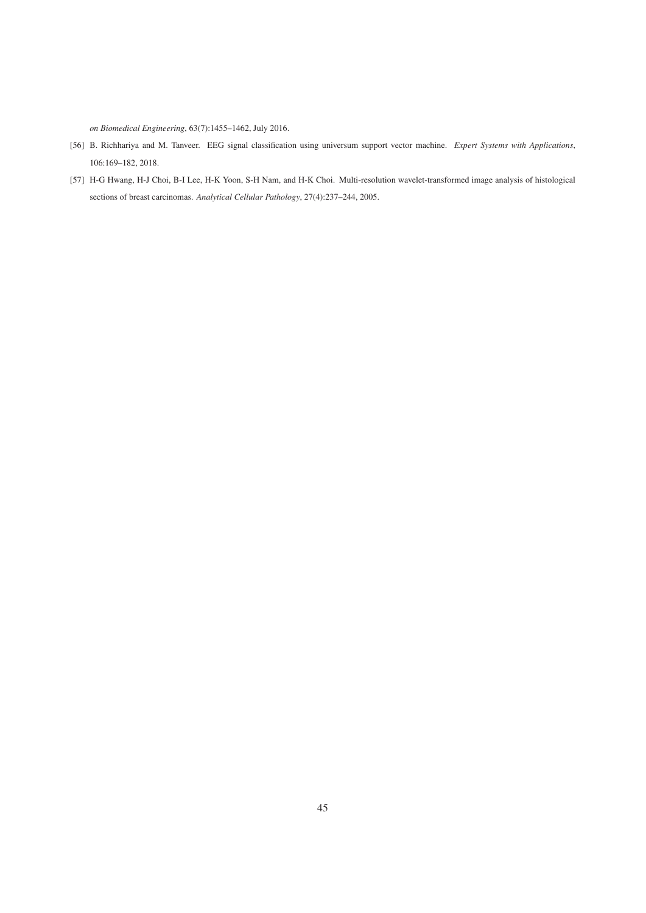*on Biomedical Engineering*, 63(7):1455–1462, July 2016.

[56] B. Richhariya and M. Tanveer. EEG signal classification using universum support vector machine. *Expert Systems with Applications*, 106:169–182, 2018.

[57] H-G Hwang, H-J Choi, B-I Lee, H-K Yoon, S-H Nam, and H-K Choi. Multi-resolution wavelet-transformed image analysis of histological sections of breast carcinomas. *Analytical Cellular Pathology*, 27(4):237–244, 2005.